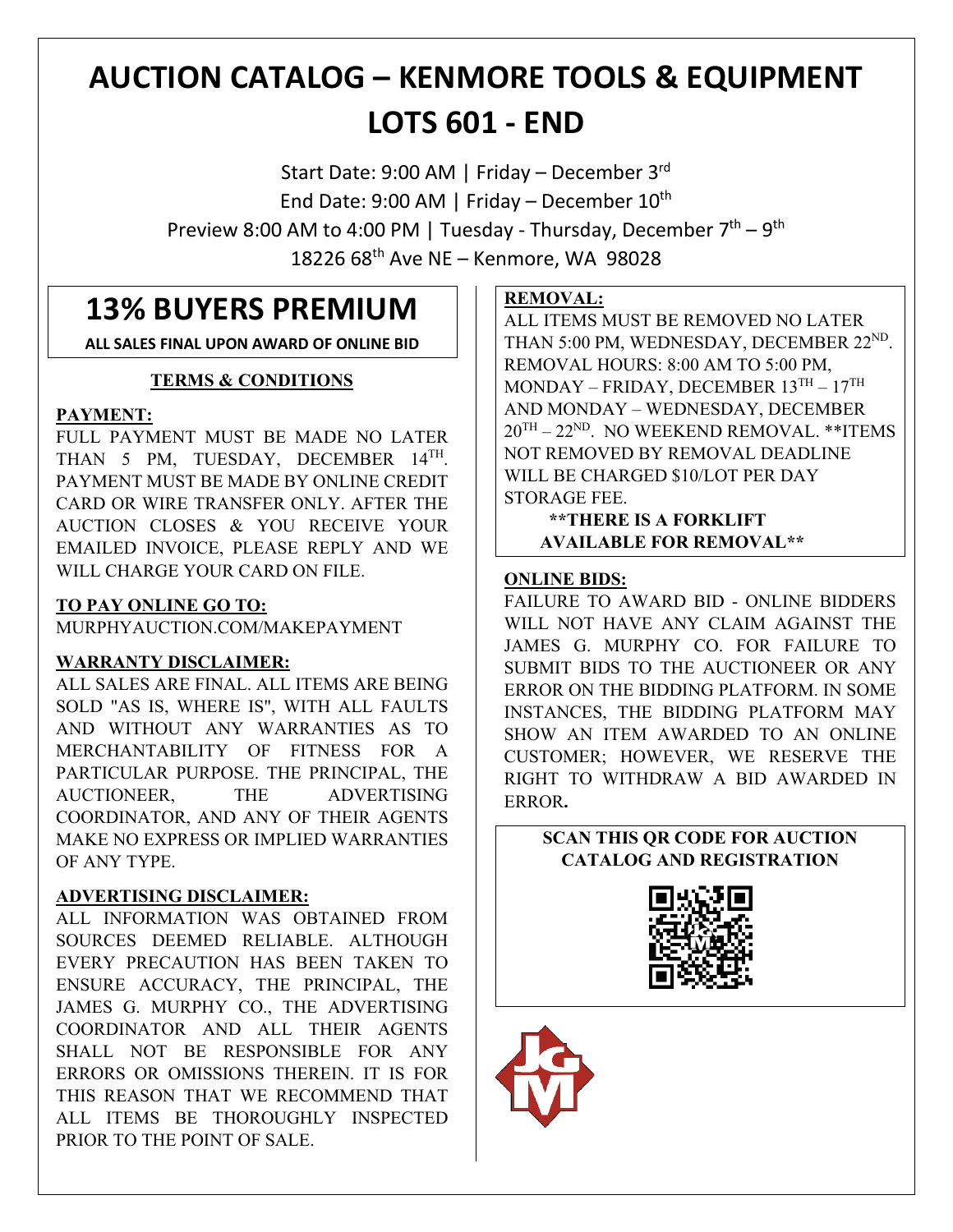# AUCTION CATALOG – KENMORE TOOLS & EQUIPMENT
# LOTS 601 - END

Start Date: 9:00 AM | Friday – December 3rd
End Date: 9:00 AM | Friday – December 10th
Preview 8:00 AM to 4:00 PM | Tuesday - Thursday, December 7th – 9th
18226 68th Ave NE – Kenmore, WA 98028

## 13% BUYERS PREMIUM

**ALL SALES FINAL UPON AWARD OF ONLINE BID**

### TERMS & CONDITIONS

**PAYMENT:**
FULL PAYMENT MUST BE MADE NO LATER THAN 5 PM, TUESDAY, DECEMBER 14TH. PAYMENT MUST BE MADE BY ONLINE CREDIT CARD OR WIRE TRANSFER ONLY. AFTER THE AUCTION CLOSES & YOU RECEIVE YOUR EMAILED INVOICE, PLEASE REPLY AND WE WILL CHARGE YOUR CARD ON FILE.

**TO PAY ONLINE GO TO:**
MURPHYAUCTION.COM/MAKEPAYMENT

**WARRANTY DISCLAIMER:**
ALL SALES ARE FINAL. ALL ITEMS ARE BEING SOLD "AS IS, WHERE IS", WITH ALL FAULTS AND WITHOUT ANY WARRANTIES AS TO MERCHANTABILITY OF FITNESS FOR A PARTICULAR PURPOSE. THE PRINCIPAL, THE AUCTIONEER, THE ADVERTISING COORDINATOR, AND ANY OF THEIR AGENTS MAKE NO EXPRESS OR IMPLIED WARRANTIES OF ANY TYPE.

**ADVERTISING DISCLAIMER:**
ALL INFORMATION WAS OBTAINED FROM SOURCES DEEMED RELIABLE. ALTHOUGH EVERY PRECAUTION HAS BEEN TAKEN TO ENSURE ACCURACY, THE PRINCIPAL, THE JAMES G. MURPHY CO., THE ADVERTISING COORDINATOR AND ALL THEIR AGENTS SHALL NOT BE RESPONSIBLE FOR ANY ERRORS OR OMISSIONS THEREIN. IT IS FOR THIS REASON THAT WE RECOMMEND THAT ALL ITEMS BE THOROUGHLY INSPECTED PRIOR TO THE POINT OF SALE.

**REMOVAL:**
ALL ITEMS MUST BE REMOVED NO LATER THAN 5:00 PM, WEDNESDAY, DECEMBER 22ND. REMOVAL HOURS: 8:00 AM TO 5:00 PM, MONDAY – FRIDAY, DECEMBER 13TH – 17TH AND MONDAY – WEDNESDAY, DECEMBER 20TH – 22ND. NO WEEKEND REMOVAL. **ITEMS NOT REMOVED BY REMOVAL DEADLINE WILL BE CHARGED $10/LOT PER DAY STORAGE FEE.

**\*\*THERE IS A FORKLIFT AVAILABLE FOR REMOVAL\*\***

**ONLINE BIDS:**
FAILURE TO AWARD BID - ONLINE BIDDERS WILL NOT HAVE ANY CLAIM AGAINST THE JAMES G. MURPHY CO. FOR FAILURE TO SUBMIT BIDS TO THE AUCTIONEER OR ANY ERROR ON THE BIDDING PLATFORM. IN SOME INSTANCES, THE BIDDING PLATFORM MAY SHOW AN ITEM AWARDED TO AN ONLINE CUSTOMER; HOWEVER, WE RESERVE THE RIGHT TO WITHDRAW A BID AWARDED IN ERROR.

**SCAN THIS QR CODE FOR AUCTION CATALOG AND REGISTRATION**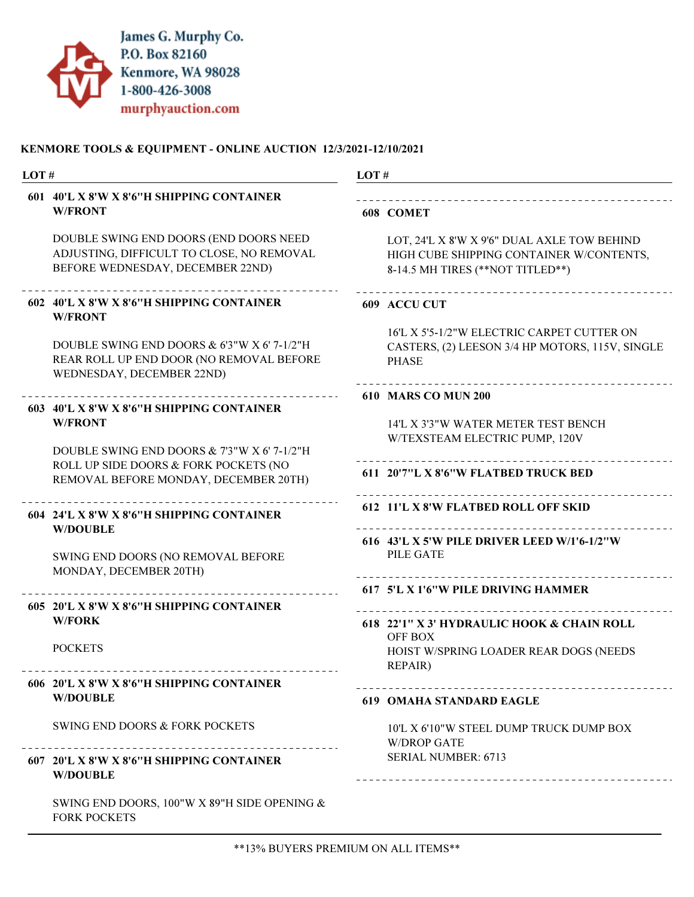James G. Murphy Co.
P.O. Box 82160
Kenmore, WA 98028
1-800-426-3008
murphyauction.com

**KENMORE TOOLS & EQUIPMENT - ONLINE AUCTION 12/3/2021-12/10/2021**

**LOT #**

**601 40'L X 8'W X 8'6"H SHIPPING CONTAINER W/FRONT**

DOUBLE SWING END DOORS (END DOORS NEED ADJUSTING, DIFFICULT TO CLOSE, NO REMOVAL BEFORE WEDNESDAY, DECEMBER 22ND)

---

**602 40'L X 8'W X 8'6"H SHIPPING CONTAINER W/FRONT**

DOUBLE SWING END DOORS & 6'3"W X 6' 7-1/2"H REAR ROLL UP END DOOR (NO REMOVAL BEFORE WEDNESDAY, DECEMBER 22ND)

---

**603 40'L X 8'W X 8'6"H SHIPPING CONTAINER W/FRONT**

DOUBLE SWING END DOORS & 7'3"W X 6' 7-1/2"H ROLL UP SIDE DOORS & FORK POCKETS (NO REMOVAL BEFORE MONDAY, DECEMBER 20TH)

---

**604 24'L X 8'W X 8'6"H SHIPPING CONTAINER W/DOUBLE**

SWING END DOORS (NO REMOVAL BEFORE MONDAY, DECEMBER 20TH)

---

**605 20'L X 8'W X 8'6"H SHIPPING CONTAINER W/FORK**

POCKETS

---

**606 20'L X 8'W X 8'6"H SHIPPING CONTAINER W/DOUBLE**

SWING END DOORS & FORK POCKETS

---

**607 20'L X 8'W X 8'6"H SHIPPING CONTAINER W/DOUBLE**

SWING END DOORS, 100"W X 89"H SIDE OPENING & FORK POCKETS

---

**608 COMET**

LOT, 24'L X 8'W X 9'6" DUAL AXLE TOW BEHIND HIGH CUBE SHIPPING CONTAINER W/CONTENTS, 8-14.5 MH TIRES (**NOT TITLED**)

---

**609 ACCU CUT**

16'L X 5'5-1/2"W ELECTRIC CARPET CUTTER ON CASTERS, (2) LEESON 3/4 HP MOTORS, 115V, SINGLE PHASE

---

**610 MARS CO MUN 200**

14'L X 3'3"W WATER METER TEST BENCH W/TEXSTEAM ELECTRIC PUMP, 120V

---

**611 20'7"L X 8'6"W FLATBED TRUCK BED**

---

**612 11'L X 8'W FLATBED ROLL OFF SKID**

---

**616 43'L X 5'W PILE DRIVER LEED W/1'6-1/2"W** PILE GATE

---

**617 5'L X 1'6"W PILE DRIVING HAMMER**

---

**618 22'1" X 3' HYDRAULIC HOOK & CHAIN ROLL** OFF BOX
HOIST W/SPRING LOADER REAR DOGS (NEEDS REPAIR)

---

**619 OMAHA STANDARD EAGLE**

10'L X 6'10"W STEEL DUMP TRUCK DUMP BOX W/DROP GATE
SERIAL NUMBER: 6713

---

**13% BUYERS PREMIUM ON ALL ITEMS**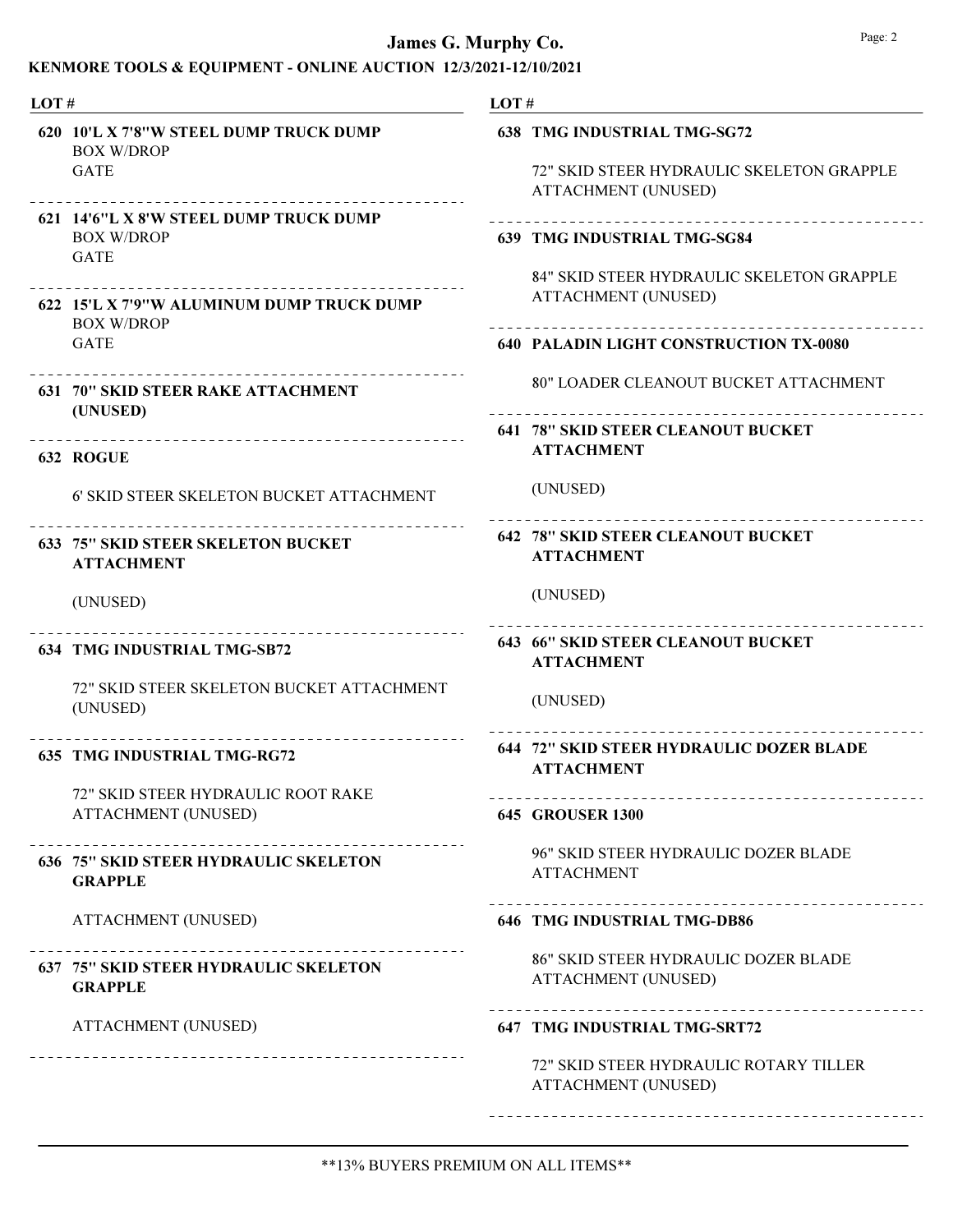# James G. Murphy Co.

## KENMORE TOOLS & EQUIPMENT - ONLINE AUCTION 12/3/2021-12/10/2021

| LOT # | |
|---|---|
| **620** | **10'L X 7'8"W STEEL DUMP TRUCK DUMP** BOX W/DROP GATE |
| **621** | **14'6"L X 8'W STEEL DUMP TRUCK DUMP** BOX W/DROP GATE |
| **622** | **15'L X 7'9"W ALUMINUM DUMP TRUCK DUMP** BOX W/DROP GATE |
| **631** | **70" SKID STEER RAKE ATTACHMENT (UNUSED)** |
| **632** | **ROGUE**<br>6' SKID STEER SKELETON BUCKET ATTACHMENT |
| **633** | **75" SKID STEER SKELETON BUCKET ATTACHMENT**<br>(UNUSED) |
| **634** | **TMG INDUSTRIAL TMG-SB72**<br>72" SKID STEER SKELETON BUCKET ATTACHMENT (UNUSED) |
| **635** | **TMG INDUSTRIAL TMG-RG72**<br>72" SKID STEER HYDRAULIC ROOT RAKE ATTACHMENT (UNUSED) |
| **636** | **75" SKID STEER HYDRAULIC SKELETON GRAPPLE**<br>ATTACHMENT (UNUSED) |
| **637** | **75" SKID STEER HYDRAULIC SKELETON GRAPPLE**<br>ATTACHMENT (UNUSED) |
| **638** | **TMG INDUSTRIAL TMG-SG72**<br>72" SKID STEER HYDRAULIC SKELETON GRAPPLE ATTACHMENT (UNUSED) |
| **639** | **TMG INDUSTRIAL TMG-SG84**<br>84" SKID STEER HYDRAULIC SKELETON GRAPPLE ATTACHMENT (UNUSED) |
| **640** | **PALADIN LIGHT CONSTRUCTION TX-0080**<br>80" LOADER CLEANOUT BUCKET ATTACHMENT |
| **641** | **78" SKID STEER CLEANOUT BUCKET ATTACHMENT**<br>(UNUSED) |
| **642** | **78" SKID STEER CLEANOUT BUCKET ATTACHMENT**<br>(UNUSED) |
| **643** | **66" SKID STEER CLEANOUT BUCKET ATTACHMENT**<br>(UNUSED) |
| **644** | **72" SKID STEER HYDRAULIC DOZER BLADE ATTACHMENT** |
| **645** | **GROUSER 1300**<br>96" SKID STEER HYDRAULIC DOZER BLADE ATTACHMENT |
| **646** | **TMG INDUSTRIAL TMG-DB86**<br>86" SKID STEER HYDRAULIC DOZER BLADE ATTACHMENT (UNUSED) |
| **647** | **TMG INDUSTRIAL TMG-SRT72**<br>72" SKID STEER HYDRAULIC ROTARY TILLER ATTACHMENT (UNUSED) |

**13% BUYERS PREMIUM ON ALL ITEMS**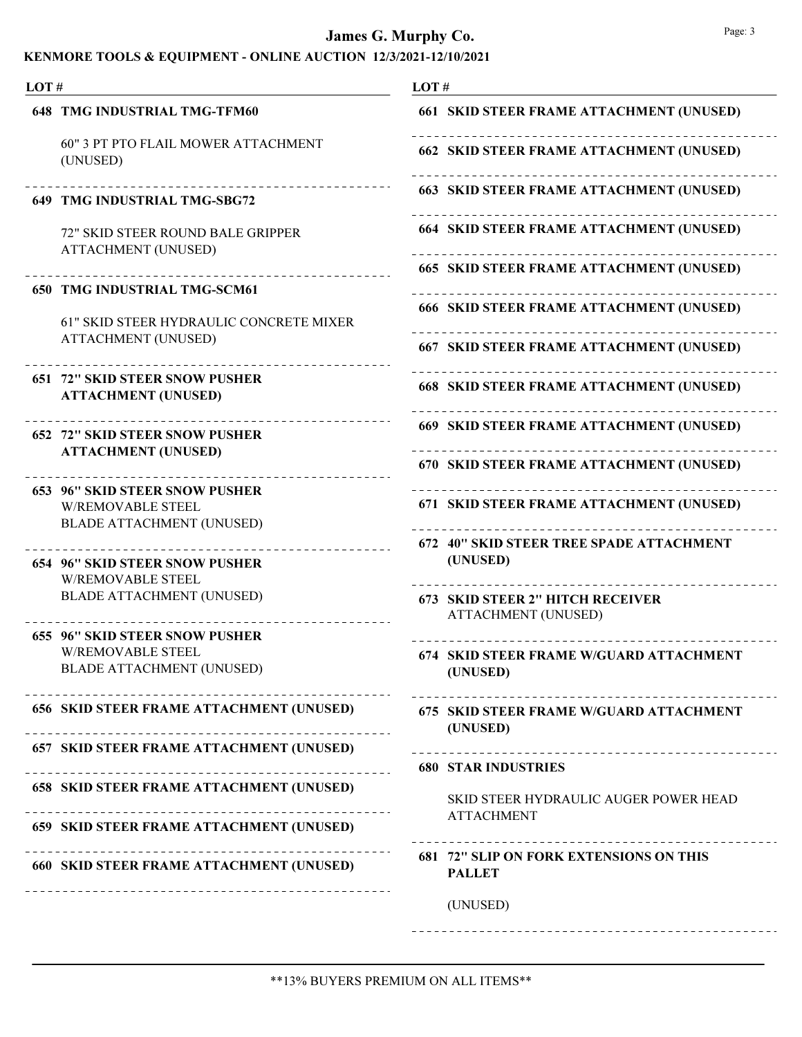# James G. Murphy Co.

## KENMORE TOOLS & EQUIPMENT - ONLINE AUCTION 12/3/2021-12/10/2021

**LOT #**

**648 TMG INDUSTRIAL TMG-TFM60**

60" 3 PT PTO FLAIL MOWER ATTACHMENT (UNUSED)

---

**649 TMG INDUSTRIAL TMG-SBG72**

72" SKID STEER ROUND BALE GRIPPER ATTACHMENT (UNUSED)

---

**650 TMG INDUSTRIAL TMG-SCM61**

61" SKID STEER HYDRAULIC CONCRETE MIXER ATTACHMENT (UNUSED)

---

**651 72" SKID STEER SNOW PUSHER ATTACHMENT (UNUSED)**

---

**652 72" SKID STEER SNOW PUSHER ATTACHMENT (UNUSED)**

---

**653 96" SKID STEER SNOW PUSHER** W/REMOVABLE STEEL BLADE ATTACHMENT (UNUSED)

---

**654 96" SKID STEER SNOW PUSHER** W/REMOVABLE STEEL BLADE ATTACHMENT (UNUSED)

---

**655 96" SKID STEER SNOW PUSHER** W/REMOVABLE STEEL BLADE ATTACHMENT (UNUSED)

---

**656 SKID STEER FRAME ATTACHMENT (UNUSED)**

---

**657 SKID STEER FRAME ATTACHMENT (UNUSED)**

---

**658 SKID STEER FRAME ATTACHMENT (UNUSED)**

---

**659 SKID STEER FRAME ATTACHMENT (UNUSED)**

---

**660 SKID STEER FRAME ATTACHMENT (UNUSED)**

---

**661 SKID STEER FRAME ATTACHMENT (UNUSED)**

---

**662 SKID STEER FRAME ATTACHMENT (UNUSED)**

---

**663 SKID STEER FRAME ATTACHMENT (UNUSED)**

---

**664 SKID STEER FRAME ATTACHMENT (UNUSED)**

---

**665 SKID STEER FRAME ATTACHMENT (UNUSED)**

---

**666 SKID STEER FRAME ATTACHMENT (UNUSED)**

---

**667 SKID STEER FRAME ATTACHMENT (UNUSED)**

---

**668 SKID STEER FRAME ATTACHMENT (UNUSED)**

---

**669 SKID STEER FRAME ATTACHMENT (UNUSED)**

---

**670 SKID STEER FRAME ATTACHMENT (UNUSED)**

---

**671 SKID STEER FRAME ATTACHMENT (UNUSED)**

---

**672 40" SKID STEER TREE SPADE ATTACHMENT (UNUSED)**

---

**673 SKID STEER 2" HITCH RECEIVER** ATTACHMENT (UNUSED)

---

**674 SKID STEER FRAME W/GUARD ATTACHMENT (UNUSED)**

---

**675 SKID STEER FRAME W/GUARD ATTACHMENT (UNUSED)**

---

**680 STAR INDUSTRIES**

SKID STEER HYDRAULIC AUGER POWER HEAD ATTACHMENT

---

**681 72" SLIP ON FORK EXTENSIONS ON THIS PALLET**

(UNUSED)

---

**13% BUYERS PREMIUM ON ALL ITEMS**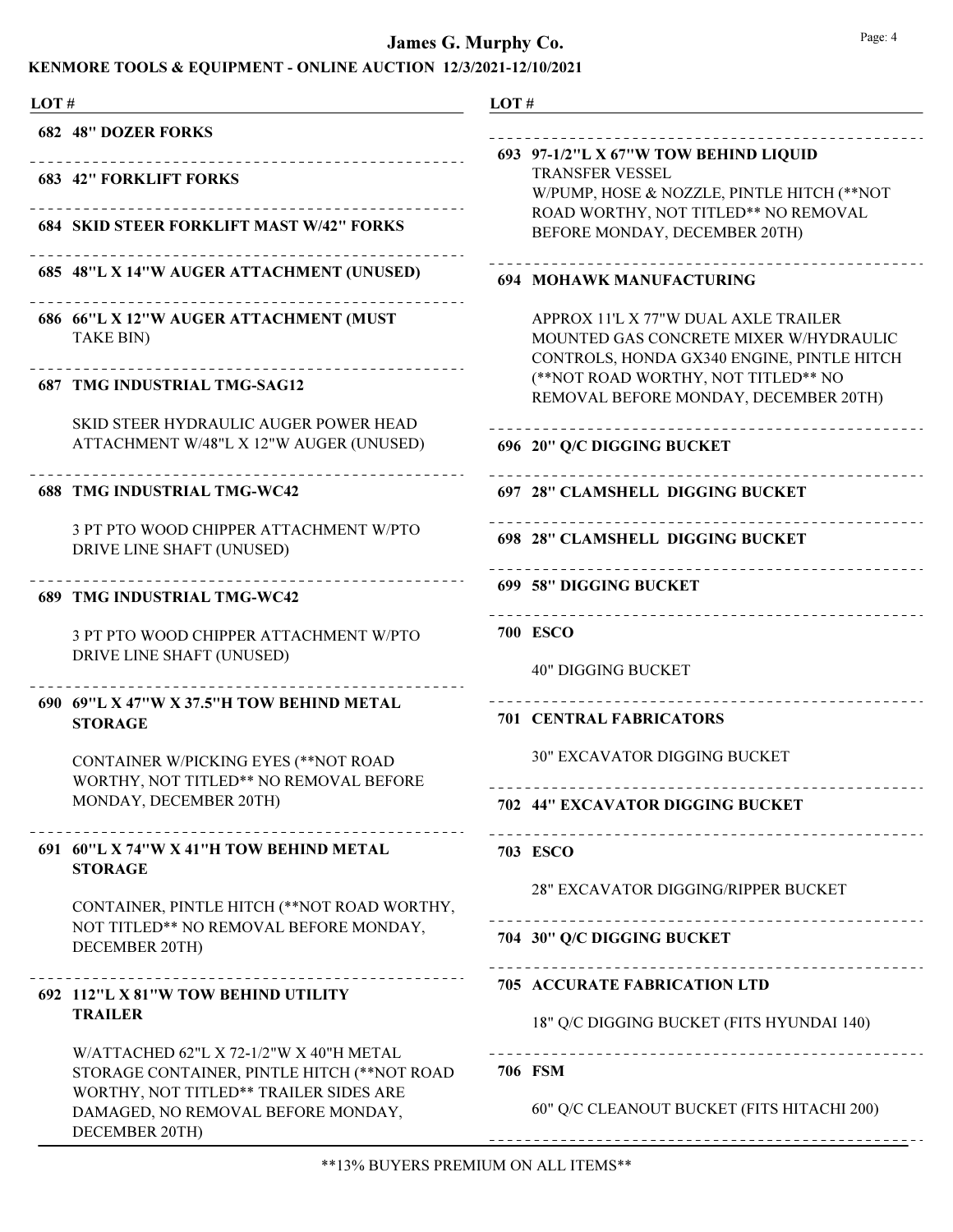# James G. Murphy Co.

## KENMORE TOOLS & EQUIPMENT - ONLINE AUCTION 12/3/2021-12/10/2021

LOT #

**682 48" DOZER FORKS**

---

**683 42" FORKLIFT FORKS**

---

**684 SKID STEER FORKLIFT MAST W/42" FORKS**

---

**685 48"L X 14"W AUGER ATTACHMENT (UNUSED)**

---

**686 66"L X 12"W AUGER ATTACHMENT (MUST** TAKE BIN)

---

**687 TMG INDUSTRIAL TMG-SAG12**

SKID STEER HYDRAULIC AUGER POWER HEAD ATTACHMENT W/48"L X 12"W AUGER (UNUSED)

---

**688 TMG INDUSTRIAL TMG-WC42**

3 PT PTO WOOD CHIPPER ATTACHMENT W/PTO DRIVE LINE SHAFT (UNUSED)

---

**689 TMG INDUSTRIAL TMG-WC42**

3 PT PTO WOOD CHIPPER ATTACHMENT W/PTO DRIVE LINE SHAFT (UNUSED)

---

**690 69"L X 47"W X 37.5"H TOW BEHIND METAL STORAGE**

CONTAINER W/PICKING EYES (**NOT ROAD WORTHY, NOT TITLED** NO REMOVAL BEFORE MONDAY, DECEMBER 20TH)

---

**691 60"L X 74"W X 41"H TOW BEHIND METAL STORAGE**

CONTAINER, PINTLE HITCH (**NOT ROAD WORTHY, NOT TITLED** NO REMOVAL BEFORE MONDAY, DECEMBER 20TH)

---

**692 112"L X 81"W TOW BEHIND UTILITY TRAILER**

W/ATTACHED 62"L X 72-1/2"W X 40"H METAL STORAGE CONTAINER, PINTLE HITCH (**NOT ROAD WORTHY, NOT TITLED** TRAILER SIDES ARE DAMAGED, NO REMOVAL BEFORE MONDAY, DECEMBER 20TH)

---

**693 97-1/2"L X 67"W TOW BEHIND LIQUID** TRANSFER VESSEL W/PUMP, HOSE & NOZZLE, PINTLE HITCH (**NOT ROAD WORTHY, NOT TITLED** NO REMOVAL BEFORE MONDAY, DECEMBER 20TH)

---

**694 MOHAWK MANUFACTURING**

APPROX 11'L X 77"W DUAL AXLE TRAILER MOUNTED GAS CONCRETE MIXER W/HYDRAULIC CONTROLS, HONDA GX340 ENGINE, PINTLE HITCH (**NOT ROAD WORTHY, NOT TITLED** NO REMOVAL BEFORE MONDAY, DECEMBER 20TH)

---

**696 20" Q/C DIGGING BUCKET**

---

**697 28" CLAMSHELL DIGGING BUCKET**

---

**698 28" CLAMSHELL DIGGING BUCKET**

---

**699 58" DIGGING BUCKET**

---

**700 ESCO**

40" DIGGING BUCKET

---

**701 CENTRAL FABRICATORS**

30" EXCAVATOR DIGGING BUCKET

---

**702 44" EXCAVATOR DIGGING BUCKET**

---

**703 ESCO**

28" EXCAVATOR DIGGING/RIPPER BUCKET

---

**704 30" Q/C DIGGING BUCKET**

---

**705 ACCURATE FABRICATION LTD**

18" Q/C DIGGING BUCKET (FITS HYUNDAI 140)

---

**706 FSM**

60" Q/C CLEANOUT BUCKET (FITS HITACHI 200)

---

**13% BUYERS PREMIUM ON ALL ITEMS**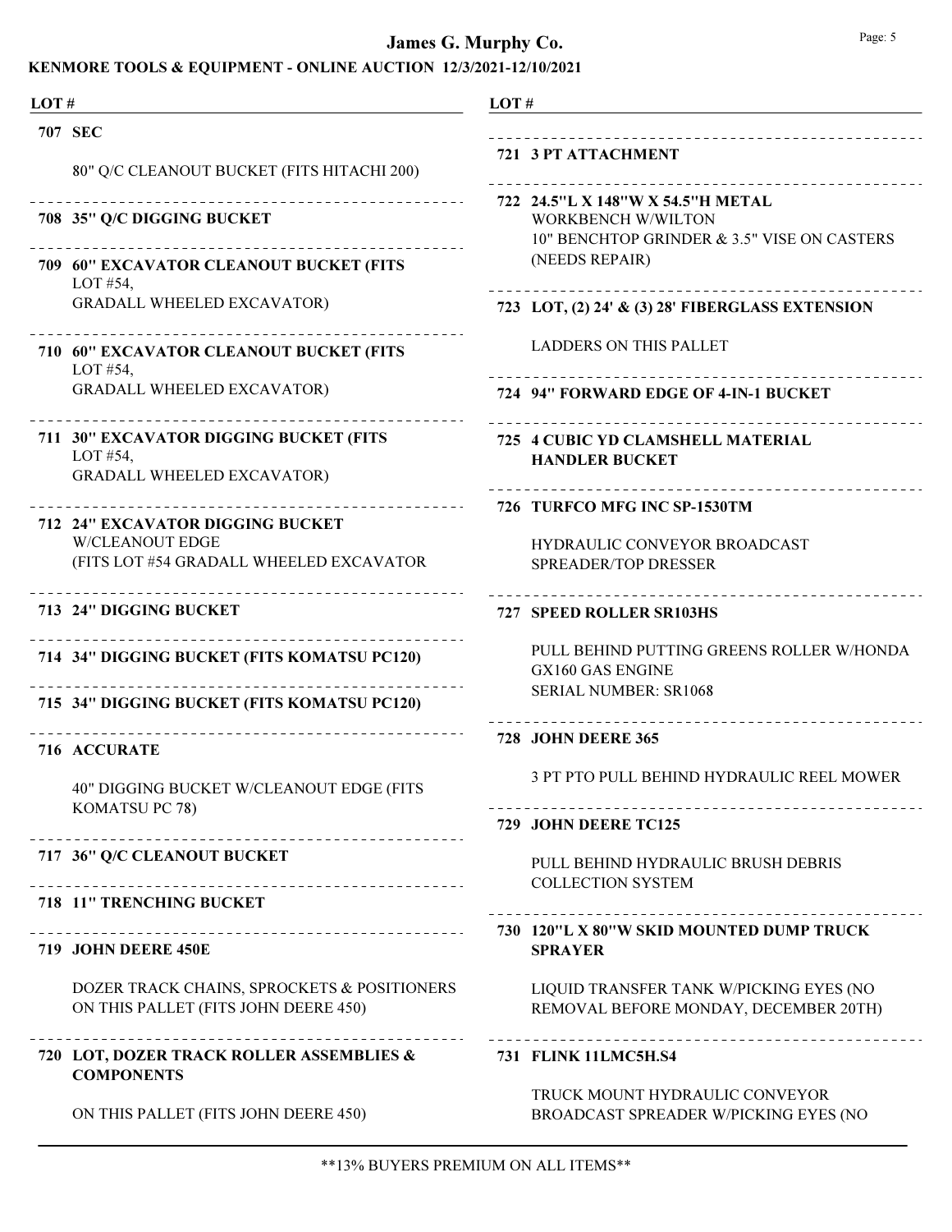# James G. Murphy Co.

## KENMORE TOOLS & EQUIPMENT - ONLINE AUCTION 12/3/2021-12/10/2021

**LOT #**

**707 SEC**

80" Q/C CLEANOUT BUCKET (FITS HITACHI 200)

---

**708 35" Q/C DIGGING BUCKET**

---

**709 60" EXCAVATOR CLEANOUT BUCKET (FITS** LOT #54,
GRADALL WHEELED EXCAVATOR)

---

**710 60" EXCAVATOR CLEANOUT BUCKET (FITS** LOT #54,
GRADALL WHEELED EXCAVATOR)

---

**711 30" EXCAVATOR DIGGING BUCKET (FITS** LOT #54,
GRADALL WHEELED EXCAVATOR)

---

**712 24" EXCAVATOR DIGGING BUCKET** W/CLEANOUT EDGE
(FITS LOT #54 GRADALL WHEELED EXCAVATOR

---

**713 24" DIGGING BUCKET**

---

**714 34" DIGGING BUCKET (FITS KOMATSU PC120)**

---

**715 34" DIGGING BUCKET (FITS KOMATSU PC120)**

---

**716 ACCURATE**

40" DIGGING BUCKET W/CLEANOUT EDGE (FITS KOMATSU PC 78)

---

**717 36" Q/C CLEANOUT BUCKET**

---

**718 11" TRENCHING BUCKET**

---

**719 JOHN DEERE 450E**

DOZER TRACK CHAINS, SPROCKETS & POSITIONERS ON THIS PALLET (FITS JOHN DEERE 450)

---

**720 LOT, DOZER TRACK ROLLER ASSEMBLIES & COMPONENTS**

ON THIS PALLET (FITS JOHN DEERE 450)

---

**721 3 PT ATTACHMENT**

---

**722 24.5"L X 148"W X 54.5"H METAL** WORKBENCH W/WILTON
10" BENCHTOP GRINDER & 3.5" VISE ON CASTERS (NEEDS REPAIR)

---

**723 LOT, (2) 24' & (3) 28' FIBERGLASS EXTENSION**

LADDERS ON THIS PALLET

---

**724 94" FORWARD EDGE OF 4-IN-1 BUCKET**

---

**725 4 CUBIC YD CLAMSHELL MATERIAL HANDLER BUCKET**

---

**726 TURFCO MFG INC SP-1530TM**

HYDRAULIC CONVEYOR BROADCAST SPREADER/TOP DRESSER

---

**727 SPEED ROLLER SR103HS**

PULL BEHIND PUTTING GREENS ROLLER W/HONDA GX160 GAS ENGINE
SERIAL NUMBER: SR1068

---

**728 JOHN DEERE 365**

3 PT PTO PULL BEHIND HYDRAULIC REEL MOWER

---

**729 JOHN DEERE TC125**

PULL BEHIND HYDRAULIC BRUSH DEBRIS COLLECTION SYSTEM

---

**730 120"L X 80"W SKID MOUNTED DUMP TRUCK SPRAYER**

LIQUID TRANSFER TANK W/PICKING EYES (NO REMOVAL BEFORE MONDAY, DECEMBER 20TH)

---

**731 FLINK 11LMC5H.S4**

TRUCK MOUNT HYDRAULIC CONVEYOR BROADCAST SPREADER W/PICKING EYES (NO

**13% BUYERS PREMIUM ON ALL ITEMS**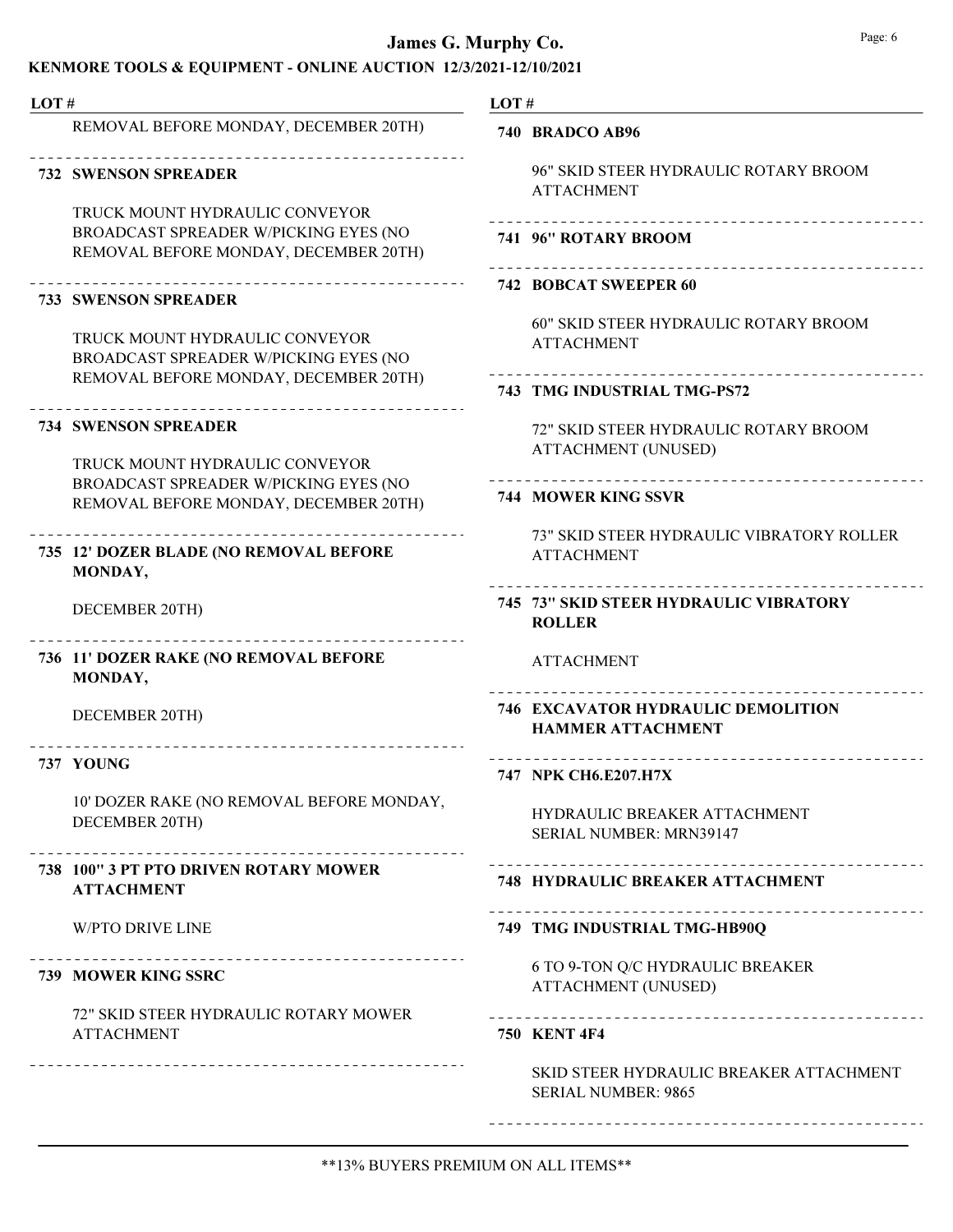REMOVAL BEFORE MONDAY, DECEMBER 20TH)

**732 SWENSON SPREADER**

TRUCK MOUNT HYDRAULIC CONVEYOR BROADCAST SPREADER W/PICKING EYES (NO REMOVAL BEFORE MONDAY, DECEMBER 20TH)

**733 SWENSON SPREADER**

TRUCK MOUNT HYDRAULIC CONVEYOR BROADCAST SPREADER W/PICKING EYES (NO REMOVAL BEFORE MONDAY, DECEMBER 20TH)

**734 SWENSON SPREADER**

TRUCK MOUNT HYDRAULIC CONVEYOR BROADCAST SPREADER W/PICKING EYES (NO REMOVAL BEFORE MONDAY, DECEMBER 20TH)

**735 12' DOZER BLADE (NO REMOVAL BEFORE MONDAY,**

DECEMBER 20TH)

**736 11' DOZER RAKE (NO REMOVAL BEFORE MONDAY,**

DECEMBER 20TH)

**737 YOUNG**

10' DOZER RAKE (NO REMOVAL BEFORE MONDAY, DECEMBER 20TH)

**738 100" 3 PT PTO DRIVEN ROTARY MOWER ATTACHMENT**

W/PTO DRIVE LINE

**739 MOWER KING SSRC**

72" SKID STEER HYDRAULIC ROTARY MOWER ATTACHMENT

**740 BRADCO AB96**

96" SKID STEER HYDRAULIC ROTARY BROOM ATTACHMENT

**741 96" ROTARY BROOM**

**742 BOBCAT SWEEPER 60**

60" SKID STEER HYDRAULIC ROTARY BROOM ATTACHMENT

**743 TMG INDUSTRIAL TMG-PS72**

72" SKID STEER HYDRAULIC ROTARY BROOM ATTACHMENT (UNUSED)

**744 MOWER KING SSVR**

73" SKID STEER HYDRAULIC VIBRATORY ROLLER ATTACHMENT

**745 73" SKID STEER HYDRAULIC VIBRATORY ROLLER**

ATTACHMENT

**746 EXCAVATOR HYDRAULIC DEMOLITION HAMMER ATTACHMENT**

**747 NPK CH6.E207.H7X**

HYDRAULIC BREAKER ATTACHMENT
SERIAL NUMBER: MRN39147

**748 HYDRAULIC BREAKER ATTACHMENT**

**749 TMG INDUSTRIAL TMG-HB90Q**

6 TO 9-TON Q/C HYDRAULIC BREAKER ATTACHMENT (UNUSED)

**750 KENT 4F4**

SKID STEER HYDRAULIC BREAKER ATTACHMENT
SERIAL NUMBER: 9865

**13% BUYERS PREMIUM ON ALL ITEMS**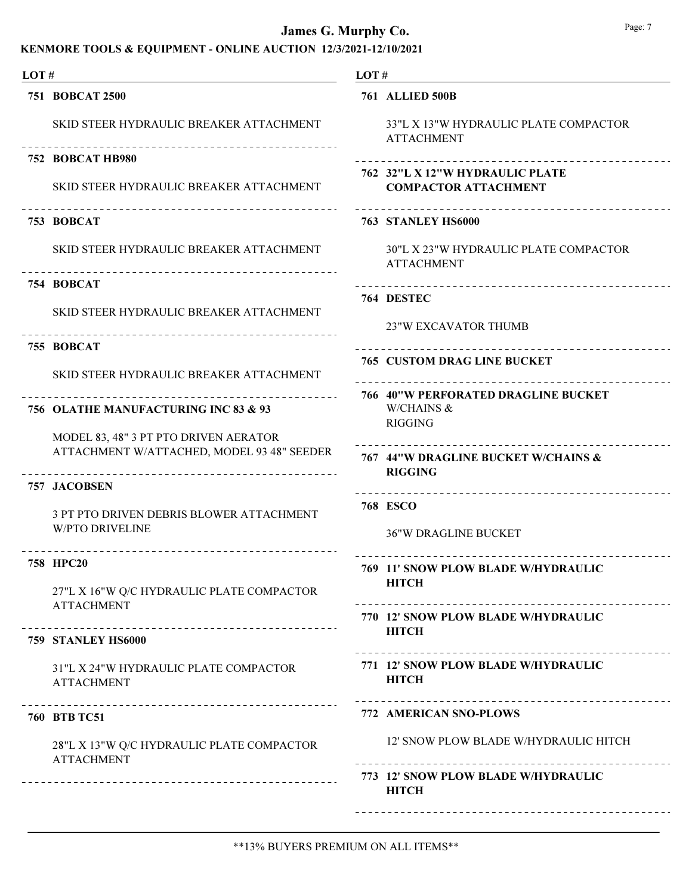**James G. Murphy Co.**

**KENMORE TOOLS & EQUIPMENT - ONLINE AUCTION 12/3/2021-12/10/2021**

| LOT # | |
|---|---|
| **751** | **BOBCAT 2500** |
| | SKID STEER HYDRAULIC BREAKER ATTACHMENT |
| **752** | **BOBCAT HB980** |
| | SKID STEER HYDRAULIC BREAKER ATTACHMENT |
| **753** | **BOBCAT** |
| | SKID STEER HYDRAULIC BREAKER ATTACHMENT |
| **754** | **BOBCAT** |
| | SKID STEER HYDRAULIC BREAKER ATTACHMENT |
| **755** | **BOBCAT** |
| | SKID STEER HYDRAULIC BREAKER ATTACHMENT |
| **756** | **OLATHE MANUFACTURING INC 83 & 93** |
| | MODEL 83, 48" 3 PT PTO DRIVEN AERATOR ATTACHMENT W/ATTACHED, MODEL 93 48" SEEDER |
| **757** | **JACOBSEN** |
| | 3 PT PTO DRIVEN DEBRIS BLOWER ATTACHMENT W/PTO DRIVELINE |
| **758** | **HPC20** |
| | 27"L X 16"W Q/C HYDRAULIC PLATE COMPACTOR ATTACHMENT |
| **759** | **STANLEY HS6000** |
| | 31"L X 24"W HYDRAULIC PLATE COMPACTOR ATTACHMENT |
| **760** | **BTB TC51** |
| | 28"L X 13"W Q/C HYDRAULIC PLATE COMPACTOR ATTACHMENT |
| **761** | **ALLIED 500B** |
| | 33"L X 13"W HYDRAULIC PLATE COMPACTOR ATTACHMENT |
| **762** | **32"L X 12"W HYDRAULIC PLATE COMPACTOR ATTACHMENT** |
| **763** | **STANLEY HS6000** |
| | 30"L X 23"W HYDRAULIC PLATE COMPACTOR ATTACHMENT |
| **764** | **DESTEC** |
| | 23"W EXCAVATOR THUMB |
| **765** | **CUSTOM DRAG LINE BUCKET** |
| **766** | **40"W PERFORATED DRAGLINE BUCKET** W/CHAINS & RIGGING |
| **767** | **44"W DRAGLINE BUCKET W/CHAINS & RIGGING** |
| **768** | **ESCO** |
| | 36"W DRAGLINE BUCKET |
| **769** | **11' SNOW PLOW BLADE W/HYDRAULIC HITCH** |
| **770** | **12' SNOW PLOW BLADE W/HYDRAULIC HITCH** |
| **771** | **12' SNOW PLOW BLADE W/HYDRAULIC HITCH** |
| **772** | **AMERICAN SNO-PLOWS** |
| | 12' SNOW PLOW BLADE W/HYDRAULIC HITCH |
| **773** | **12' SNOW PLOW BLADE W/HYDRAULIC HITCH** |

**13% BUYERS PREMIUM ON ALL ITEMS**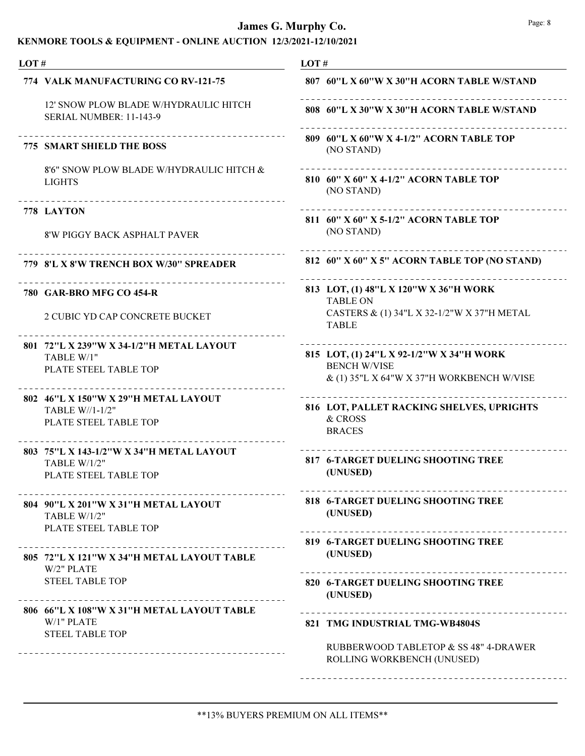# James G. Murphy Co.

## KENMORE TOOLS & EQUIPMENT - ONLINE AUCTION 12/3/2021-12/10/2021

| LOT # | |
|---|---|
| **774** | **VALK MANUFACTURING CO RV-121-75** |
| | 12' SNOW PLOW BLADE W/HYDRAULIC HITCH SERIAL NUMBER: 11-143-9 |
| **775** | **SMART SHIELD THE BOSS** |
| | 8'6" SNOW PLOW BLADE W/HYDRAULIC HITCH & LIGHTS |
| **778** | **LAYTON** |
| | 8'W PIGGY BACK ASPHALT PAVER |
| **779** | **8'L X 8'W TRENCH BOX W/30" SPREADER** |
| **780** | **GAR-BRO MFG CO 454-R** |
| | 2 CUBIC YD CAP CONCRETE BUCKET |
| **801** | **72"L X 239"W X 34-1/2"H METAL LAYOUT** TABLE W/1" PLATE STEEL TABLE TOP |
| **802** | **46"L X 150"W X 29"H METAL LAYOUT** TABLE W//1-1/2" PLATE STEEL TABLE TOP |
| **803** | **75"L X 143-1/2"W X 34"H METAL LAYOUT** TABLE W/1/2" PLATE STEEL TABLE TOP |
| **804** | **90"L X 201"W X 31"H METAL LAYOUT** TABLE W/1/2" PLATE STEEL TABLE TOP |
| **805** | **72"L X 121"W X 34"H METAL LAYOUT TABLE** W/2" PLATE STEEL TABLE TOP |
| **806** | **66"L X 108"W X 31"H METAL LAYOUT TABLE** W/1" PLATE STEEL TABLE TOP |
| **807** | **60"L X 60"W X 30"H ACORN TABLE W/STAND** |
| **808** | **60"L X 30"W X 30"H ACORN TABLE W/STAND** |
| **809** | **60"L X 60"W X 4-1/2" ACORN TABLE TOP** (NO STAND) |
| **810** | **60" X 60" X 4-1/2" ACORN TABLE TOP** (NO STAND) |
| **811** | **60" X 60" X 5-1/2" ACORN TABLE TOP** (NO STAND) |
| **812** | **60" X 60" X 5" ACORN TABLE TOP (NO STAND)** |
| **813** | **LOT, (1) 48"L X 120"W X 36"H WORK** TABLE ON CASTERS & (1) 34"L X 32-1/2"W X 37"H METAL TABLE |
| **815** | **LOT, (1) 24"L X 92-1/2"W X 34"H WORK** BENCH W/VISE & (1) 35"L X 64"W X 37"H WORKBENCH W/VISE |
| **816** | **LOT, PALLET RACKING SHELVES, UPRIGHTS** & CROSS BRACES |
| **817** | **6-TARGET DUELING SHOOTING TREE (UNUSED)** |
| **818** | **6-TARGET DUELING SHOOTING TREE (UNUSED)** |
| **819** | **6-TARGET DUELING SHOOTING TREE (UNUSED)** |
| **820** | **6-TARGET DUELING SHOOTING TREE (UNUSED)** |
| **821** | **TMG INDUSTRIAL TMG-WB4804S** |
| | RUBBERWOOD TABLETOP & SS 48" 4-DRAWER ROLLING WORKBENCH (UNUSED) |

**13% BUYERS PREMIUM ON ALL ITEMS**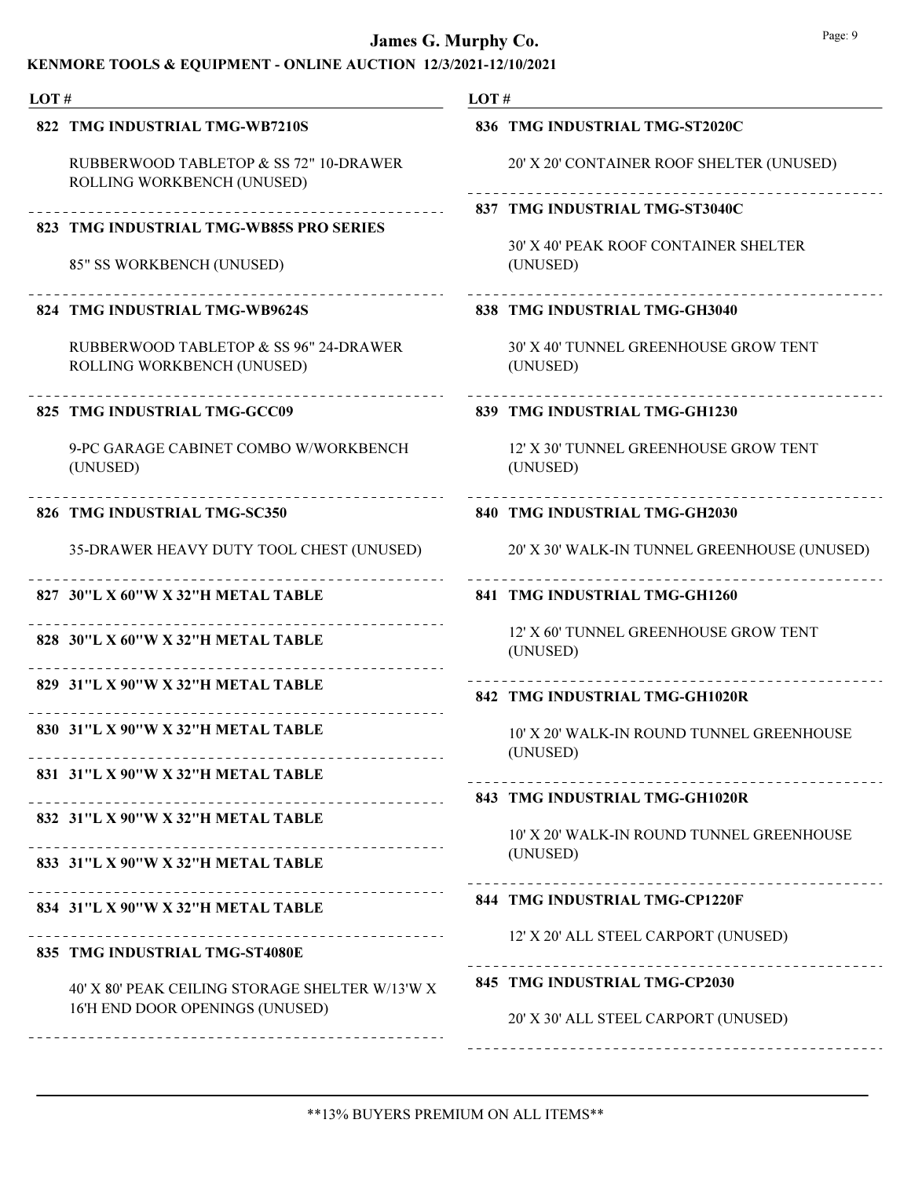# James G. Murphy Co.

## KENMORE TOOLS & EQUIPMENT - ONLINE AUCTION 12/3/2021-12/10/2021

| LOT # | |
|---|---|
| 822 | **TMG INDUSTRIAL TMG-WB7210S**<br>RUBBERWOOD TABLETOP & SS 72" 10-DRAWER ROLLING WORKBENCH (UNUSED) |
| 823 | **TMG INDUSTRIAL TMG-WB85S PRO SERIES**<br>85" SS WORKBENCH (UNUSED) |
| 824 | **TMG INDUSTRIAL TMG-WB9624S**<br>RUBBERWOOD TABLETOP & SS 96" 24-DRAWER ROLLING WORKBENCH (UNUSED) |
| 825 | **TMG INDUSTRIAL TMG-GCC09**<br>9-PC GARAGE CABINET COMBO W/WORKBENCH (UNUSED) |
| 826 | **TMG INDUSTRIAL TMG-SC350**<br>35-DRAWER HEAVY DUTY TOOL CHEST (UNUSED) |
| 827 | **30"L X 60"W X 32"H METAL TABLE** |
| 828 | **30"L X 60"W X 32"H METAL TABLE** |
| 829 | **31"L X 90"W X 32"H METAL TABLE** |
| 830 | **31"L X 90"W X 32"H METAL TABLE** |
| 831 | **31"L X 90"W X 32"H METAL TABLE** |
| 832 | **31"L X 90"W X 32"H METAL TABLE** |
| 833 | **31"L X 90"W X 32"H METAL TABLE** |
| 834 | **31"L X 90"W X 32"H METAL TABLE** |
| 835 | **TMG INDUSTRIAL TMG-ST4080E**<br>40' X 80' PEAK CEILING STORAGE SHELTER W/13'W X 16'H END DOOR OPENINGS (UNUSED) |
| 836 | **TMG INDUSTRIAL TMG-ST2020C**<br>20' X 20' CONTAINER ROOF SHELTER (UNUSED) |
| 837 | **TMG INDUSTRIAL TMG-ST3040C**<br>30' X 40' PEAK ROOF CONTAINER SHELTER (UNUSED) |
| 838 | **TMG INDUSTRIAL TMG-GH3040**<br>30' X 40' TUNNEL GREENHOUSE GROW TENT (UNUSED) |
| 839 | **TMG INDUSTRIAL TMG-GH1230**<br>12' X 30' TUNNEL GREENHOUSE GROW TENT (UNUSED) |
| 840 | **TMG INDUSTRIAL TMG-GH2030**<br>20' X 30' WALK-IN TUNNEL GREENHOUSE (UNUSED) |
| 841 | **TMG INDUSTRIAL TMG-GH1260**<br>12' X 60' TUNNEL GREENHOUSE GROW TENT (UNUSED) |
| 842 | **TMG INDUSTRIAL TMG-GH1020R**<br>10' X 20' WALK-IN ROUND TUNNEL GREENHOUSE (UNUSED) |
| 843 | **TMG INDUSTRIAL TMG-GH1020R**<br>10' X 20' WALK-IN ROUND TUNNEL GREENHOUSE (UNUSED) |
| 844 | **TMG INDUSTRIAL TMG-CP1220F**<br>12' X 20' ALL STEEL CARPORT (UNUSED) |
| 845 | **TMG INDUSTRIAL TMG-CP2030**<br>20' X 30' ALL STEEL CARPORT (UNUSED) |

**13% BUYERS PREMIUM ON ALL ITEMS**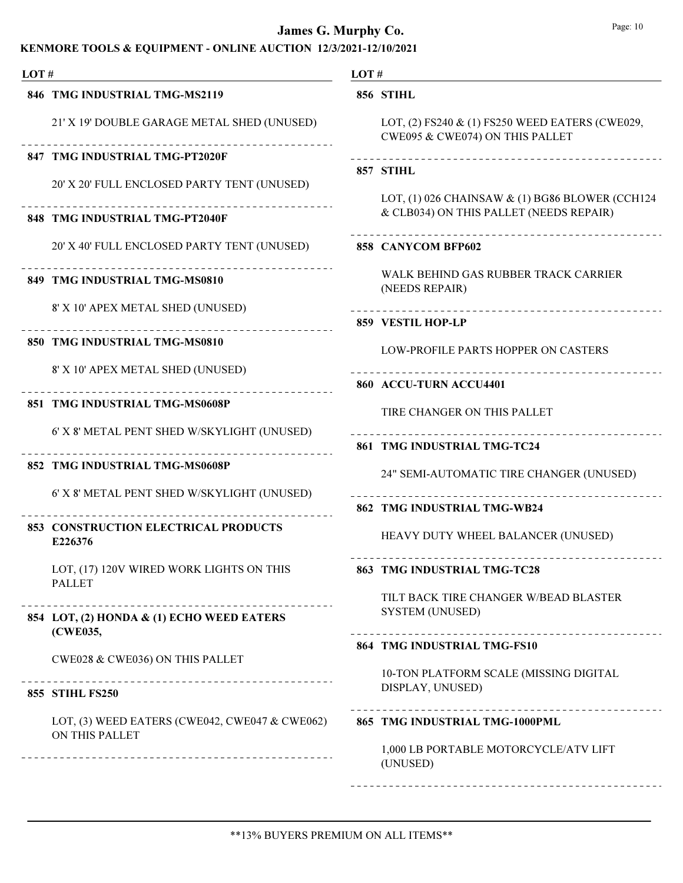# James G. Murphy Co.

## KENMORE TOOLS & EQUIPMENT - ONLINE AUCTION 12/3/2021-12/10/2021

LOT #

**846 TMG INDUSTRIAL TMG-MS2119**

21' X 19' DOUBLE GARAGE METAL SHED (UNUSED)

**847 TMG INDUSTRIAL TMG-PT2020F**

20' X 20' FULL ENCLOSED PARTY TENT (UNUSED)

**848 TMG INDUSTRIAL TMG-PT2040F**

20' X 40' FULL ENCLOSED PARTY TENT (UNUSED)

**849 TMG INDUSTRIAL TMG-MS0810**

8' X 10' APEX METAL SHED (UNUSED)

**850 TMG INDUSTRIAL TMG-MS0810**

8' X 10' APEX METAL SHED (UNUSED)

**851 TMG INDUSTRIAL TMG-MS0608P**

6' X 8' METAL PENT SHED W/SKYLIGHT (UNUSED)

**852 TMG INDUSTRIAL TMG-MS0608P**

6' X 8' METAL PENT SHED W/SKYLIGHT (UNUSED)

**853 CONSTRUCTION ELECTRICAL PRODUCTS E226376**

LOT, (17) 120V WIRED WORK LIGHTS ON THIS PALLET

**854 LOT, (2) HONDA & (1) ECHO WEED EATERS (CWE035,**

CWE028 & CWE036) ON THIS PALLET

**855 STIHL FS250**

LOT, (3) WEED EATERS (CWE042, CWE047 & CWE062) ON THIS PALLET

**856 STIHL**

LOT, (2) FS240 & (1) FS250 WEED EATERS (CWE029, CWE095 & CWE074) ON THIS PALLET

**857 STIHL**

LOT, (1) 026 CHAINSAW & (1) BG86 BLOWER (CCH124 & CLB034) ON THIS PALLET (NEEDS REPAIR)

**858 CANYCOM BFP602**

WALK BEHIND GAS RUBBER TRACK CARRIER (NEEDS REPAIR)

**859 VESTIL HOP-LP**

LOW-PROFILE PARTS HOPPER ON CASTERS

**860 ACCU-TURN ACCU4401**

TIRE CHANGER ON THIS PALLET

**861 TMG INDUSTRIAL TMG-TC24**

24" SEMI-AUTOMATIC TIRE CHANGER (UNUSED)

**862 TMG INDUSTRIAL TMG-WB24**

HEAVY DUTY WHEEL BALANCER (UNUSED)

**863 TMG INDUSTRIAL TMG-TC28**

TILT BACK TIRE CHANGER W/BEAD BLASTER SYSTEM (UNUSED)

**864 TMG INDUSTRIAL TMG-FS10**

10-TON PLATFORM SCALE (MISSING DIGITAL DISPLAY, UNUSED)

**865 TMG INDUSTRIAL TMG-1000PML**

1,000 LB PORTABLE MOTORCYCLE/ATV LIFT (UNUSED)

**13% BUYERS PREMIUM ON ALL ITEMS**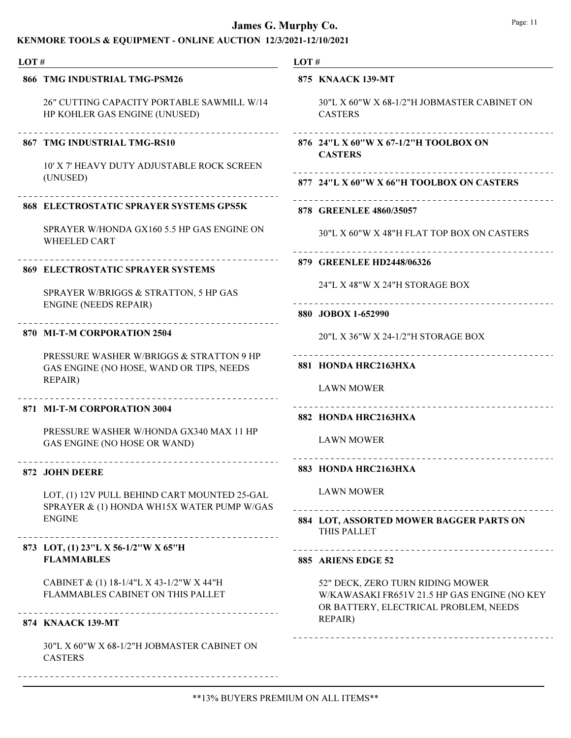# James G. Murphy Co.

## KENMORE TOOLS & EQUIPMENT - ONLINE AUCTION 12/3/2021-12/10/2021

**LOT #**

**866 TMG INDUSTRIAL TMG-PSM26**

26" CUTTING CAPACITY PORTABLE SAWMILL W/14 HP KOHLER GAS ENGINE (UNUSED)

---

**867 TMG INDUSTRIAL TMG-RS10**

10' X 7' HEAVY DUTY ADJUSTABLE ROCK SCREEN (UNUSED)

---

**868 ELECTROSTATIC SPRAYER SYSTEMS GPS5K**

SPRAYER W/HONDA GX160 5.5 HP GAS ENGINE ON WHEELED CART

---

**869 ELECTROSTATIC SPRAYER SYSTEMS**

SPRAYER W/BRIGGS & STRATTON, 5 HP GAS ENGINE (NEEDS REPAIR)

---

**870 MI-T-M CORPORATION 2504**

PRESSURE WASHER W/BRIGGS & STRATTON 9 HP GAS ENGINE (NO HOSE, WAND OR TIPS, NEEDS REPAIR)

---

**871 MI-T-M CORPORATION 3004**

PRESSURE WASHER W/HONDA GX340 MAX 11 HP GAS ENGINE (NO HOSE OR WAND)

---

**872 JOHN DEERE**

LOT, (1) 12V PULL BEHIND CART MOUNTED 25-GAL SPRAYER & (1) HONDA WH15X WATER PUMP W/GAS ENGINE

---

**873 LOT, (1) 23"L X 56-1/2"W X 65"H FLAMMABLES**

CABINET & (1) 18-1/4"L X 43-1/2"W X 44"H FLAMMABLES CABINET ON THIS PALLET

---

**874 KNAACK 139-MT**

30"L X 60"W X 68-1/2"H JOBMASTER CABINET ON CASTERS

---

**875 KNAACK 139-MT**

30"L X 60"W X 68-1/2"H JOBMASTER CABINET ON CASTERS

---

**876 24"L X 60"W X 67-1/2"H TOOLBOX ON CASTERS**

---

**877 24"L X 60"W X 66"H TOOLBOX ON CASTERS**

---

**878 GREENLEE 4860/35057**

30"L X 60"W X 48"H FLAT TOP BOX ON CASTERS

---

**879 GREENLEE HD2448/06326**

24"L X 48"W X 24"H STORAGE BOX

---

**880 JOBOX 1-652990**

20"L X 36"W X 24-1/2"H STORAGE BOX

---

**881 HONDA HRC2163HXA**

LAWN MOWER

---

**882 HONDA HRC2163HXA**

LAWN MOWER

---

**883 HONDA HRC2163HXA**

LAWN MOWER

---

**884 LOT, ASSORTED MOWER BAGGER PARTS ON** THIS PALLET

---

**885 ARIENS EDGE 52**

52" DECK, ZERO TURN RIDING MOWER W/KAWASAKI FR651V 21.5 HP GAS ENGINE (NO KEY OR BATTERY, ELECTRICAL PROBLEM, NEEDS REPAIR)

---

**13% BUYERS PREMIUM ON ALL ITEMS**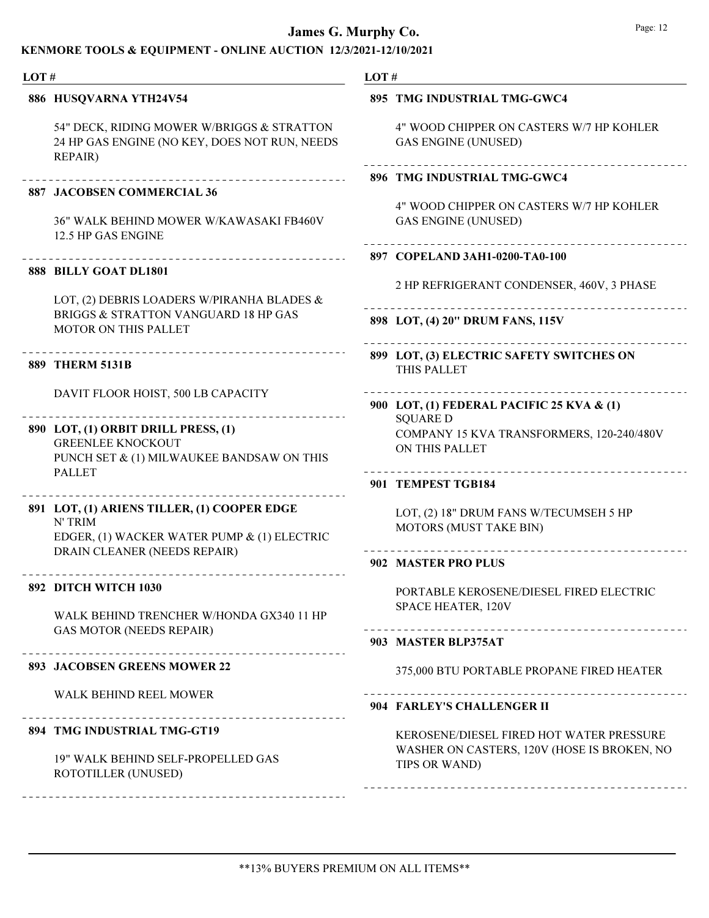# James G. Murphy Co.

## KENMORE TOOLS & EQUIPMENT - ONLINE AUCTION 12/3/2021-12/10/2021

**LOT #**

**886 HUSQVARNA YTH24V54**

54" DECK, RIDING MOWER W/BRIGGS & STRATTON 24 HP GAS ENGINE (NO KEY, DOES NOT RUN, NEEDS REPAIR)

---

**887 JACOBSEN COMMERCIAL 36**

36" WALK BEHIND MOWER W/KAWASAKI FB460V 12.5 HP GAS ENGINE

---

**888 BILLY GOAT DL1801**

LOT, (2) DEBRIS LOADERS W/PIRANHA BLADES & BRIGGS & STRATTON VANGUARD 18 HP GAS MOTOR ON THIS PALLET

---

**889 THERM 5131B**

DAVIT FLOOR HOIST, 500 LB CAPACITY

---

**890 LOT, (1) ORBIT DRILL PRESS, (1)** GREENLEE KNOCKOUT PUNCH SET & (1) MILWAUKEE BANDSAW ON THIS PALLET

---

**891 LOT, (1) ARIENS TILLER, (1) COOPER EDGE** N' TRIM EDGER, (1) WACKER WATER PUMP & (1) ELECTRIC DRAIN CLEANER (NEEDS REPAIR)

---

**892 DITCH WITCH 1030**

WALK BEHIND TRENCHER W/HONDA GX340 11 HP GAS MOTOR (NEEDS REPAIR)

---

**893 JACOBSEN GREENS MOWER 22**

WALK BEHIND REEL MOWER

---

**894 TMG INDUSTRIAL TMG-GT19**

19" WALK BEHIND SELF-PROPELLED GAS ROTOTILLER (UNUSED)

---

**895 TMG INDUSTRIAL TMG-GWC4**

4" WOOD CHIPPER ON CASTERS W/7 HP KOHLER GAS ENGINE (UNUSED)

---

**896 TMG INDUSTRIAL TMG-GWC4**

4" WOOD CHIPPER ON CASTERS W/7 HP KOHLER GAS ENGINE (UNUSED)

---

**897 COPELAND 3AH1-0200-TA0-100**

2 HP REFRIGERANT CONDENSER, 460V, 3 PHASE

---

**898 LOT, (4) 20" DRUM FANS, 115V**

---

**899 LOT, (3) ELECTRIC SAFETY SWITCHES ON** THIS PALLET

---

**900 LOT, (1) FEDERAL PACIFIC 25 KVA & (1)** SQUARE D COMPANY 15 KVA TRANSFORMERS, 120-240/480V ON THIS PALLET

---

**901 TEMPEST TGB184**

LOT, (2) 18" DRUM FANS W/TECUMSEH 5 HP MOTORS (MUST TAKE BIN)

---

**902 MASTER PRO PLUS**

PORTABLE KEROSENE/DIESEL FIRED ELECTRIC SPACE HEATER, 120V

---

**903 MASTER BLP375AT**

375,000 BTU PORTABLE PROPANE FIRED HEATER

---

**904 FARLEY'S CHALLENGER II**

KEROSENE/DIESEL FIRED HOT WATER PRESSURE WASHER ON CASTERS, 120V (HOSE IS BROKEN, NO TIPS OR WAND)

---

**13% BUYERS PREMIUM ON ALL ITEMS**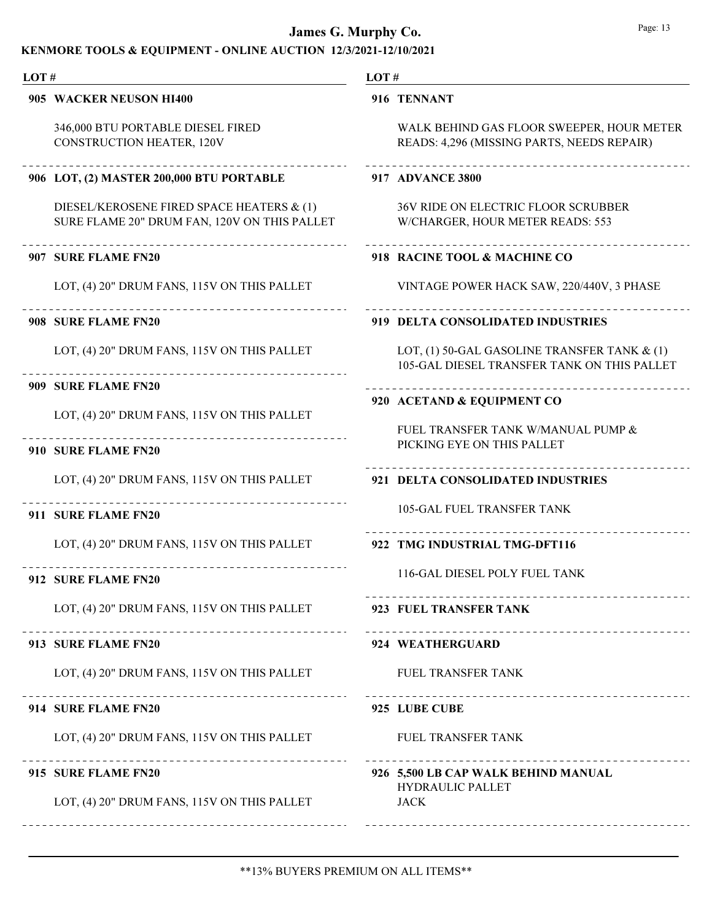# James G. Murphy Co.

## KENMORE TOOLS & EQUIPMENT - ONLINE AUCTION 12/3/2021-12/10/2021

**LOT #**

**905 WACKER NEUSON HI400**

346,000 BTU PORTABLE DIESEL FIRED CONSTRUCTION HEATER, 120V

**906 LOT, (2) MASTER 200,000 BTU PORTABLE**

DIESEL/KEROSENE FIRED SPACE HEATERS & (1) SURE FLAME 20" DRUM FAN, 120V ON THIS PALLET

**907 SURE FLAME FN20**

LOT, (4) 20" DRUM FANS, 115V ON THIS PALLET

**908 SURE FLAME FN20**

LOT, (4) 20" DRUM FANS, 115V ON THIS PALLET

**909 SURE FLAME FN20**

LOT, (4) 20" DRUM FANS, 115V ON THIS PALLET

**910 SURE FLAME FN20**

LOT, (4) 20" DRUM FANS, 115V ON THIS PALLET

**911 SURE FLAME FN20**

LOT, (4) 20" DRUM FANS, 115V ON THIS PALLET

**912 SURE FLAME FN20**

LOT, (4) 20" DRUM FANS, 115V ON THIS PALLET

**913 SURE FLAME FN20**

LOT, (4) 20" DRUM FANS, 115V ON THIS PALLET

**914 SURE FLAME FN20**

LOT, (4) 20" DRUM FANS, 115V ON THIS PALLET

**915 SURE FLAME FN20**

LOT, (4) 20" DRUM FANS, 115V ON THIS PALLET

**916 TENNANT**

WALK BEHIND GAS FLOOR SWEEPER, HOUR METER READS: 4,296 (MISSING PARTS, NEEDS REPAIR)

**917 ADVANCE 3800**

36V RIDE ON ELECTRIC FLOOR SCRUBBER W/CHARGER, HOUR METER READS: 553

**918 RACINE TOOL & MACHINE CO**

VINTAGE POWER HACK SAW, 220/440V, 3 PHASE

**919 DELTA CONSOLIDATED INDUSTRIES**

LOT, (1) 50-GAL GASOLINE TRANSFER TANK & (1) 105-GAL DIESEL TRANSFER TANK ON THIS PALLET

**920 ACETAND & EQUIPMENT CO**

FUEL TRANSFER TANK W/MANUAL PUMP & PICKING EYE ON THIS PALLET

**921 DELTA CONSOLIDATED INDUSTRIES**

105-GAL FUEL TRANSFER TANK

**922 TMG INDUSTRIAL TMG-DFT116**

116-GAL DIESEL POLY FUEL TANK

**923 FUEL TRANSFER TANK**

**924 WEATHERGUARD**

FUEL TRANSFER TANK

**925 LUBE CUBE**

FUEL TRANSFER TANK

**926 5,500 LB CAP WALK BEHIND MANUAL**
HYDRAULIC PALLET
JACK

**13% BUYERS PREMIUM ON ALL ITEMS**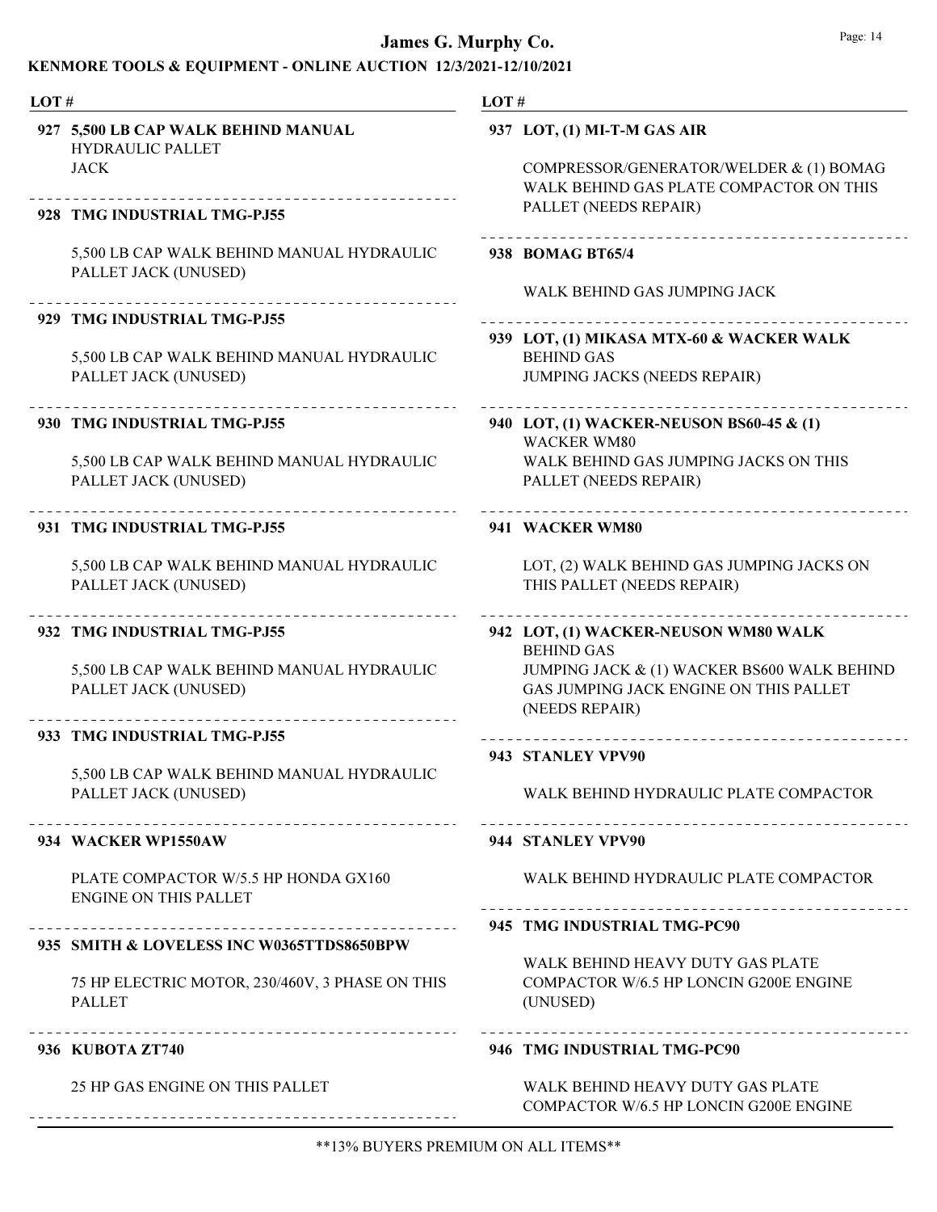# James G. Murphy Co.

## KENMORE TOOLS & EQUIPMENT - ONLINE AUCTION 12/3/2021-12/10/2021

**927 5,500 LB CAP WALK BEHIND MANUAL HYDRAULIC PALLET JACK**

---

**928 TMG INDUSTRIAL TMG-PJ55**

5,500 LB CAP WALK BEHIND MANUAL HYDRAULIC PALLET JACK (UNUSED)

---

**929 TMG INDUSTRIAL TMG-PJ55**

5,500 LB CAP WALK BEHIND MANUAL HYDRAULIC PALLET JACK (UNUSED)

---

**930 TMG INDUSTRIAL TMG-PJ55**

5,500 LB CAP WALK BEHIND MANUAL HYDRAULIC PALLET JACK (UNUSED)

---

**931 TMG INDUSTRIAL TMG-PJ55**

5,500 LB CAP WALK BEHIND MANUAL HYDRAULIC PALLET JACK (UNUSED)

---

**932 TMG INDUSTRIAL TMG-PJ55**

5,500 LB CAP WALK BEHIND MANUAL HYDRAULIC PALLET JACK (UNUSED)

---

**933 TMG INDUSTRIAL TMG-PJ55**

5,500 LB CAP WALK BEHIND MANUAL HYDRAULIC PALLET JACK (UNUSED)

---

**934 WACKER WP1550AW**

PLATE COMPACTOR W/5.5 HP HONDA GX160 ENGINE ON THIS PALLET

---

**935 SMITH & LOVELESS INC W0365TTDS8650BPW**

75 HP ELECTRIC MOTOR, 230/460V, 3 PHASE ON THIS PALLET

---

**936 KUBOTA ZT740**

25 HP GAS ENGINE ON THIS PALLET

---

**937 LOT, (1) MI-T-M GAS AIR**

COMPRESSOR/GENERATOR/WELDER & (1) BOMAG WALK BEHIND GAS PLATE COMPACTOR ON THIS PALLET (NEEDS REPAIR)

---

**938 BOMAG BT65/4**

WALK BEHIND GAS JUMPING JACK

---

**939 LOT, (1) MIKASA MTX-60 & WACKER WALK BEHIND GAS**
JUMPING JACKS (NEEDS REPAIR)

---

**940 LOT, (1) WACKER-NEUSON BS60-45 & (1) WACKER WM80**
WALK BEHIND GAS JUMPING JACKS ON THIS PALLET (NEEDS REPAIR)

---

**941 WACKER WM80**

LOT, (2) WALK BEHIND GAS JUMPING JACKS ON THIS PALLET (NEEDS REPAIR)

---

**942 LOT, (1) WACKER-NEUSON WM80 WALK BEHIND GAS**
JUMPING JACK & (1) WACKER BS600 WALK BEHIND GAS JUMPING JACK ENGINE ON THIS PALLET (NEEDS REPAIR)

---

**943 STANLEY VPV90**

WALK BEHIND HYDRAULIC PLATE COMPACTOR

---

**944 STANLEY VPV90**

WALK BEHIND HYDRAULIC PLATE COMPACTOR

---

**945 TMG INDUSTRIAL TMG-PC90**

WALK BEHIND HEAVY DUTY GAS PLATE COMPACTOR W/6.5 HP LONCIN G200E ENGINE (UNUSED)

---

**946 TMG INDUSTRIAL TMG-PC90**

WALK BEHIND HEAVY DUTY GAS PLATE COMPACTOR W/6.5 HP LONCIN G200E ENGINE

---

**13% BUYERS PREMIUM ON ALL ITEMS**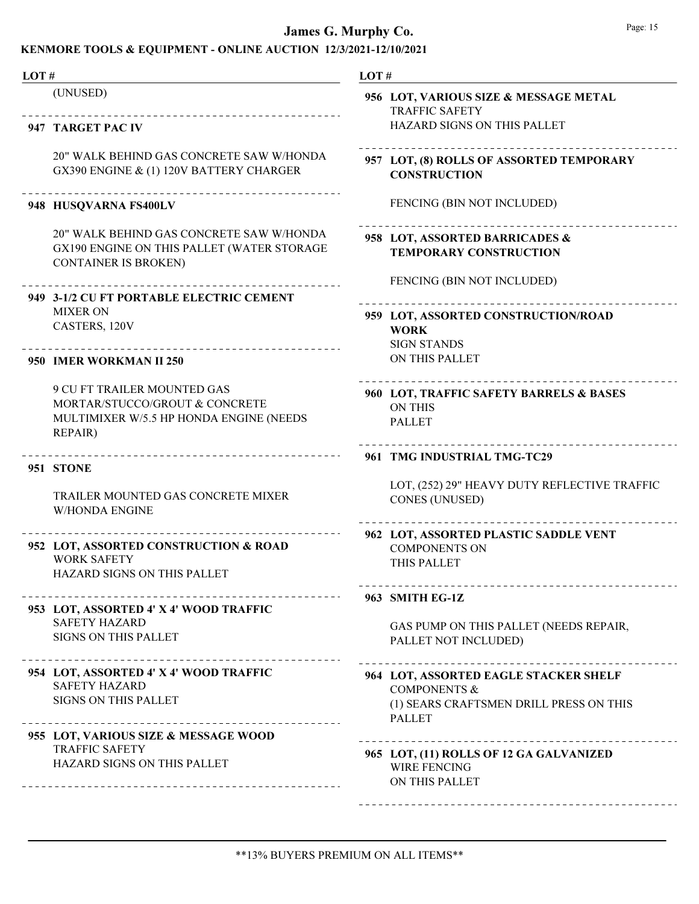# James G. Murphy Co.

## KENMORE TOOLS & EQUIPMENT - ONLINE AUCTION 12/3/2021-12/10/2021

LOT #

(UNUSED)

---

**947 TARGET PAC IV**

20" WALK BEHIND GAS CONCRETE SAW W/HONDA GX390 ENGINE & (1) 120V BATTERY CHARGER

---

**948 HUSQVARNA FS400LV**

20" WALK BEHIND GAS CONCRETE SAW W/HONDA GX190 ENGINE ON THIS PALLET (WATER STORAGE CONTAINER IS BROKEN)

---

**949 3-1/2 CU FT PORTABLE ELECTRIC CEMENT** MIXER ON CASTERS, 120V

---

**950 IMER WORKMAN II 250**

9 CU FT TRAILER MOUNTED GAS MORTAR/STUCCO/GROUT & CONCRETE MULTIMIXER W/5.5 HP HONDA ENGINE (NEEDS REPAIR)

---

**951 STONE**

TRAILER MOUNTED GAS CONCRETE MIXER W/HONDA ENGINE

---

**952 LOT, ASSORTED CONSTRUCTION & ROAD** WORK SAFETY HAZARD SIGNS ON THIS PALLET

---

**953 LOT, ASSORTED 4' X 4' WOOD TRAFFIC** SAFETY HAZARD SIGNS ON THIS PALLET

---

**954 LOT, ASSORTED 4' X 4' WOOD TRAFFIC** SAFETY HAZARD SIGNS ON THIS PALLET

---

**955 LOT, VARIOUS SIZE & MESSAGE WOOD** TRAFFIC SAFETY HAZARD SIGNS ON THIS PALLET

---

LOT #

**956 LOT, VARIOUS SIZE & MESSAGE METAL** TRAFFIC SAFETY HAZARD SIGNS ON THIS PALLET

---

**957 LOT, (8) ROLLS OF ASSORTED TEMPORARY CONSTRUCTION**

FENCING (BIN NOT INCLUDED)

---

**958 LOT, ASSORTED BARRICADES & TEMPORARY CONSTRUCTION**

FENCING (BIN NOT INCLUDED)

---

**959 LOT, ASSORTED CONSTRUCTION/ROAD WORK** SIGN STANDS ON THIS PALLET

---

**960 LOT, TRAFFIC SAFETY BARRELS & BASES** ON THIS PALLET

---

**961 TMG INDUSTRIAL TMG-TC29**

LOT, (252) 29" HEAVY DUTY REFLECTIVE TRAFFIC CONES (UNUSED)

---

**962 LOT, ASSORTED PLASTIC SADDLE VENT** COMPONENTS ON THIS PALLET

---

**963 SMITH EG-1Z**

GAS PUMP ON THIS PALLET (NEEDS REPAIR, PALLET NOT INCLUDED)

---

**964 LOT, ASSORTED EAGLE STACKER SHELF** COMPONENTS & (1) SEARS CRAFTSMEN DRILL PRESS ON THIS PALLET

---

**965 LOT, (11) ROLLS OF 12 GA GALVANIZED** WIRE FENCING ON THIS PALLET

---

\*\*13% BUYERS PREMIUM ON ALL ITEMS\*\*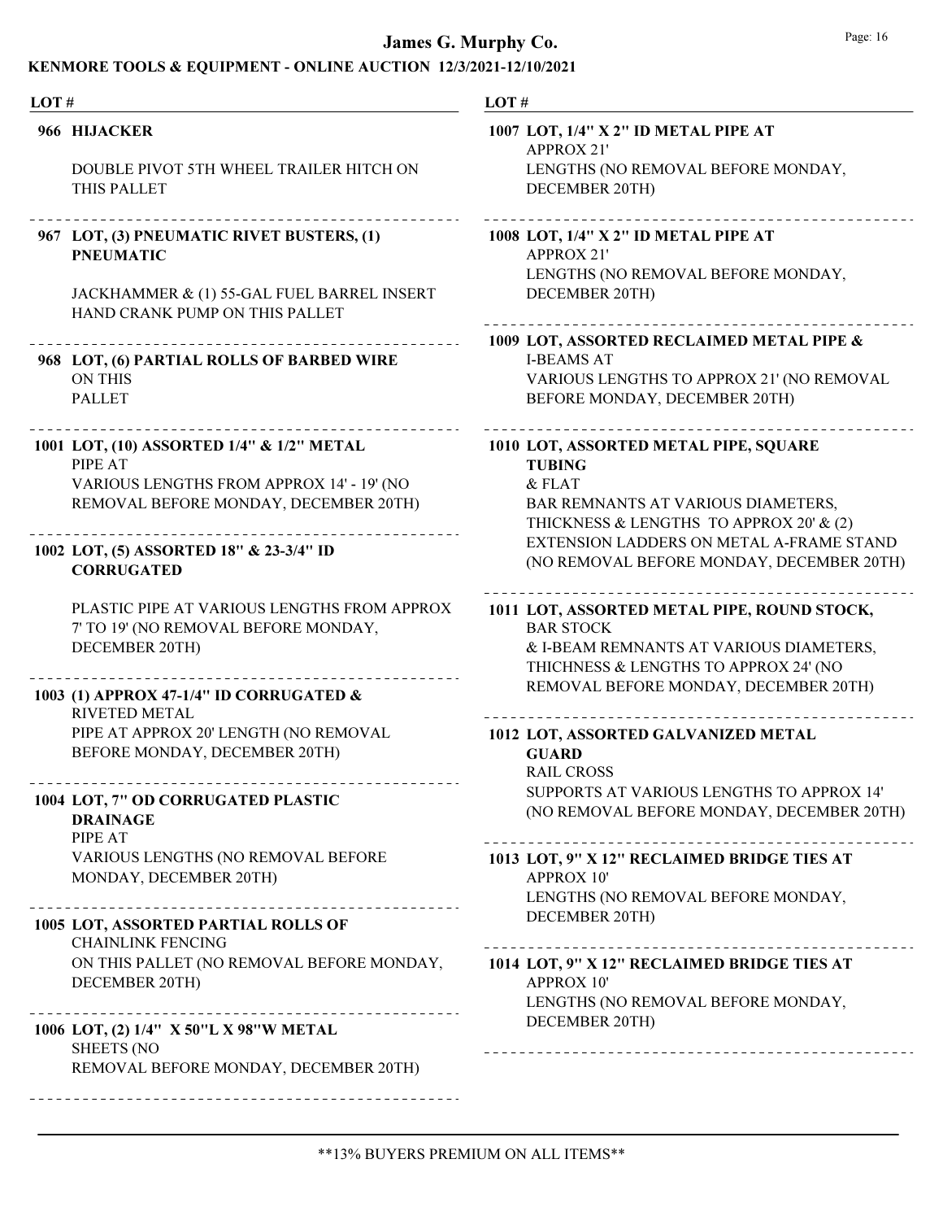# James G. Murphy Co.

## KENMORE TOOLS & EQUIPMENT - ONLINE AUCTION 12/3/2021-12/10/2021

LOT #

**966 HIJACKER**

DOUBLE PIVOT 5TH WHEEL TRAILER HITCH ON THIS PALLET

---

**967 LOT, (3) PNEUMATIC RIVET BUSTERS, (1) PNEUMATIC**

JACKHAMMER & (1) 55-GAL FUEL BARREL INSERT HAND CRANK PUMP ON THIS PALLET

---

**968 LOT, (6) PARTIAL ROLLS OF BARBED WIRE**
ON THIS PALLET

---

**1001 LOT, (10) ASSORTED 1/4" & 1/2" METAL**
PIPE AT
VARIOUS LENGTHS FROM APPROX 14' - 19' (NO REMOVAL BEFORE MONDAY, DECEMBER 20TH)

---

**1002 LOT, (5) ASSORTED 18" & 23-3/4" ID CORRUGATED**

PLASTIC PIPE AT VARIOUS LENGTHS FROM APPROX 7' TO 19' (NO REMOVAL BEFORE MONDAY, DECEMBER 20TH)

---

**1003 (1) APPROX 47-1/4" ID CORRUGATED &**
RIVETED METAL
PIPE AT APPROX 20' LENGTH (NO REMOVAL BEFORE MONDAY, DECEMBER 20TH)

---

**1004 LOT, 7" OD CORRUGATED PLASTIC DRAINAGE**
PIPE AT
VARIOUS LENGTHS (NO REMOVAL BEFORE MONDAY, DECEMBER 20TH)

---

**1005 LOT, ASSORTED PARTIAL ROLLS OF**
CHAINLINK FENCING
ON THIS PALLET (NO REMOVAL BEFORE MONDAY, DECEMBER 20TH)

---

**1006 LOT, (2) 1/4" X 50"L X 98"W METAL**
SHEETS (NO
REMOVAL BEFORE MONDAY, DECEMBER 20TH)

---

**1007 LOT, 1/4" X 2" ID METAL PIPE AT**
APPROX 21'
LENGTHS (NO REMOVAL BEFORE MONDAY, DECEMBER 20TH)

---

**1008 LOT, 1/4" X 2" ID METAL PIPE AT**
APPROX 21'
LENGTHS (NO REMOVAL BEFORE MONDAY, DECEMBER 20TH)

---

**1009 LOT, ASSORTED RECLAIMED METAL PIPE &**
I-BEAMS AT
VARIOUS LENGTHS TO APPROX 21' (NO REMOVAL BEFORE MONDAY, DECEMBER 20TH)

---

**1010 LOT, ASSORTED METAL PIPE, SQUARE TUBING**
& FLAT
BAR REMNANTS AT VARIOUS DIAMETERS, THICKNESS & LENGTHS TO APPROX 20' & (2) EXTENSION LADDERS ON METAL A-FRAME STAND (NO REMOVAL BEFORE MONDAY, DECEMBER 20TH)

---

**1011 LOT, ASSORTED METAL PIPE, ROUND STOCK,**
BAR STOCK
& I-BEAM REMNANTS AT VARIOUS DIAMETERS, THICHNESS & LENGTHS TO APPROX 24' (NO REMOVAL BEFORE MONDAY, DECEMBER 20TH)

---

**1012 LOT, ASSORTED GALVANIZED METAL GUARD**
RAIL CROSS
SUPPORTS AT VARIOUS LENGTHS TO APPROX 14' (NO REMOVAL BEFORE MONDAY, DECEMBER 20TH)

---

**1013 LOT, 9" X 12" RECLAIMED BRIDGE TIES AT**
APPROX 10'
LENGTHS (NO REMOVAL BEFORE MONDAY, DECEMBER 20TH)

---

**1014 LOT, 9" X 12" RECLAIMED BRIDGE TIES AT**
APPROX 10'
LENGTHS (NO REMOVAL BEFORE MONDAY, DECEMBER 20TH)

---

**13% BUYERS PREMIUM ON ALL ITEMS**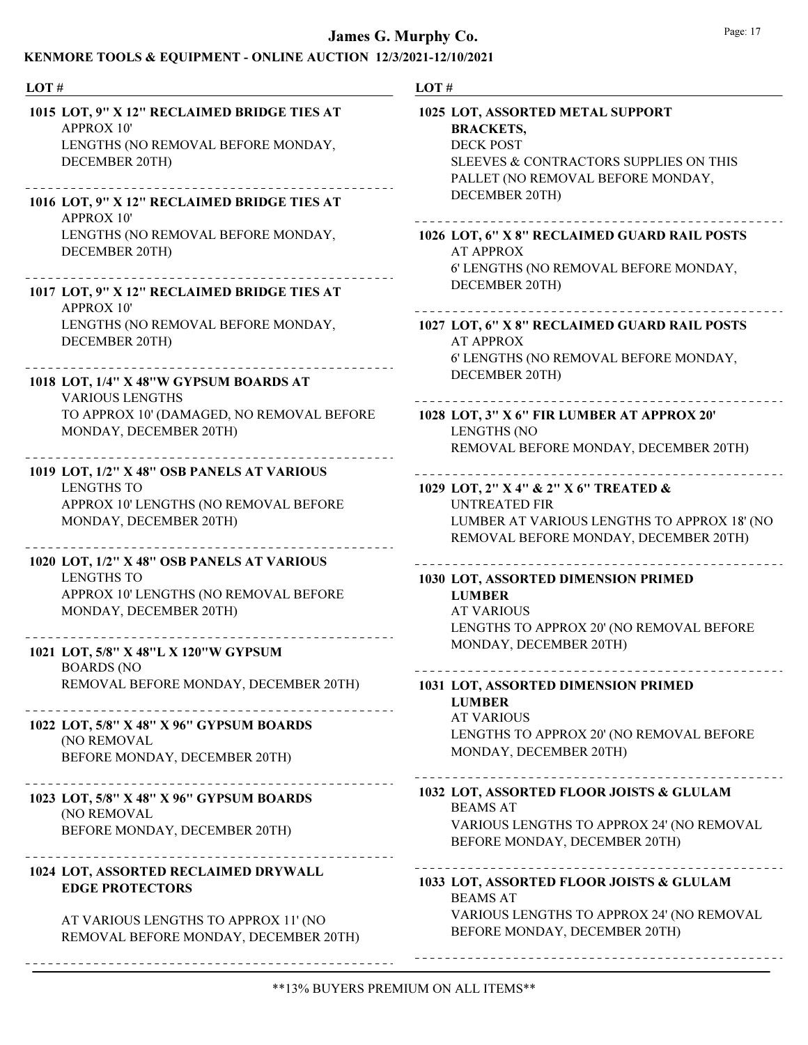| LOT # | |
|---|---|
| **1015** | **LOT, 9" X 12" RECLAIMED BRIDGE TIES AT** APPROX 10' LENGTHS (NO REMOVAL BEFORE MONDAY, DECEMBER 20TH) |
| **1016** | **LOT, 9" X 12" RECLAIMED BRIDGE TIES AT** APPROX 10' LENGTHS (NO REMOVAL BEFORE MONDAY, DECEMBER 20TH) |
| **1017** | **LOT, 9" X 12" RECLAIMED BRIDGE TIES AT** APPROX 10' LENGTHS (NO REMOVAL BEFORE MONDAY, DECEMBER 20TH) |
| **1018** | **LOT, 1/4" X 48"W GYPSUM BOARDS AT** VARIOUS LENGTHS TO APPROX 10' (DAMAGED, NO REMOVAL BEFORE MONDAY, DECEMBER 20TH) |
| **1019** | **LOT, 1/2" X 48" OSB PANELS AT VARIOUS** LENGTHS TO APPROX 10' LENGTHS (NO REMOVAL BEFORE MONDAY, DECEMBER 20TH) |
| **1020** | **LOT, 1/2" X 48" OSB PANELS AT VARIOUS** LENGTHS TO APPROX 10' LENGTHS (NO REMOVAL BEFORE MONDAY, DECEMBER 20TH) |
| **1021** | **LOT, 5/8" X 48"L X 120"W GYPSUM** BOARDS (NO REMOVAL BEFORE MONDAY, DECEMBER 20TH) |
| **1022** | **LOT, 5/8" X 48" X 96" GYPSUM BOARDS** (NO REMOVAL BEFORE MONDAY, DECEMBER 20TH) |
| **1023** | **LOT, 5/8" X 48" X 96" GYPSUM BOARDS** (NO REMOVAL BEFORE MONDAY, DECEMBER 20TH) |
| **1024** | **LOT, ASSORTED RECLAIMED DRYWALL EDGE PROTECTORS** AT VARIOUS LENGTHS TO APPROX 11' (NO REMOVAL BEFORE MONDAY, DECEMBER 20TH) |
| **1025** | **LOT, ASSORTED METAL SUPPORT BRACKETS,** DECK POST SLEEVES & CONTRACTORS SUPPLIES ON THIS PALLET (NO REMOVAL BEFORE MONDAY, DECEMBER 20TH) |
| **1026** | **LOT, 6" X 8" RECLAIMED GUARD RAIL POSTS** AT APPROX 6' LENGTHS (NO REMOVAL BEFORE MONDAY, DECEMBER 20TH) |
| **1027** | **LOT, 6" X 8" RECLAIMED GUARD RAIL POSTS** AT APPROX 6' LENGTHS (NO REMOVAL BEFORE MONDAY, DECEMBER 20TH) |
| **1028** | **LOT, 3" X 6" FIR LUMBER AT APPROX 20'** LENGTHS (NO REMOVAL BEFORE MONDAY, DECEMBER 20TH) |
| **1029** | **LOT, 2" X 4" & 2" X 6" TREATED &** UNTREATED FIR LUMBER AT VARIOUS LENGTHS TO APPROX 18' (NO REMOVAL BEFORE MONDAY, DECEMBER 20TH) |
| **1030** | **LOT, ASSORTED DIMENSION PRIMED LUMBER** AT VARIOUS LENGTHS TO APPROX 20' (NO REMOVAL BEFORE MONDAY, DECEMBER 20TH) |
| **1031** | **LOT, ASSORTED DIMENSION PRIMED LUMBER** AT VARIOUS LENGTHS TO APPROX 20' (NO REMOVAL BEFORE MONDAY, DECEMBER 20TH) |
| **1032** | **LOT, ASSORTED FLOOR JOISTS & GLULAM** BEAMS AT VARIOUS LENGTHS TO APPROX 24' (NO REMOVAL BEFORE MONDAY, DECEMBER 20TH) |
| **1033** | **LOT, ASSORTED FLOOR JOISTS & GLULAM** BEAMS AT VARIOUS LENGTHS TO APPROX 24' (NO REMOVAL BEFORE MONDAY, DECEMBER 20TH) |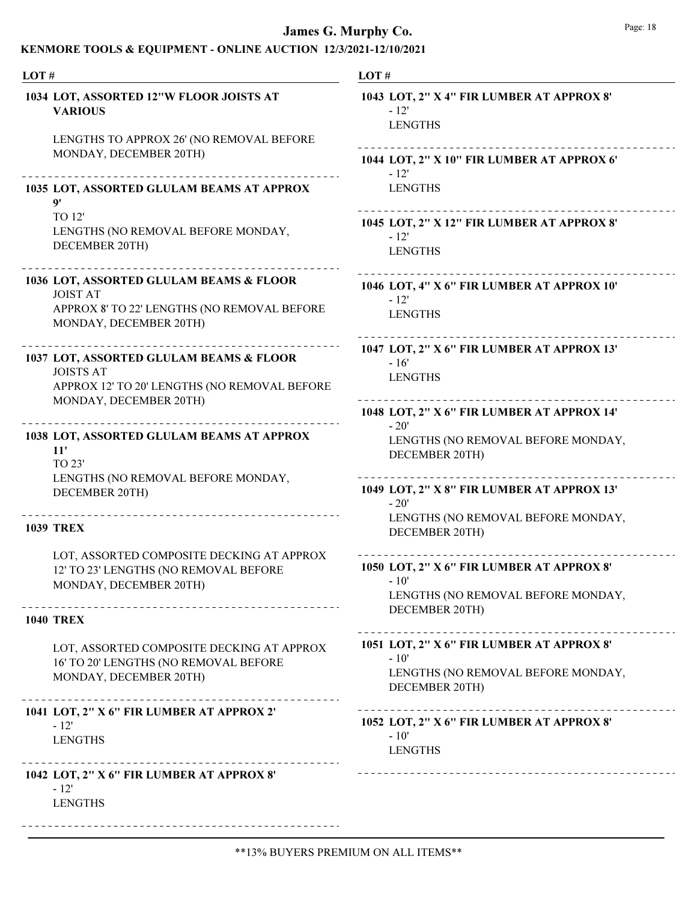# James G. Murphy Co.

## KENMORE TOOLS & EQUIPMENT - ONLINE AUCTION 12/3/2021-12/10/2021

**LOT #**

**1034 LOT, ASSORTED 12"W FLOOR JOISTS AT VARIOUS**

LENGTHS TO APPROX 26' (NO REMOVAL BEFORE MONDAY, DECEMBER 20TH)

---

**1035 LOT, ASSORTED GLULAM BEAMS AT APPROX 9'**

TO 12'
LENGTHS (NO REMOVAL BEFORE MONDAY, DECEMBER 20TH)

---

**1036 LOT, ASSORTED GLULAM BEAMS & FLOOR**

JOIST AT
APPROX 8' TO 22' LENGTHS (NO REMOVAL BEFORE MONDAY, DECEMBER 20TH)

---

**1037 LOT, ASSORTED GLULAM BEAMS & FLOOR**

JOISTS AT
APPROX 12' TO 20' LENGTHS (NO REMOVAL BEFORE MONDAY, DECEMBER 20TH)

---

**1038 LOT, ASSORTED GLULAM BEAMS AT APPROX 11'**

TO 23'
LENGTHS (NO REMOVAL BEFORE MONDAY, DECEMBER 20TH)

---

**1039 TREX**

LOT, ASSORTED COMPOSITE DECKING AT APPROX 12' TO 23' LENGTHS (NO REMOVAL BEFORE MONDAY, DECEMBER 20TH)

---

**1040 TREX**

LOT, ASSORTED COMPOSITE DECKING AT APPROX 16' TO 20' LENGTHS (NO REMOVAL BEFORE MONDAY, DECEMBER 20TH)

---

**1041 LOT, 2" X 6" FIR LUMBER AT APPROX 2'**

- 12'
LENGTHS

---

**1042 LOT, 2" X 6" FIR LUMBER AT APPROX 8'**

- 12'
LENGTHS

---

**LOT #**

**1043 LOT, 2" X 4" FIR LUMBER AT APPROX 8'**

- 12'
LENGTHS

---

**1044 LOT, 2" X 10" FIR LUMBER AT APPROX 6'**

- 12'
LENGTHS

---

**1045 LOT, 2" X 12" FIR LUMBER AT APPROX 8'**

- 12'
LENGTHS

---

**1046 LOT, 4" X 6" FIR LUMBER AT APPROX 10'**

- 12'
LENGTHS

---

**1047 LOT, 2" X 6" FIR LUMBER AT APPROX 13'**

- 16'
LENGTHS

---

**1048 LOT, 2" X 6" FIR LUMBER AT APPROX 14'**

- 20'
LENGTHS (NO REMOVAL BEFORE MONDAY, DECEMBER 20TH)

---

**1049 LOT, 2" X 8" FIR LUMBER AT APPROX 13'**

- 20'
LENGTHS (NO REMOVAL BEFORE MONDAY, DECEMBER 20TH)

---

**1050 LOT, 2" X 6" FIR LUMBER AT APPROX 8'**

- 10'
LENGTHS (NO REMOVAL BEFORE MONDAY, DECEMBER 20TH)

---

**1051 LOT, 2" X 6" FIR LUMBER AT APPROX 8'**

- 10'
LENGTHS (NO REMOVAL BEFORE MONDAY, DECEMBER 20TH)

---

**1052 LOT, 2" X 6" FIR LUMBER AT APPROX 8'**

- 10'
LENGTHS

---

**13% BUYERS PREMIUM ON ALL ITEMS**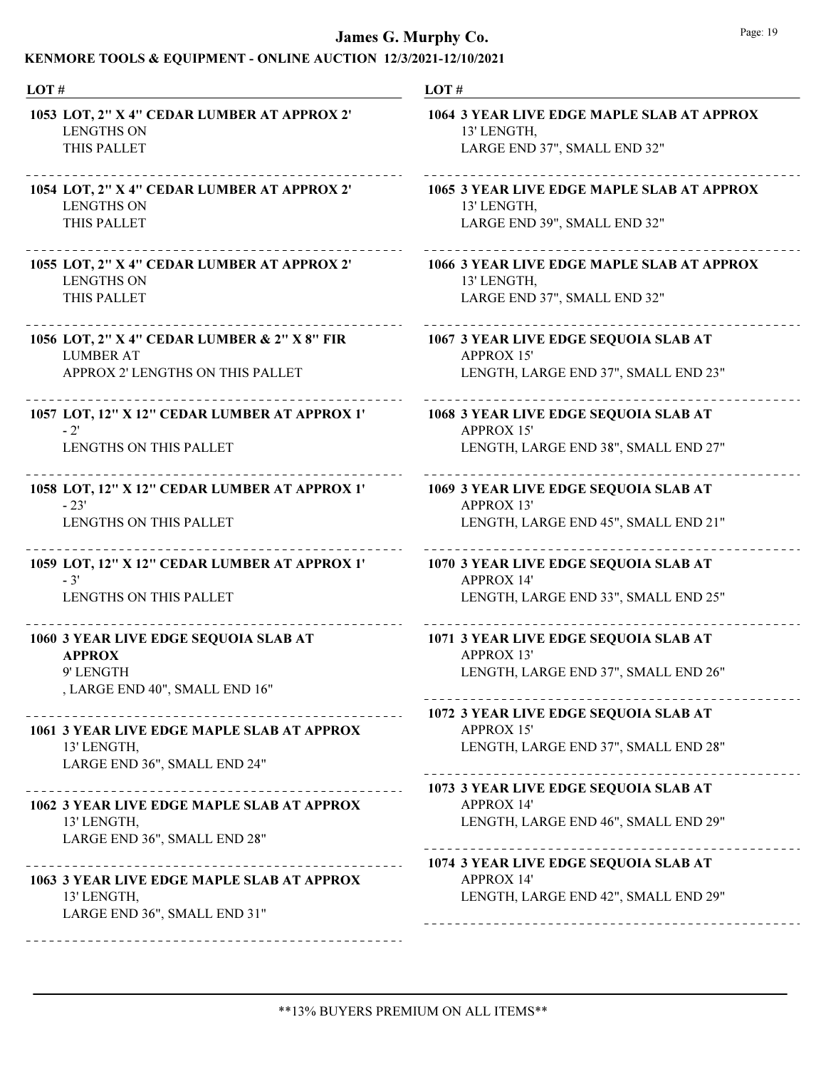# James G. Murphy Co.

## KENMORE TOOLS & EQUIPMENT - ONLINE AUCTION 12/3/2021-12/10/2021

| LOT # | |
|---|---|
| 1053 | **LOT, 2" X 4" CEDAR LUMBER AT APPROX 2'** LENGTHS ON THIS PALLET |
| 1054 | **LOT, 2" X 4" CEDAR LUMBER AT APPROX 2'** LENGTHS ON THIS PALLET |
| 1055 | **LOT, 2" X 4" CEDAR LUMBER AT APPROX 2'** LENGTHS ON THIS PALLET |
| 1056 | **LOT, 2" X 4" CEDAR LUMBER & 2" X 8" FIR** LUMBER AT APPROX 2' LENGTHS ON THIS PALLET |
| 1057 | **LOT, 12" X 12" CEDAR LUMBER AT APPROX 1'** - 2' LENGTHS ON THIS PALLET |
| 1058 | **LOT, 12" X 12" CEDAR LUMBER AT APPROX 1'** - 23' LENGTHS ON THIS PALLET |
| 1059 | **LOT, 12" X 12" CEDAR LUMBER AT APPROX 1'** - 3' LENGTHS ON THIS PALLET |
| 1060 | **3 YEAR LIVE EDGE SEQUOIA SLAB AT APPROX** 9' LENGTH , LARGE END 40", SMALL END 16" |
| 1061 | **3 YEAR LIVE EDGE MAPLE SLAB AT APPROX** 13' LENGTH, LARGE END 36", SMALL END 24" |
| 1062 | **3 YEAR LIVE EDGE MAPLE SLAB AT APPROX** 13' LENGTH, LARGE END 36", SMALL END 28" |
| 1063 | **3 YEAR LIVE EDGE MAPLE SLAB AT APPROX** 13' LENGTH, LARGE END 36", SMALL END 31" |
| 1064 | **3 YEAR LIVE EDGE MAPLE SLAB AT APPROX** 13' LENGTH, LARGE END 37", SMALL END 32" |
| 1065 | **3 YEAR LIVE EDGE MAPLE SLAB AT APPROX** 13' LENGTH, LARGE END 39", SMALL END 32" |
| 1066 | **3 YEAR LIVE EDGE MAPLE SLAB AT APPROX** 13' LENGTH, LARGE END 37", SMALL END 32" |
| 1067 | **3 YEAR LIVE EDGE SEQUOIA SLAB AT** APPROX 15' LENGTH, LARGE END 37", SMALL END 23" |
| 1068 | **3 YEAR LIVE EDGE SEQUOIA SLAB AT** APPROX 15' LENGTH, LARGE END 38", SMALL END 27" |
| 1069 | **3 YEAR LIVE EDGE SEQUOIA SLAB AT** APPROX 13' LENGTH, LARGE END 45", SMALL END 21" |
| 1070 | **3 YEAR LIVE EDGE SEQUOIA SLAB AT** APPROX 14' LENGTH, LARGE END 33", SMALL END 25" |
| 1071 | **3 YEAR LIVE EDGE SEQUOIA SLAB AT** APPROX 13' LENGTH, LARGE END 37", SMALL END 26" |
| 1072 | **3 YEAR LIVE EDGE SEQUOIA SLAB AT** APPROX 15' LENGTH, LARGE END 37", SMALL END 28" |
| 1073 | **3 YEAR LIVE EDGE SEQUOIA SLAB AT** APPROX 14' LENGTH, LARGE END 46", SMALL END 29" |
| 1074 | **3 YEAR LIVE EDGE SEQUOIA SLAB AT** APPROX 14' LENGTH, LARGE END 42", SMALL END 29" |

**13% BUYERS PREMIUM ON ALL ITEMS**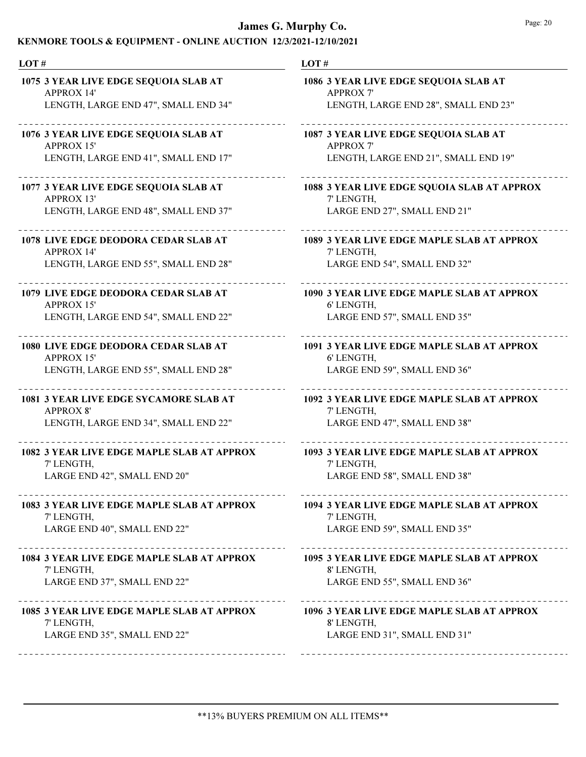| LOT # | |
|---|---|
| 1075 | 3 YEAR LIVE EDGE SEQUOIA SLAB AT APPROX 14' LENGTH, LARGE END 47", SMALL END 34" |
| 1076 | 3 YEAR LIVE EDGE SEQUOIA SLAB AT APPROX 15' LENGTH, LARGE END 41", SMALL END 17" |
| 1077 | 3 YEAR LIVE EDGE SEQUOIA SLAB AT APPROX 13' LENGTH, LARGE END 48", SMALL END 37" |
| 1078 | LIVE EDGE DEODORA CEDAR SLAB AT APPROX 14' LENGTH, LARGE END 55", SMALL END 28" |
| 1079 | LIVE EDGE DEODORA CEDAR SLAB AT APPROX 15' LENGTH, LARGE END 54", SMALL END 22" |
| 1080 | LIVE EDGE DEODORA CEDAR SLAB AT APPROX 15' LENGTH, LARGE END 55", SMALL END 28" |
| 1081 | 3 YEAR LIVE EDGE SYCAMORE SLAB AT APPROX 8' LENGTH, LARGE END 34", SMALL END 22" |
| 1082 | 3 YEAR LIVE EDGE MAPLE SLAB AT APPROX 7' LENGTH, LARGE END 42", SMALL END 20" |
| 1083 | 3 YEAR LIVE EDGE MAPLE SLAB AT APPROX 7' LENGTH, LARGE END 40", SMALL END 22" |
| 1084 | 3 YEAR LIVE EDGE MAPLE SLAB AT APPROX 7' LENGTH, LARGE END 37", SMALL END 22" |
| 1085 | 3 YEAR LIVE EDGE MAPLE SLAB AT APPROX 7' LENGTH, LARGE END 35", SMALL END 22" |
| 1086 | 3 YEAR LIVE EDGE SEQUOIA SLAB AT APPROX 7' LENGTH, LARGE END 28", SMALL END 23" |
| 1087 | 3 YEAR LIVE EDGE SEQUOIA SLAB AT APPROX 7' LENGTH, LARGE END 21", SMALL END 19" |
| 1088 | 3 YEAR LIVE EDGE SQUOIA SLAB AT APPROX 7' LENGTH, LARGE END 27", SMALL END 21" |
| 1089 | 3 YEAR LIVE EDGE MAPLE SLAB AT APPROX 7' LENGTH, LARGE END 54", SMALL END 32" |
| 1090 | 3 YEAR LIVE EDGE MAPLE SLAB AT APPROX 6' LENGTH, LARGE END 57", SMALL END 35" |
| 1091 | 3 YEAR LIVE EDGE MAPLE SLAB AT APPROX 6' LENGTH, LARGE END 59", SMALL END 36" |
| 1092 | 3 YEAR LIVE EDGE MAPLE SLAB AT APPROX 7' LENGTH, LARGE END 47", SMALL END 38" |
| 1093 | 3 YEAR LIVE EDGE MAPLE SLAB AT APPROX 7' LENGTH, LARGE END 58", SMALL END 38" |
| 1094 | 3 YEAR LIVE EDGE MAPLE SLAB AT APPROX 7' LENGTH, LARGE END 59", SMALL END 35" |
| 1095 | 3 YEAR LIVE EDGE MAPLE SLAB AT APPROX 8' LENGTH, LARGE END 55", SMALL END 36" |
| 1096 | 3 YEAR LIVE EDGE MAPLE SLAB AT APPROX 8' LENGTH, LARGE END 31", SMALL END 31" |

**13% BUYERS PREMIUM ON ALL ITEMS**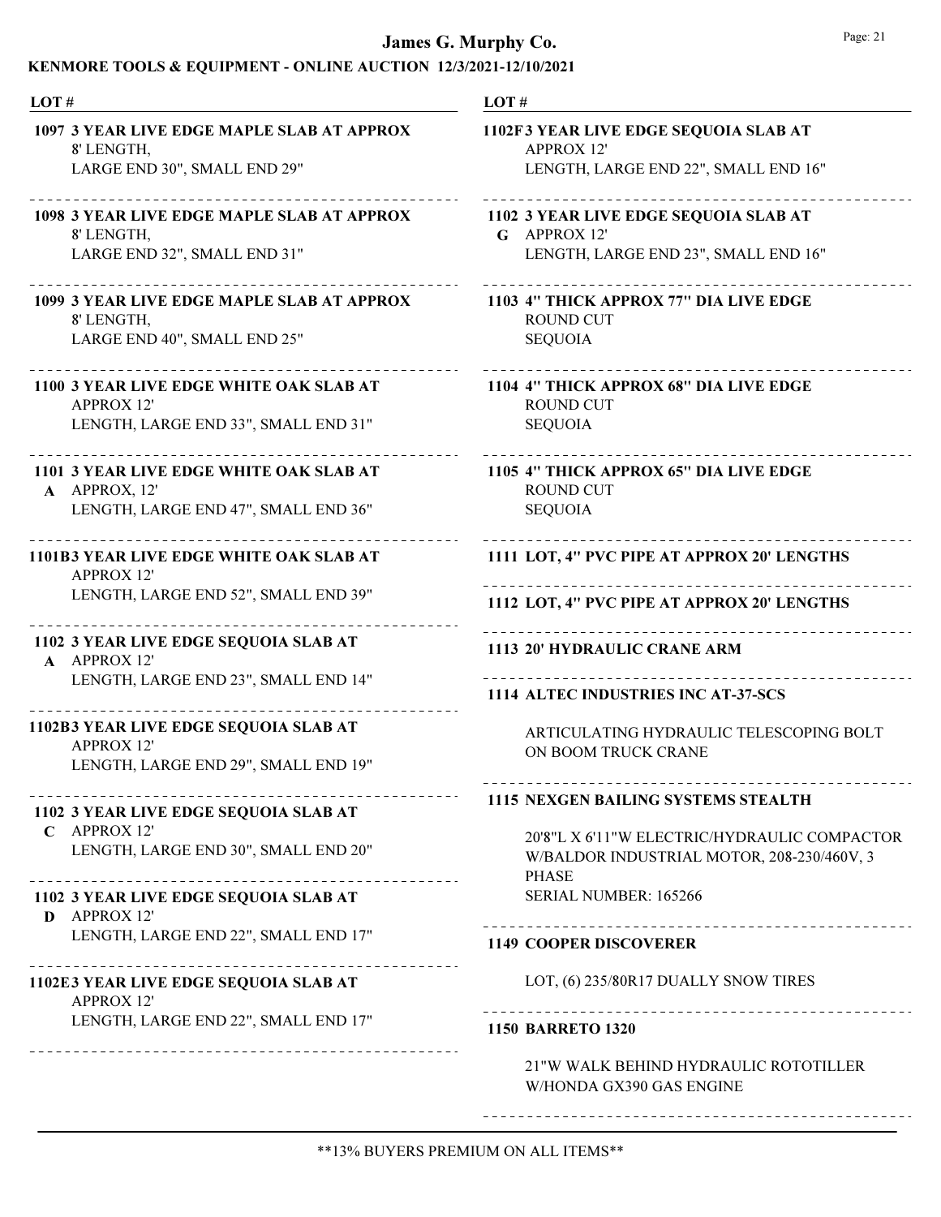**LOT #**

**1097 3 YEAR LIVE EDGE MAPLE SLAB AT APPROX**
8' LENGTH,
LARGE END 30", SMALL END 29"

**1098 3 YEAR LIVE EDGE MAPLE SLAB AT APPROX**
8' LENGTH,
LARGE END 32", SMALL END 31"

**1099 3 YEAR LIVE EDGE MAPLE SLAB AT APPROX**
8' LENGTH,
LARGE END 40", SMALL END 25"

**1100 3 YEAR LIVE EDGE WHITE OAK SLAB AT**
APPROX 12'
LENGTH, LARGE END 33", SMALL END 31"

**1101 A 3 YEAR LIVE EDGE WHITE OAK SLAB AT**
APPROX, 12'
LENGTH, LARGE END 47", SMALL END 36"

**1101B 3 YEAR LIVE EDGE WHITE OAK SLAB AT**
APPROX 12'
LENGTH, LARGE END 52", SMALL END 39"

**1102 A 3 YEAR LIVE EDGE SEQUOIA SLAB AT**
APPROX 12'
LENGTH, LARGE END 23", SMALL END 14"

**1102B 3 YEAR LIVE EDGE SEQUOIA SLAB AT**
APPROX 12'
LENGTH, LARGE END 29", SMALL END 19"

**1102 C 3 YEAR LIVE EDGE SEQUOIA SLAB AT**
APPROX 12'
LENGTH, LARGE END 30", SMALL END 20"

**1102 D 3 YEAR LIVE EDGE SEQUOIA SLAB AT**
APPROX 12'
LENGTH, LARGE END 22", SMALL END 17"

**1102E 3 YEAR LIVE EDGE SEQUOIA SLAB AT**
APPROX 12'
LENGTH, LARGE END 22", SMALL END 17"

**1102F 3 YEAR LIVE EDGE SEQUOIA SLAB AT**
APPROX 12'
LENGTH, LARGE END 22", SMALL END 16"

**1102 G 3 YEAR LIVE EDGE SEQUOIA SLAB AT**
APPROX 12'
LENGTH, LARGE END 23", SMALL END 16"

**1103 4" THICK APPROX 77" DIA LIVE EDGE**
ROUND CUT
SEQUOIA

**1104 4" THICK APPROX 68" DIA LIVE EDGE**
ROUND CUT
SEQUOIA

**1105 4" THICK APPROX 65" DIA LIVE EDGE**
ROUND CUT
SEQUOIA

**1111 LOT, 4" PVC PIPE AT APPROX 20' LENGTHS**

**1112 LOT, 4" PVC PIPE AT APPROX 20' LENGTHS**

**1113 20' HYDRAULIC CRANE ARM**

**1114 ALTEC INDUSTRIES INC AT-37-SCS**

ARTICULATING HYDRAULIC TELESCOPING BOLT ON BOOM TRUCK CRANE

**1115 NEXGEN BAILING SYSTEMS STEALTH**

20'8"L X 6'11"W ELECTRIC/HYDRAULIC COMPACTOR W/BALDOR INDUSTRIAL MOTOR, 208-230/460V, 3 PHASE
SERIAL NUMBER: 165266

**1149 COOPER DISCOVERER**

LOT, (6) 235/80R17 DUALLY SNOW TIRES

**1150 BARRETO 1320**

21"W WALK BEHIND HYDRAULIC ROTOTILLER W/HONDA GX390 GAS ENGINE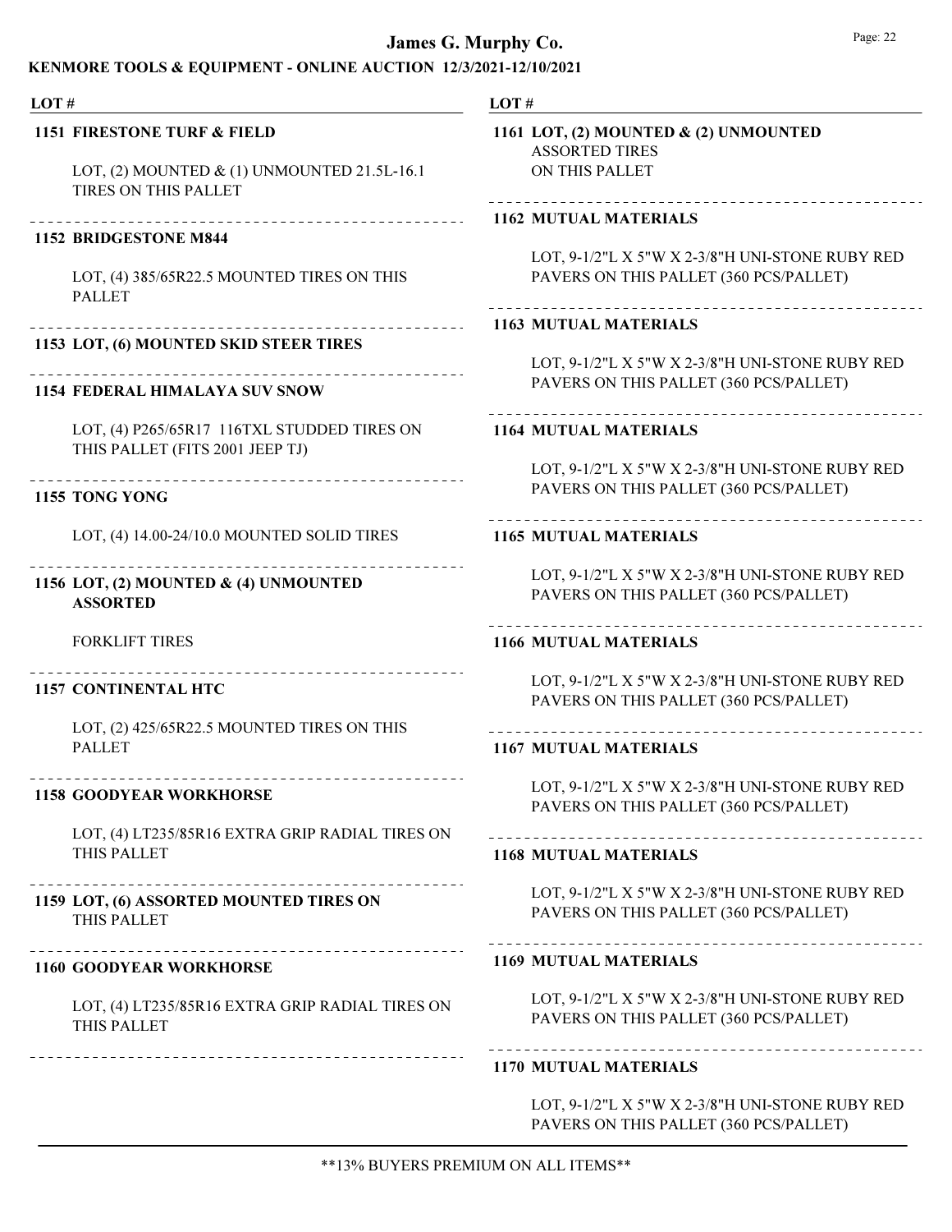**LOT #**

**1151 FIRESTONE TURF & FIELD**

LOT, (2) MOUNTED & (1) UNMOUNTED 21.5L-16.1 TIRES ON THIS PALLET

**1152 BRIDGESTONE M844**

LOT, (4) 385/65R22.5 MOUNTED TIRES ON THIS PALLET

**1153 LOT, (6) MOUNTED SKID STEER TIRES**

**1154 FEDERAL HIMALAYA SUV SNOW**

LOT, (4) P265/65R17 116TXL STUDDED TIRES ON THIS PALLET (FITS 2001 JEEP TJ)

**1155 TONG YONG**

LOT, (4) 14.00-24/10.0 MOUNTED SOLID TIRES

**1156 LOT, (2) MOUNTED & (4) UNMOUNTED ASSORTED**

FORKLIFT TIRES

**1157 CONTINENTAL HTC**

LOT, (2) 425/65R22.5 MOUNTED TIRES ON THIS PALLET

**1158 GOODYEAR WORKHORSE**

LOT, (4) LT235/85R16 EXTRA GRIP RADIAL TIRES ON THIS PALLET

**1159 LOT, (6) ASSORTED MOUNTED TIRES ON** THIS PALLET

**1160 GOODYEAR WORKHORSE**

LOT, (4) LT235/85R16 EXTRA GRIP RADIAL TIRES ON THIS PALLET

**LOT #**

**1161 LOT, (2) MOUNTED & (2) UNMOUNTED** ASSORTED TIRES ON THIS PALLET

**1162 MUTUAL MATERIALS**

LOT, 9-1/2"L X 5"W X 2-3/8"H UNI-STONE RUBY RED PAVERS ON THIS PALLET (360 PCS/PALLET)

**1163 MUTUAL MATERIALS**

LOT, 9-1/2"L X 5"W X 2-3/8"H UNI-STONE RUBY RED PAVERS ON THIS PALLET (360 PCS/PALLET)

**1164 MUTUAL MATERIALS**

LOT, 9-1/2"L X 5"W X 2-3/8"H UNI-STONE RUBY RED PAVERS ON THIS PALLET (360 PCS/PALLET)

**1165 MUTUAL MATERIALS**

LOT, 9-1/2"L X 5"W X 2-3/8"H UNI-STONE RUBY RED PAVERS ON THIS PALLET (360 PCS/PALLET)

**1166 MUTUAL MATERIALS**

LOT, 9-1/2"L X 5"W X 2-3/8"H UNI-STONE RUBY RED PAVERS ON THIS PALLET (360 PCS/PALLET)

**1167 MUTUAL MATERIALS**

LOT, 9-1/2"L X 5"W X 2-3/8"H UNI-STONE RUBY RED PAVERS ON THIS PALLET (360 PCS/PALLET)

**1168 MUTUAL MATERIALS**

LOT, 9-1/2"L X 5"W X 2-3/8"H UNI-STONE RUBY RED PAVERS ON THIS PALLET (360 PCS/PALLET)

**1169 MUTUAL MATERIALS**

LOT, 9-1/2"L X 5"W X 2-3/8"H UNI-STONE RUBY RED PAVERS ON THIS PALLET (360 PCS/PALLET)

**1170 MUTUAL MATERIALS**

LOT, 9-1/2"L X 5"W X 2-3/8"H UNI-STONE RUBY RED PAVERS ON THIS PALLET (360 PCS/PALLET)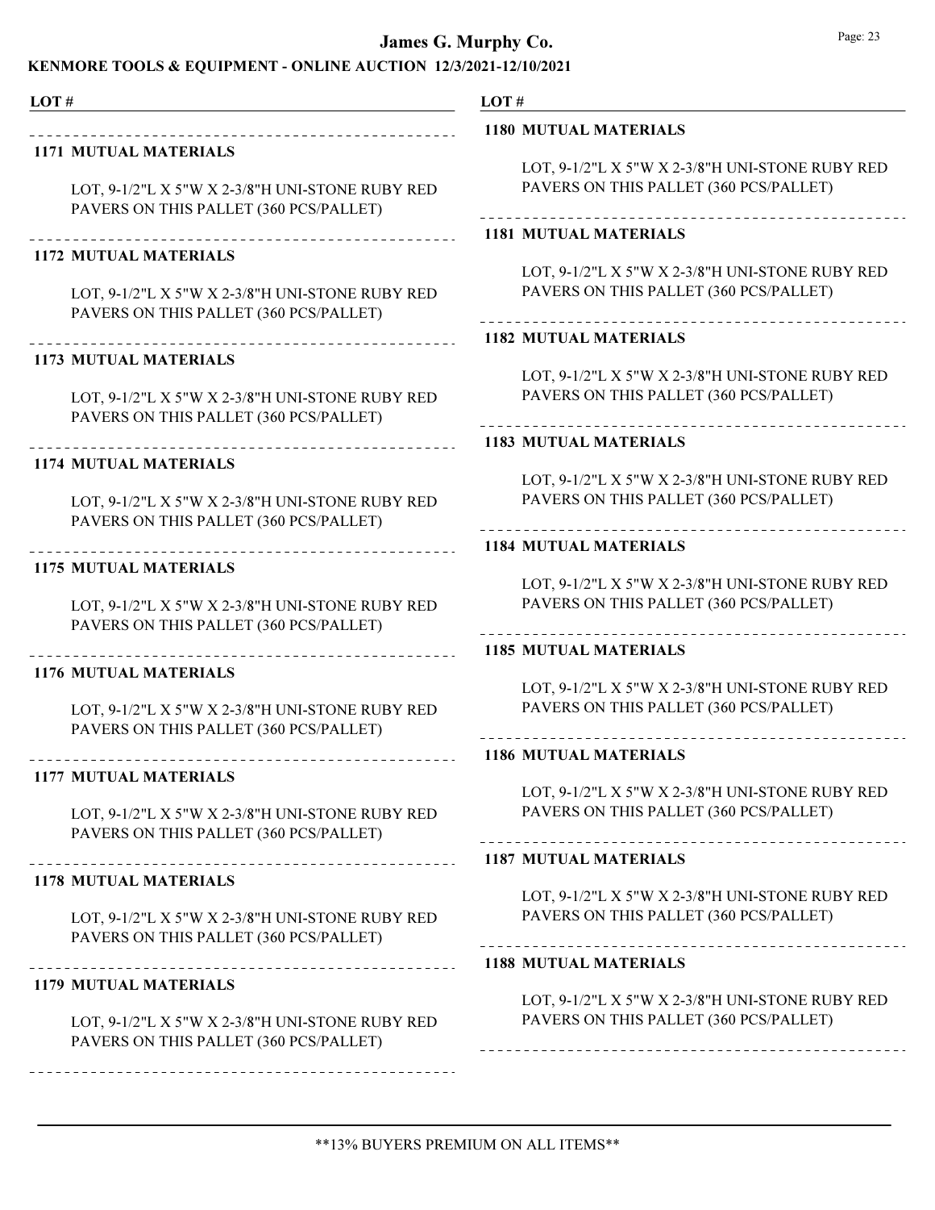| LOT # | |
|---|---|

**1171 MUTUAL MATERIALS**

LOT, 9-1/2"L X 5"W X 2-3/8"H UNI-STONE RUBY RED PAVERS ON THIS PALLET (360 PCS/PALLET)

**1172 MUTUAL MATERIALS**

LOT, 9-1/2"L X 5"W X 2-3/8"H UNI-STONE RUBY RED PAVERS ON THIS PALLET (360 PCS/PALLET)

**1173 MUTUAL MATERIALS**

LOT, 9-1/2"L X 5"W X 2-3/8"H UNI-STONE RUBY RED PAVERS ON THIS PALLET (360 PCS/PALLET)

**1174 MUTUAL MATERIALS**

LOT, 9-1/2"L X 5"W X 2-3/8"H UNI-STONE RUBY RED PAVERS ON THIS PALLET (360 PCS/PALLET)

**1175 MUTUAL MATERIALS**

LOT, 9-1/2"L X 5"W X 2-3/8"H UNI-STONE RUBY RED PAVERS ON THIS PALLET (360 PCS/PALLET)

**1176 MUTUAL MATERIALS**

LOT, 9-1/2"L X 5"W X 2-3/8"H UNI-STONE RUBY RED PAVERS ON THIS PALLET (360 PCS/PALLET)

**1177 MUTUAL MATERIALS**

LOT, 9-1/2"L X 5"W X 2-3/8"H UNI-STONE RUBY RED PAVERS ON THIS PALLET (360 PCS/PALLET)

**1178 MUTUAL MATERIALS**

LOT, 9-1/2"L X 5"W X 2-3/8"H UNI-STONE RUBY RED PAVERS ON THIS PALLET (360 PCS/PALLET)

**1179 MUTUAL MATERIALS**

LOT, 9-1/2"L X 5"W X 2-3/8"H UNI-STONE RUBY RED PAVERS ON THIS PALLET (360 PCS/PALLET)

**1180 MUTUAL MATERIALS**

LOT, 9-1/2"L X 5"W X 2-3/8"H UNI-STONE RUBY RED PAVERS ON THIS PALLET (360 PCS/PALLET)

**1181 MUTUAL MATERIALS**

LOT, 9-1/2"L X 5"W X 2-3/8"H UNI-STONE RUBY RED PAVERS ON THIS PALLET (360 PCS/PALLET)

**1182 MUTUAL MATERIALS**

LOT, 9-1/2"L X 5"W X 2-3/8"H UNI-STONE RUBY RED PAVERS ON THIS PALLET (360 PCS/PALLET)

**1183 MUTUAL MATERIALS**

LOT, 9-1/2"L X 5"W X 2-3/8"H UNI-STONE RUBY RED PAVERS ON THIS PALLET (360 PCS/PALLET)

**1184 MUTUAL MATERIALS**

LOT, 9-1/2"L X 5"W X 2-3/8"H UNI-STONE RUBY RED PAVERS ON THIS PALLET (360 PCS/PALLET)

**1185 MUTUAL MATERIALS**

LOT, 9-1/2"L X 5"W X 2-3/8"H UNI-STONE RUBY RED PAVERS ON THIS PALLET (360 PCS/PALLET)

**1186 MUTUAL MATERIALS**

LOT, 9-1/2"L X 5"W X 2-3/8"H UNI-STONE RUBY RED PAVERS ON THIS PALLET (360 PCS/PALLET)

**1187 MUTUAL MATERIALS**

LOT, 9-1/2"L X 5"W X 2-3/8"H UNI-STONE RUBY RED PAVERS ON THIS PALLET (360 PCS/PALLET)

**1188 MUTUAL MATERIALS**

LOT, 9-1/2"L X 5"W X 2-3/8"H UNI-STONE RUBY RED PAVERS ON THIS PALLET (360 PCS/PALLET)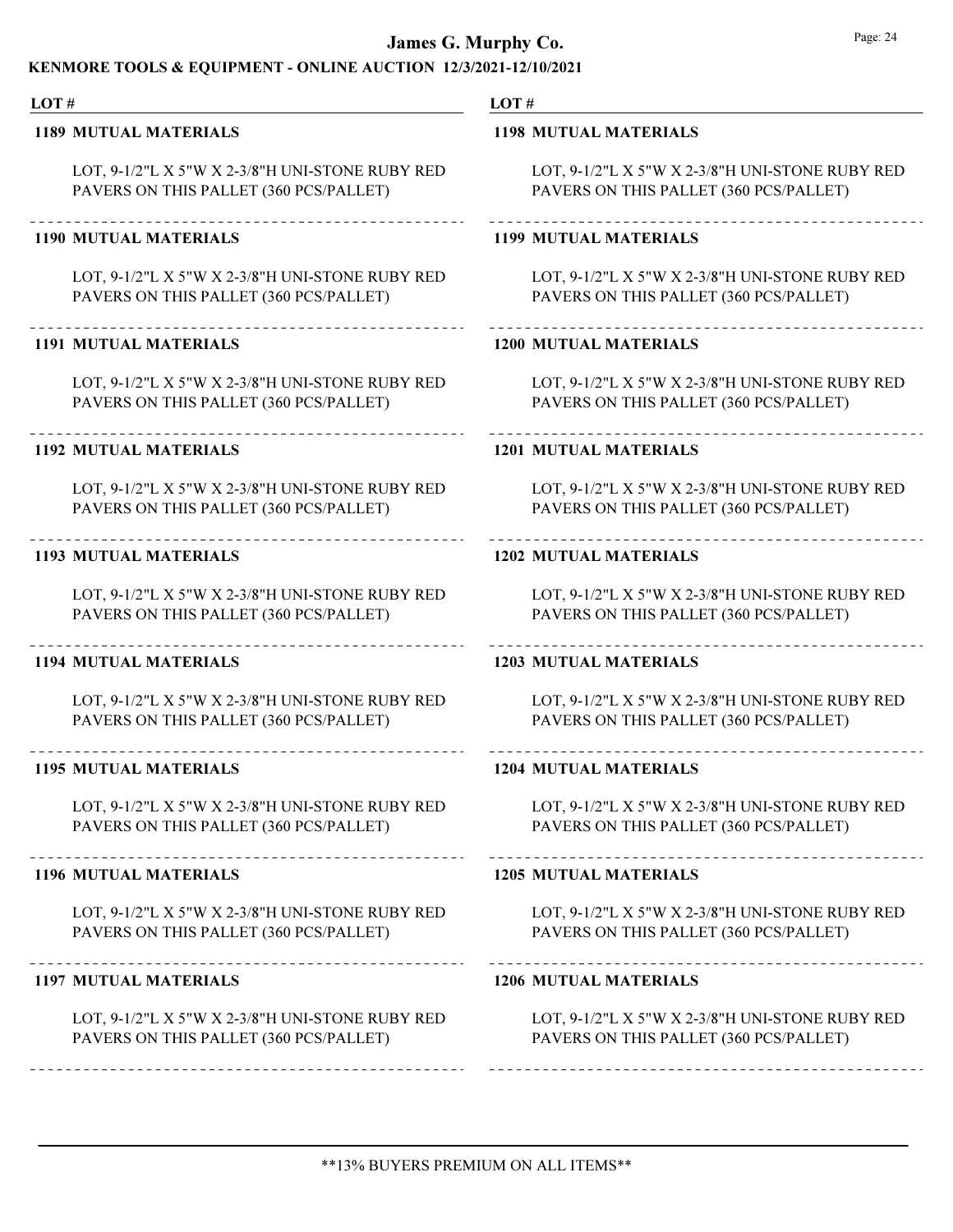**LOT #**

**1189 MUTUAL MATERIALS**

LOT, 9-1/2"L X 5"W X 2-3/8"H UNI-STONE RUBY RED PAVERS ON THIS PALLET (360 PCS/PALLET)

**1190 MUTUAL MATERIALS**

LOT, 9-1/2"L X 5"W X 2-3/8"H UNI-STONE RUBY RED PAVERS ON THIS PALLET (360 PCS/PALLET)

**1191 MUTUAL MATERIALS**

LOT, 9-1/2"L X 5"W X 2-3/8"H UNI-STONE RUBY RED PAVERS ON THIS PALLET (360 PCS/PALLET)

**1192 MUTUAL MATERIALS**

LOT, 9-1/2"L X 5"W X 2-3/8"H UNI-STONE RUBY RED PAVERS ON THIS PALLET (360 PCS/PALLET)

**1193 MUTUAL MATERIALS**

LOT, 9-1/2"L X 5"W X 2-3/8"H UNI-STONE RUBY RED PAVERS ON THIS PALLET (360 PCS/PALLET)

**1194 MUTUAL MATERIALS**

LOT, 9-1/2"L X 5"W X 2-3/8"H UNI-STONE RUBY RED PAVERS ON THIS PALLET (360 PCS/PALLET)

**1195 MUTUAL MATERIALS**

LOT, 9-1/2"L X 5"W X 2-3/8"H UNI-STONE RUBY RED PAVERS ON THIS PALLET (360 PCS/PALLET)

**1196 MUTUAL MATERIALS**

LOT, 9-1/2"L X 5"W X 2-3/8"H UNI-STONE RUBY RED PAVERS ON THIS PALLET (360 PCS/PALLET)

**1197 MUTUAL MATERIALS**

LOT, 9-1/2"L X 5"W X 2-3/8"H UNI-STONE RUBY RED PAVERS ON THIS PALLET (360 PCS/PALLET)

**1198 MUTUAL MATERIALS**

LOT, 9-1/2"L X 5"W X 2-3/8"H UNI-STONE RUBY RED PAVERS ON THIS PALLET (360 PCS/PALLET)

**1199 MUTUAL MATERIALS**

LOT, 9-1/2"L X 5"W X 2-3/8"H UNI-STONE RUBY RED PAVERS ON THIS PALLET (360 PCS/PALLET)

**1200 MUTUAL MATERIALS**

LOT, 9-1/2"L X 5"W X 2-3/8"H UNI-STONE RUBY RED PAVERS ON THIS PALLET (360 PCS/PALLET)

**1201 MUTUAL MATERIALS**

LOT, 9-1/2"L X 5"W X 2-3/8"H UNI-STONE RUBY RED PAVERS ON THIS PALLET (360 PCS/PALLET)

**1202 MUTUAL MATERIALS**

LOT, 9-1/2"L X 5"W X 2-3/8"H UNI-STONE RUBY RED PAVERS ON THIS PALLET (360 PCS/PALLET)

**1203 MUTUAL MATERIALS**

LOT, 9-1/2"L X 5"W X 2-3/8"H UNI-STONE RUBY RED PAVERS ON THIS PALLET (360 PCS/PALLET)

**1204 MUTUAL MATERIALS**

LOT, 9-1/2"L X 5"W X 2-3/8"H UNI-STONE RUBY RED PAVERS ON THIS PALLET (360 PCS/PALLET)

**1205 MUTUAL MATERIALS**

LOT, 9-1/2"L X 5"W X 2-3/8"H UNI-STONE RUBY RED PAVERS ON THIS PALLET (360 PCS/PALLET)

**1206 MUTUAL MATERIALS**

LOT, 9-1/2"L X 5"W X 2-3/8"H UNI-STONE RUBY RED PAVERS ON THIS PALLET (360 PCS/PALLET)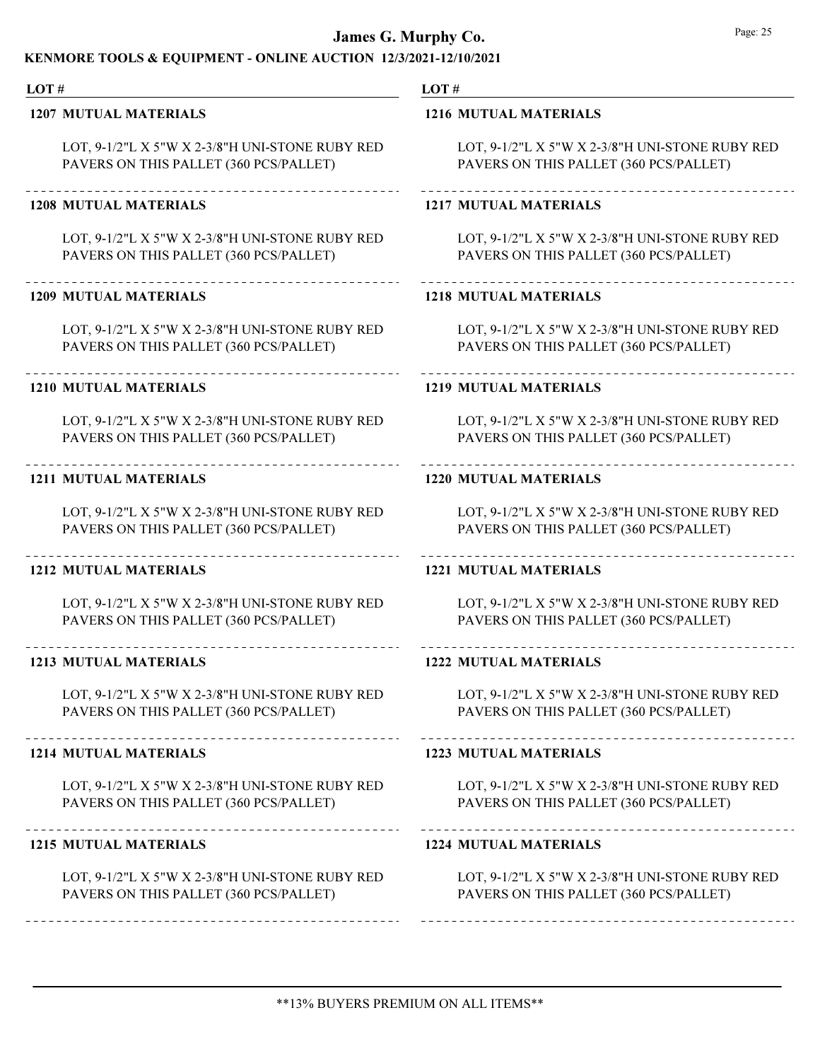**1207 MUTUAL MATERIALS**

LOT, 9-1/2"L X 5"W X 2-3/8"H UNI-STONE RUBY RED PAVERS ON THIS PALLET (360 PCS/PALLET)

**1208 MUTUAL MATERIALS**

LOT, 9-1/2"L X 5"W X 2-3/8"H UNI-STONE RUBY RED PAVERS ON THIS PALLET (360 PCS/PALLET)

**1209 MUTUAL MATERIALS**

LOT, 9-1/2"L X 5"W X 2-3/8"H UNI-STONE RUBY RED PAVERS ON THIS PALLET (360 PCS/PALLET)

**1210 MUTUAL MATERIALS**

LOT, 9-1/2"L X 5"W X 2-3/8"H UNI-STONE RUBY RED PAVERS ON THIS PALLET (360 PCS/PALLET)

**1211 MUTUAL MATERIALS**

LOT, 9-1/2"L X 5"W X 2-3/8"H UNI-STONE RUBY RED PAVERS ON THIS PALLET (360 PCS/PALLET)

**1212 MUTUAL MATERIALS**

LOT, 9-1/2"L X 5"W X 2-3/8"H UNI-STONE RUBY RED PAVERS ON THIS PALLET (360 PCS/PALLET)

**1213 MUTUAL MATERIALS**

LOT, 9-1/2"L X 5"W X 2-3/8"H UNI-STONE RUBY RED PAVERS ON THIS PALLET (360 PCS/PALLET)

**1214 MUTUAL MATERIALS**

LOT, 9-1/2"L X 5"W X 2-3/8"H UNI-STONE RUBY RED PAVERS ON THIS PALLET (360 PCS/PALLET)

**1215 MUTUAL MATERIALS**

LOT, 9-1/2"L X 5"W X 2-3/8"H UNI-STONE RUBY RED PAVERS ON THIS PALLET (360 PCS/PALLET)

**1216 MUTUAL MATERIALS**

LOT, 9-1/2"L X 5"W X 2-3/8"H UNI-STONE RUBY RED PAVERS ON THIS PALLET (360 PCS/PALLET)

**1217 MUTUAL MATERIALS**

LOT, 9-1/2"L X 5"W X 2-3/8"H UNI-STONE RUBY RED PAVERS ON THIS PALLET (360 PCS/PALLET)

**1218 MUTUAL MATERIALS**

LOT, 9-1/2"L X 5"W X 2-3/8"H UNI-STONE RUBY RED PAVERS ON THIS PALLET (360 PCS/PALLET)

**1219 MUTUAL MATERIALS**

LOT, 9-1/2"L X 5"W X 2-3/8"H UNI-STONE RUBY RED PAVERS ON THIS PALLET (360 PCS/PALLET)

**1220 MUTUAL MATERIALS**

LOT, 9-1/2"L X 5"W X 2-3/8"H UNI-STONE RUBY RED PAVERS ON THIS PALLET (360 PCS/PALLET)

**1221 MUTUAL MATERIALS**

LOT, 9-1/2"L X 5"W X 2-3/8"H UNI-STONE RUBY RED PAVERS ON THIS PALLET (360 PCS/PALLET)

**1222 MUTUAL MATERIALS**

LOT, 9-1/2"L X 5"W X 2-3/8"H UNI-STONE RUBY RED PAVERS ON THIS PALLET (360 PCS/PALLET)

**1223 MUTUAL MATERIALS**

LOT, 9-1/2"L X 5"W X 2-3/8"H UNI-STONE RUBY RED PAVERS ON THIS PALLET (360 PCS/PALLET)

**1224 MUTUAL MATERIALS**

LOT, 9-1/2"L X 5"W X 2-3/8"H UNI-STONE RUBY RED PAVERS ON THIS PALLET (360 PCS/PALLET)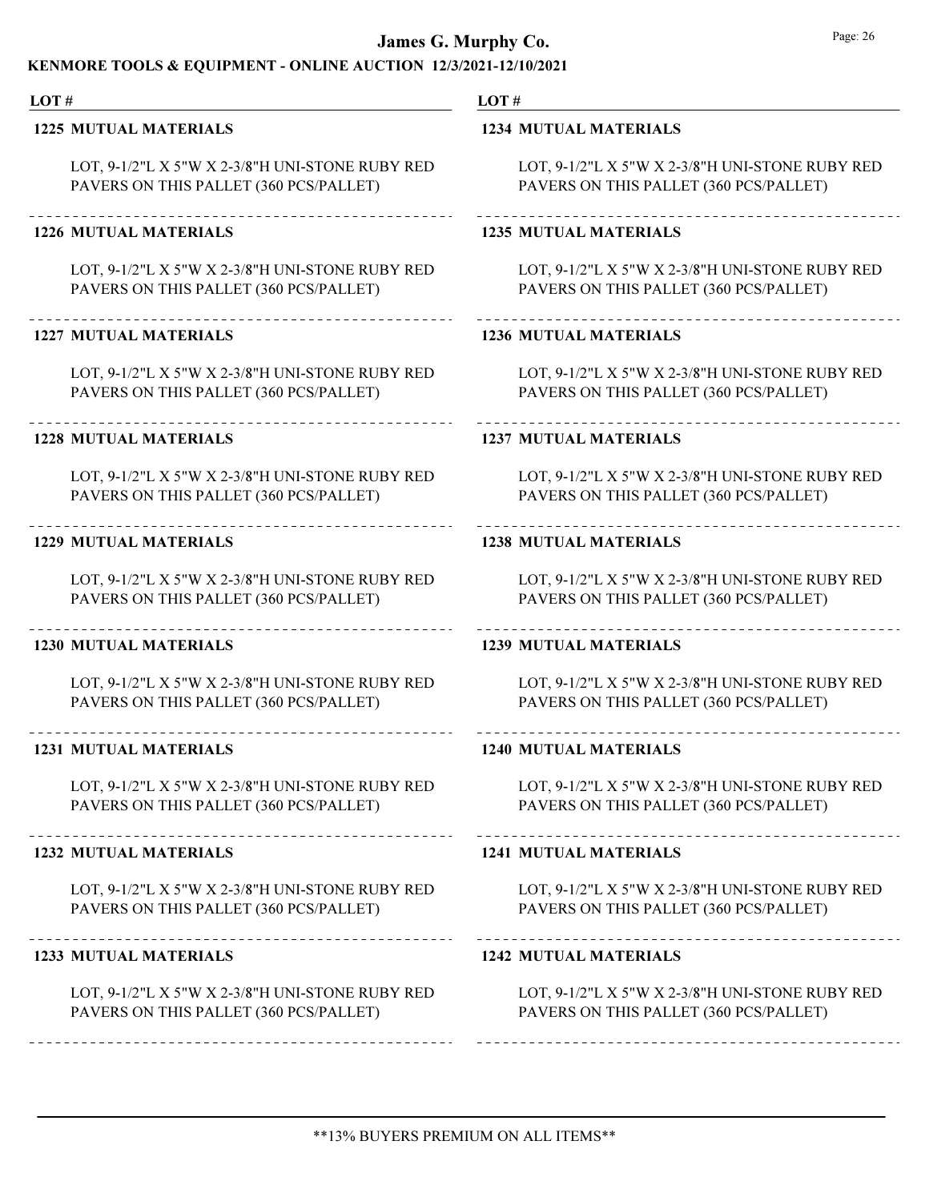**LOT #**

**1225 MUTUAL MATERIALS**

LOT, 9-1/2"L X 5"W X 2-3/8"H UNI-STONE RUBY RED PAVERS ON THIS PALLET (360 PCS/PALLET)

**1226 MUTUAL MATERIALS**

LOT, 9-1/2"L X 5"W X 2-3/8"H UNI-STONE RUBY RED PAVERS ON THIS PALLET (360 PCS/PALLET)

**1227 MUTUAL MATERIALS**

LOT, 9-1/2"L X 5"W X 2-3/8"H UNI-STONE RUBY RED PAVERS ON THIS PALLET (360 PCS/PALLET)

**1228 MUTUAL MATERIALS**

LOT, 9-1/2"L X 5"W X 2-3/8"H UNI-STONE RUBY RED PAVERS ON THIS PALLET (360 PCS/PALLET)

**1229 MUTUAL MATERIALS**

LOT, 9-1/2"L X 5"W X 2-3/8"H UNI-STONE RUBY RED PAVERS ON THIS PALLET (360 PCS/PALLET)

**1230 MUTUAL MATERIALS**

LOT, 9-1/2"L X 5"W X 2-3/8"H UNI-STONE RUBY RED PAVERS ON THIS PALLET (360 PCS/PALLET)

**1231 MUTUAL MATERIALS**

LOT, 9-1/2"L X 5"W X 2-3/8"H UNI-STONE RUBY RED PAVERS ON THIS PALLET (360 PCS/PALLET)

**1232 MUTUAL MATERIALS**

LOT, 9-1/2"L X 5"W X 2-3/8"H UNI-STONE RUBY RED PAVERS ON THIS PALLET (360 PCS/PALLET)

**1233 MUTUAL MATERIALS**

LOT, 9-1/2"L X 5"W X 2-3/8"H UNI-STONE RUBY RED PAVERS ON THIS PALLET (360 PCS/PALLET)

**1234 MUTUAL MATERIALS**

LOT, 9-1/2"L X 5"W X 2-3/8"H UNI-STONE RUBY RED PAVERS ON THIS PALLET (360 PCS/PALLET)

**1235 MUTUAL MATERIALS**

LOT, 9-1/2"L X 5"W X 2-3/8"H UNI-STONE RUBY RED PAVERS ON THIS PALLET (360 PCS/PALLET)

**1236 MUTUAL MATERIALS**

LOT, 9-1/2"L X 5"W X 2-3/8"H UNI-STONE RUBY RED PAVERS ON THIS PALLET (360 PCS/PALLET)

**1237 MUTUAL MATERIALS**

LOT, 9-1/2"L X 5"W X 2-3/8"H UNI-STONE RUBY RED PAVERS ON THIS PALLET (360 PCS/PALLET)

**1238 MUTUAL MATERIALS**

LOT, 9-1/2"L X 5"W X 2-3/8"H UNI-STONE RUBY RED PAVERS ON THIS PALLET (360 PCS/PALLET)

**1239 MUTUAL MATERIALS**

LOT, 9-1/2"L X 5"W X 2-3/8"H UNI-STONE RUBY RED PAVERS ON THIS PALLET (360 PCS/PALLET)

**1240 MUTUAL MATERIALS**

LOT, 9-1/2"L X 5"W X 2-3/8"H UNI-STONE RUBY RED PAVERS ON THIS PALLET (360 PCS/PALLET)

**1241 MUTUAL MATERIALS**

LOT, 9-1/2"L X 5"W X 2-3/8"H UNI-STONE RUBY RED PAVERS ON THIS PALLET (360 PCS/PALLET)

**1242 MUTUAL MATERIALS**

LOT, 9-1/2"L X 5"W X 2-3/8"H UNI-STONE RUBY RED PAVERS ON THIS PALLET (360 PCS/PALLET)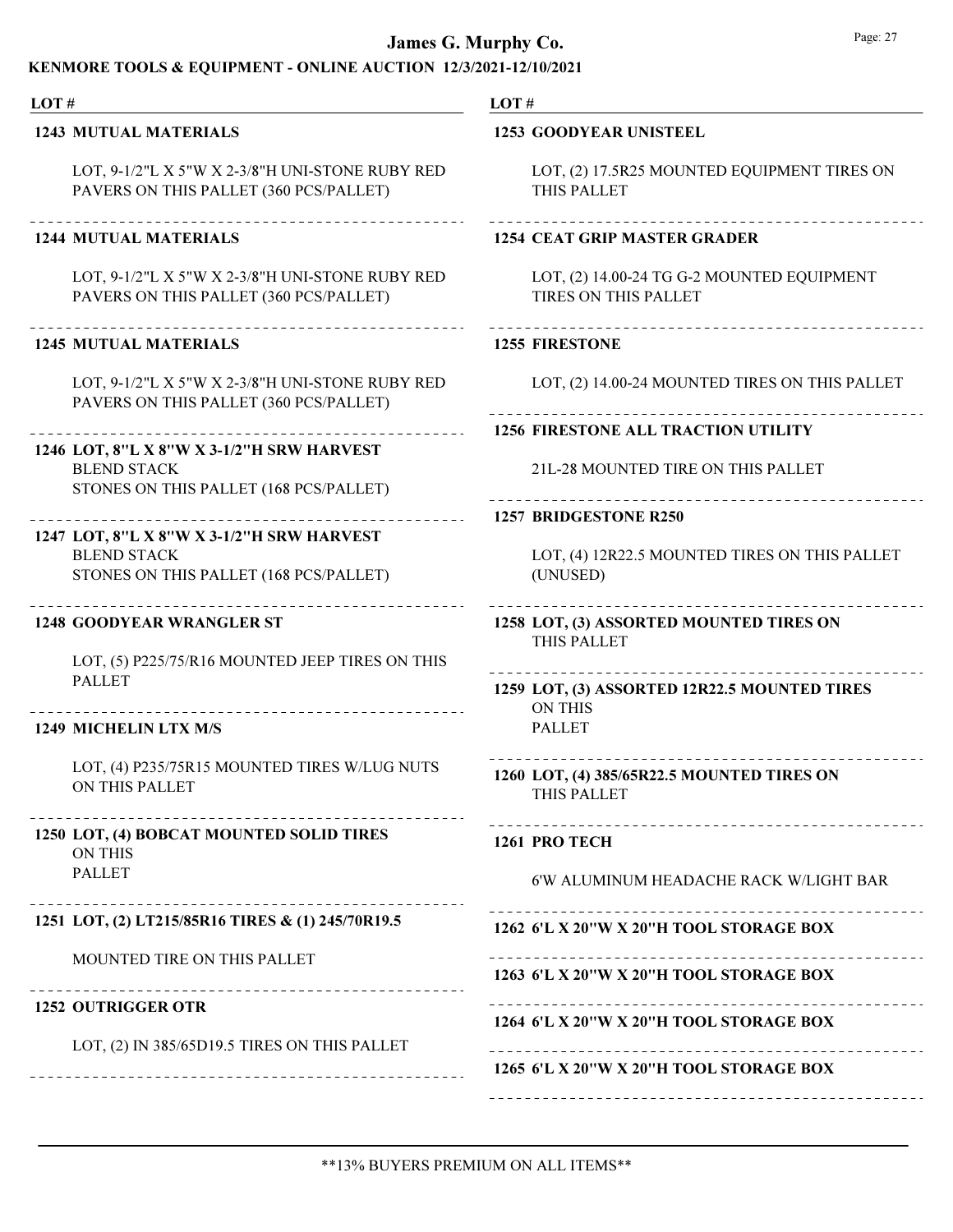## James G. Murphy Co.

### KENMORE TOOLS & EQUIPMENT - ONLINE AUCTION 12/3/2021-12/10/2021

| LOT # | |
|---|---|
| **1243** | **MUTUAL MATERIALS** |
| | LOT, 9-1/2"L X 5"W X 2-3/8"H UNI-STONE RUBY RED PAVERS ON THIS PALLET (360 PCS/PALLET) |
| **1244** | **MUTUAL MATERIALS** |
| | LOT, 9-1/2"L X 5"W X 2-3/8"H UNI-STONE RUBY RED PAVERS ON THIS PALLET (360 PCS/PALLET) |
| **1245** | **MUTUAL MATERIALS** |
| | LOT, 9-1/2"L X 5"W X 2-3/8"H UNI-STONE RUBY RED PAVERS ON THIS PALLET (360 PCS/PALLET) |
| **1246** | **LOT, 8"L X 8"W X 3-1/2"H SRW HARVEST** BLEND STACK STONES ON THIS PALLET (168 PCS/PALLET) |
| **1247** | **LOT, 8"L X 8"W X 3-1/2"H SRW HARVEST** BLEND STACK STONES ON THIS PALLET (168 PCS/PALLET) |
| **1248** | **GOODYEAR WRANGLER ST** |
| | LOT, (5) P225/75/R16 MOUNTED JEEP TIRES ON THIS PALLET |
| **1249** | **MICHELIN LTX M/S** |
| | LOT, (4) P235/75R15 MOUNTED TIRES W/LUG NUTS ON THIS PALLET |
| **1250** | **LOT, (4) BOBCAT MOUNTED SOLID TIRES** ON THIS PALLET |
| **1251** | **LOT, (2) LT215/85R16 TIRES & (1) 245/70R19.5** |
| | MOUNTED TIRE ON THIS PALLET |
| **1252** | **OUTRIGGER OTR** |
| | LOT, (2) IN 385/65D19.5 TIRES ON THIS PALLET |
| **1253** | **GOODYEAR UNISTEEL** |
| | LOT, (2) 17.5R25 MOUNTED EQUIPMENT TIRES ON THIS PALLET |
| **1254** | **CEAT GRIP MASTER GRADER** |
| | LOT, (2) 14.00-24 TG G-2 MOUNTED EQUIPMENT TIRES ON THIS PALLET |
| **1255** | **FIRESTONE** |
| | LOT, (2) 14.00-24 MOUNTED TIRES ON THIS PALLET |
| **1256** | **FIRESTONE ALL TRACTION UTILITY** |
| | 21L-28 MOUNTED TIRE ON THIS PALLET |
| **1257** | **BRIDGESTONE R250** |
| | LOT, (4) 12R22.5 MOUNTED TIRES ON THIS PALLET (UNUSED) |
| **1258** | **LOT, (3) ASSORTED MOUNTED TIRES ON** THIS PALLET |
| **1259** | **LOT, (3) ASSORTED 12R22.5 MOUNTED TIRES** ON THIS PALLET |
| **1260** | **LOT, (4) 385/65R22.5 MOUNTED TIRES ON** THIS PALLET |
| **1261** | **PRO TECH** |
| | 6'W ALUMINUM HEADACHE RACK W/LIGHT BAR |
| **1262** | **6'L X 20"W X 20"H TOOL STORAGE BOX** |
| **1263** | **6'L X 20"W X 20"H TOOL STORAGE BOX** |
| **1264** | **6'L X 20"W X 20"H TOOL STORAGE BOX** |
| **1265** | **6'L X 20"W X 20"H TOOL STORAGE BOX** |

**13% BUYERS PREMIUM ON ALL ITEMS**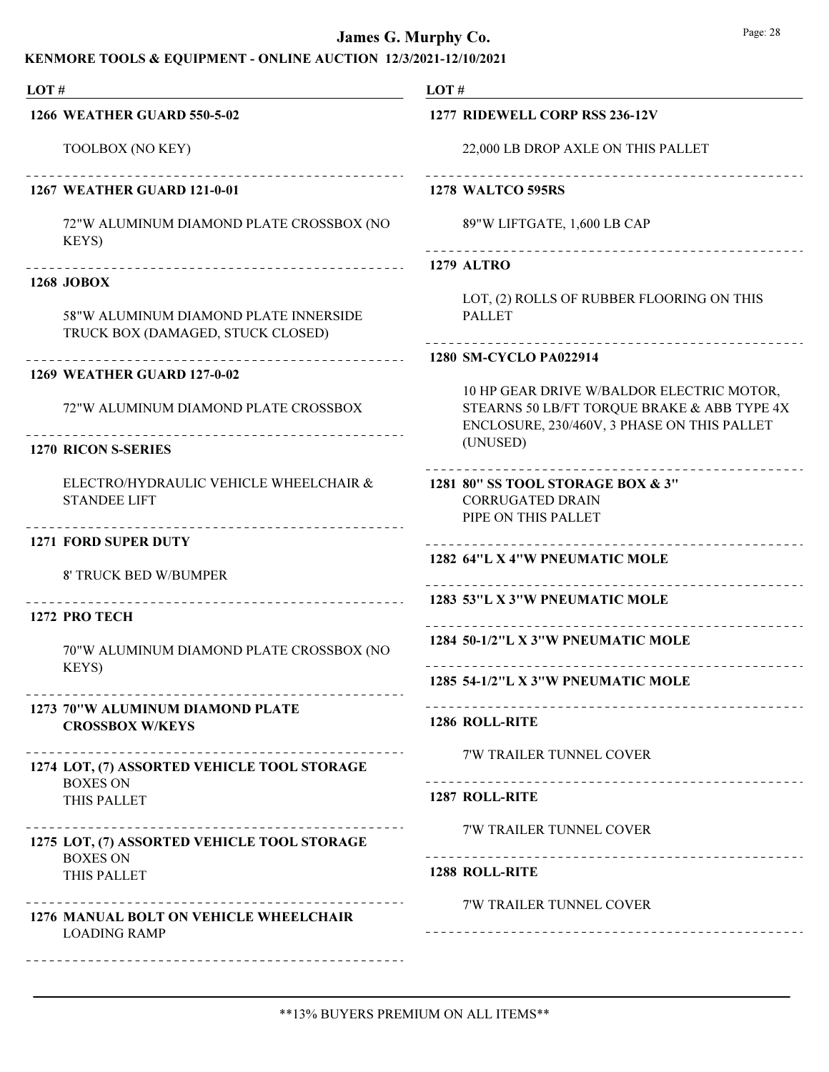# James G. Murphy Co.

## KENMORE TOOLS & EQUIPMENT - ONLINE AUCTION 12/3/2021-12/10/2021

**LOT #**

**1266 WEATHER GUARD 550-5-02**

TOOLBOX (NO KEY)

---

**1267 WEATHER GUARD 121-0-01**

72"W ALUMINUM DIAMOND PLATE CROSSBOX (NO KEYS)

---

**1268 JOBOX**

58"W ALUMINUM DIAMOND PLATE INNERSIDE TRUCK BOX (DAMAGED, STUCK CLOSED)

---

**1269 WEATHER GUARD 127-0-02**

72"W ALUMINUM DIAMOND PLATE CROSSBOX

---

**1270 RICON S-SERIES**

ELECTRO/HYDRAULIC VEHICLE WHEELCHAIR & STANDEE LIFT

---

**1271 FORD SUPER DUTY**

8' TRUCK BED W/BUMPER

---

**1272 PRO TECH**

70"W ALUMINUM DIAMOND PLATE CROSSBOX (NO KEYS)

---

**1273 70"W ALUMINUM DIAMOND PLATE CROSSBOX W/KEYS**

---

**1274 LOT, (7) ASSORTED VEHICLE TOOL STORAGE** BOXES ON THIS PALLET

---

**1275 LOT, (7) ASSORTED VEHICLE TOOL STORAGE** BOXES ON THIS PALLET

---

**1276 MANUAL BOLT ON VEHICLE WHEELCHAIR** LOADING RAMP

---

**1277 RIDEWELL CORP RSS 236-12V**

22,000 LB DROP AXLE ON THIS PALLET

---

**1278 WALTCO 595RS**

89"W LIFTGATE, 1,600 LB CAP

---

**1279 ALTRO**

LOT, (2) ROLLS OF RUBBER FLOORING ON THIS PALLET

---

**1280 SM-CYCLO PA022914**

10 HP GEAR DRIVE W/BALDOR ELECTRIC MOTOR, STEARNS 50 LB/FT TORQUE BRAKE & ABB TYPE 4X ENCLOSURE, 230/460V, 3 PHASE ON THIS PALLET (UNUSED)

---

**1281 80" SS TOOL STORAGE BOX & 3"** CORRUGATED DRAIN PIPE ON THIS PALLET

---

**1282 64"L X 4"W PNEUMATIC MOLE**

---

**1283 53"L X 3"W PNEUMATIC MOLE**

---

**1284 50-1/2"L X 3"W PNEUMATIC MOLE**

---

**1285 54-1/2"L X 3"W PNEUMATIC MOLE**

---

**1286 ROLL-RITE**

7'W TRAILER TUNNEL COVER

---

**1287 ROLL-RITE**

7'W TRAILER TUNNEL COVER

---

**1288 ROLL-RITE**

7'W TRAILER TUNNEL COVER

---

**13% BUYERS PREMIUM ON ALL ITEMS**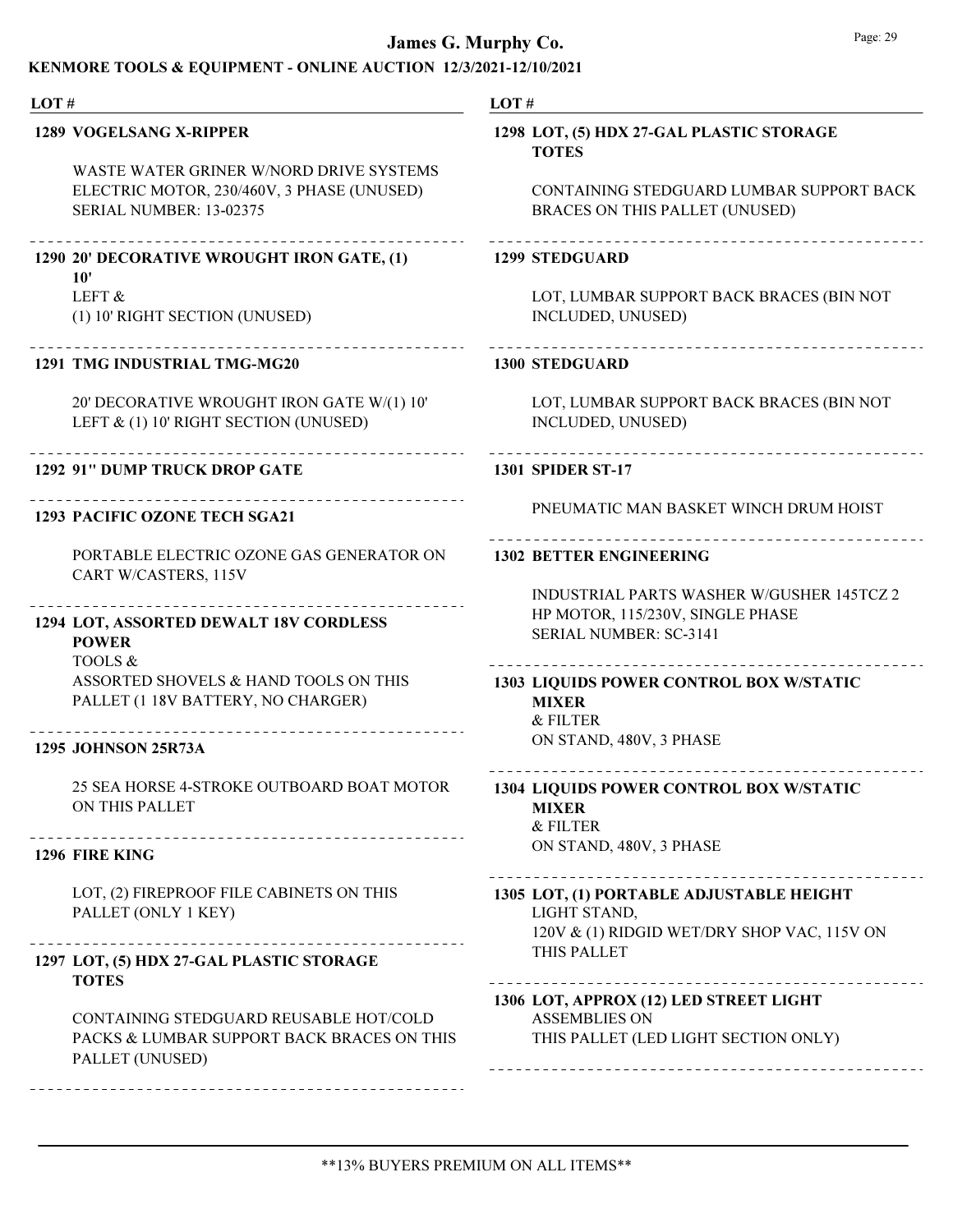# James G. Murphy Co.

## KENMORE TOOLS & EQUIPMENT - ONLINE AUCTION 12/3/2021-12/10/2021

**1289 VOGELSANG X-RIPPER**

WASTE WATER GRINER W/NORD DRIVE SYSTEMS ELECTRIC MOTOR, 230/460V, 3 PHASE (UNUSED)
SERIAL NUMBER: 13-02375

---

**1290 20' DECORATIVE WROUGHT IRON GATE, (1) 10'**
LEFT &
(1) 10' RIGHT SECTION (UNUSED)

---

**1291 TMG INDUSTRIAL TMG-MG20**

20' DECORATIVE WROUGHT IRON GATE W/(1) 10' LEFT & (1) 10' RIGHT SECTION (UNUSED)

---

**1292 91" DUMP TRUCK DROP GATE**

---

**1293 PACIFIC OZONE TECH SGA21**

PORTABLE ELECTRIC OZONE GAS GENERATOR ON CART W/CASTERS, 115V

---

**1294 LOT, ASSORTED DEWALT 18V CORDLESS POWER**
TOOLS &
ASSORTED SHOVELS & HAND TOOLS ON THIS PALLET (1 18V BATTERY, NO CHARGER)

---

**1295 JOHNSON 25R73A**

25 SEA HORSE 4-STROKE OUTBOARD BOAT MOTOR ON THIS PALLET

---

**1296 FIRE KING**

LOT, (2) FIREPROOF FILE CABINETS ON THIS PALLET (ONLY 1 KEY)

---

**1297 LOT, (5) HDX 27-GAL PLASTIC STORAGE TOTES**

CONTAINING STEDGUARD REUSABLE HOT/COLD PACKS & LUMBAR SUPPORT BACK BRACES ON THIS PALLET (UNUSED)

---

**1298 LOT, (5) HDX 27-GAL PLASTIC STORAGE TOTES**

CONTAINING STEDGUARD LUMBAR SUPPORT BACK BRACES ON THIS PALLET (UNUSED)

---

**1299 STEDGUARD**

LOT, LUMBAR SUPPORT BACK BRACES (BIN NOT INCLUDED, UNUSED)

---

**1300 STEDGUARD**

LOT, LUMBAR SUPPORT BACK BRACES (BIN NOT INCLUDED, UNUSED)

---

**1301 SPIDER ST-17**

PNEUMATIC MAN BASKET WINCH DRUM HOIST

---

**1302 BETTER ENGINEERING**

INDUSTRIAL PARTS WASHER W/GUSHER 145TCZ 2 HP MOTOR, 115/230V, SINGLE PHASE
SERIAL NUMBER: SC-3141

---

**1303 LIQUIDS POWER CONTROL BOX W/STATIC MIXER**
& FILTER
ON STAND, 480V, 3 PHASE

---

**1304 LIQUIDS POWER CONTROL BOX W/STATIC MIXER**
& FILTER
ON STAND, 480V, 3 PHASE

---

**1305 LOT, (1) PORTABLE ADJUSTABLE HEIGHT**
LIGHT STAND,
120V & (1) RIDGID WET/DRY SHOP VAC, 115V ON THIS PALLET

---

**1306 LOT, APPROX (12) LED STREET LIGHT**
ASSEMBLIES ON
THIS PALLET (LED LIGHT SECTION ONLY)

---

**13% BUYERS PREMIUM ON ALL ITEMS**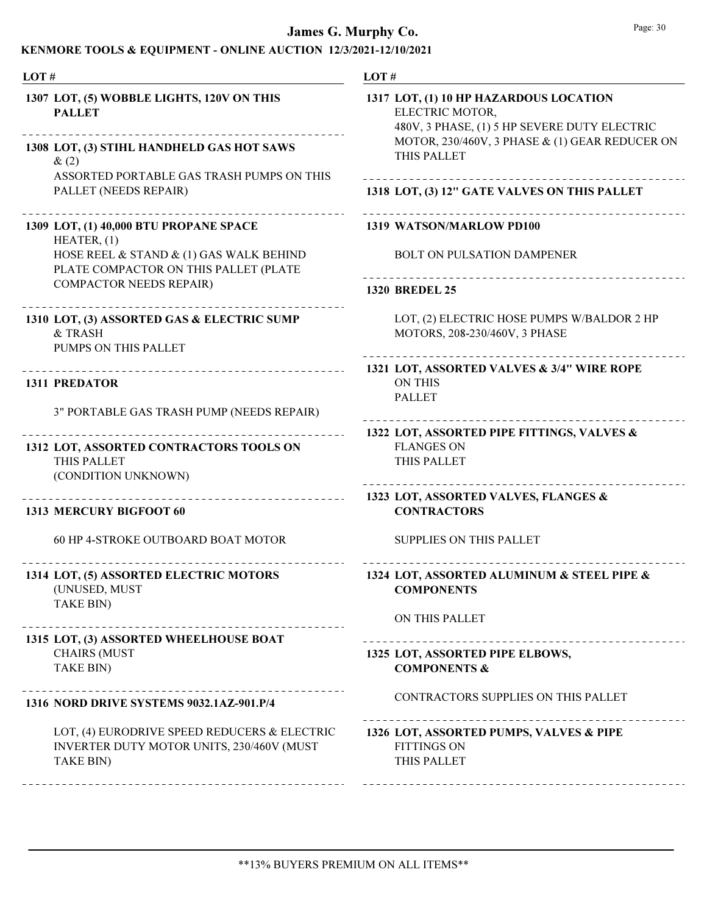# James G. Murphy Co.

## KENMORE TOOLS & EQUIPMENT - ONLINE AUCTION 12/3/2021-12/10/2021

| LOT # | |
|---|---|
| 1307 | **LOT, (5) WOBBLE LIGHTS, 120V ON THIS PALLET** |
| 1308 | **LOT, (3) STIHL HANDHELD GAS HOT SAWS** & (2) ASSORTED PORTABLE GAS TRASH PUMPS ON THIS PALLET (NEEDS REPAIR) |
| 1309 | **LOT, (1) 40,000 BTU PROPANE SPACE** HEATER, (1) HOSE REEL & STAND & (1) GAS WALK BEHIND PLATE COMPACTOR ON THIS PALLET (PLATE COMPACTOR NEEDS REPAIR) |
| 1310 | **LOT, (3) ASSORTED GAS & ELECTRIC SUMP** & TRASH PUMPS ON THIS PALLET |
| 1311 | **PREDATOR** 3" PORTABLE GAS TRASH PUMP (NEEDS REPAIR) |
| 1312 | **LOT, ASSORTED CONTRACTORS TOOLS ON** THIS PALLET (CONDITION UNKNOWN) |
| 1313 | **MERCURY BIGFOOT 60** 60 HP 4-STROKE OUTBOARD BOAT MOTOR |
| 1314 | **LOT, (5) ASSORTED ELECTRIC MOTORS** (UNUSED, MUST TAKE BIN) |
| 1315 | **LOT, (3) ASSORTED WHEELHOUSE BOAT** CHAIRS (MUST TAKE BIN) |
| 1316 | **NORD DRIVE SYSTEMS 9032.1AZ-901.P/4** LOT, (4) EURODRIVE SPEED REDUCERS & ELECTRIC INVERTER DUTY MOTOR UNITS, 230/460V (MUST TAKE BIN) |
| 1317 | **LOT, (1) 10 HP HAZARDOUS LOCATION** ELECTRIC MOTOR, 480V, 3 PHASE, (1) 5 HP SEVERE DUTY ELECTRIC MOTOR, 230/460V, 3 PHASE & (1) GEAR REDUCER ON THIS PALLET |
| 1318 | **LOT, (3) 12" GATE VALVES ON THIS PALLET** |
| 1319 | **WATSON/MARLOW PD100** BOLT ON PULSATION DAMPENER |
| 1320 | **BREDEL 25** LOT, (2) ELECTRIC HOSE PUMPS W/BALDOR 2 HP MOTORS, 208-230/460V, 3 PHASE |
| 1321 | **LOT, ASSORTED VALVES & 3/4" WIRE ROPE** ON THIS PALLET |
| 1322 | **LOT, ASSORTED PIPE FITTINGS, VALVES &** FLANGES ON THIS PALLET |
| 1323 | **LOT, ASSORTED VALVES, FLANGES & CONTRACTORS** SUPPLIES ON THIS PALLET |
| 1324 | **LOT, ASSORTED ALUMINUM & STEEL PIPE & COMPONENTS** ON THIS PALLET |
| 1325 | **LOT, ASSORTED PIPE ELBOWS, COMPONENTS &** CONTRACTORS SUPPLIES ON THIS PALLET |
| 1326 | **LOT, ASSORTED PUMPS, VALVES & PIPE** FITTINGS ON THIS PALLET |

**13% BUYERS PREMIUM ON ALL ITEMS**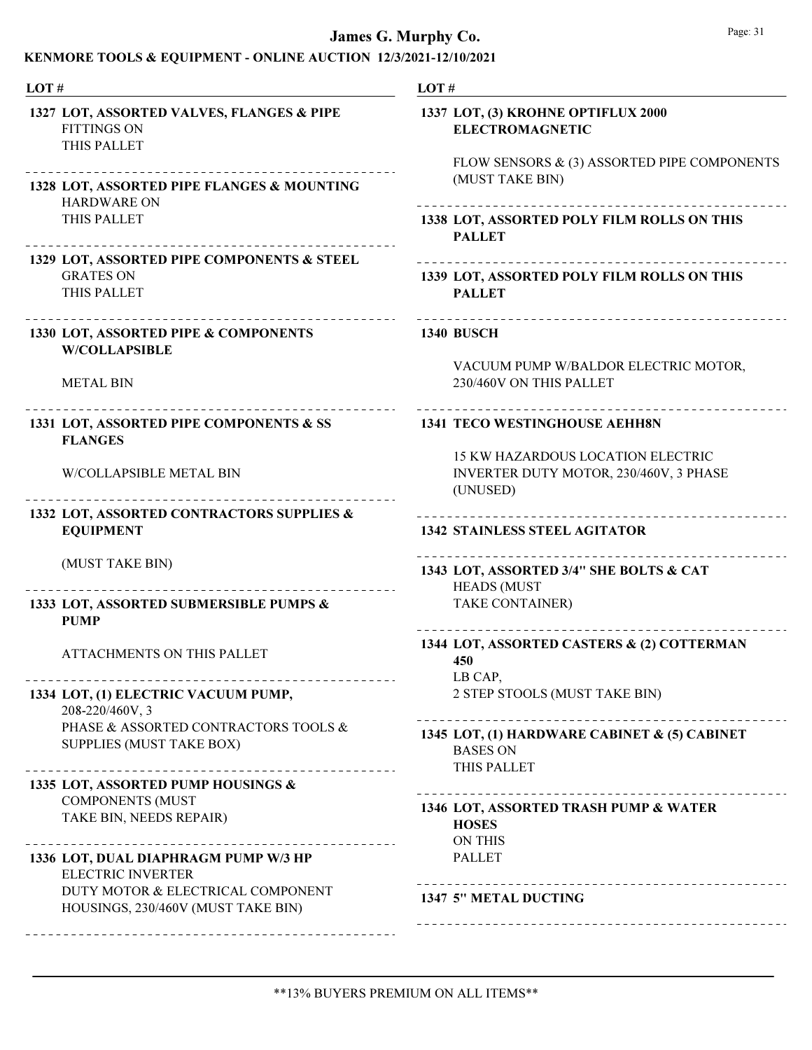# James G. Murphy Co.

## KENMORE TOOLS & EQUIPMENT - ONLINE AUCTION 12/3/2021-12/10/2021

| LOT # | DESCRIPTION |
|---|---|
| 1327 | **LOT, ASSORTED VALVES, FLANGES & PIPE** FITTINGS ON THIS PALLET |
| 1328 | **LOT, ASSORTED PIPE FLANGES & MOUNTING** HARDWARE ON THIS PALLET |
| 1329 | **LOT, ASSORTED PIPE COMPONENTS & STEEL** GRATES ON THIS PALLET |
| 1330 | **LOT, ASSORTED PIPE & COMPONENTS W/COLLAPSIBLE** METAL BIN |
| 1331 | **LOT, ASSORTED PIPE COMPONENTS & SS FLANGES** W/COLLAPSIBLE METAL BIN |
| 1332 | **LOT, ASSORTED CONTRACTORS SUPPLIES & EQUIPMENT** (MUST TAKE BIN) |
| 1333 | **LOT, ASSORTED SUBMERSIBLE PUMPS & PUMP** ATTACHMENTS ON THIS PALLET |
| 1334 | **LOT, (1) ELECTRIC VACUUM PUMP,** 208-220/460V, 3 PHASE & ASSORTED CONTRACTORS TOOLS & SUPPLIES (MUST TAKE BOX) |
| 1335 | **LOT, ASSORTED PUMP HOUSINGS &** COMPONENTS (MUST TAKE BIN, NEEDS REPAIR) |
| 1336 | **LOT, DUAL DIAPHRAGM PUMP W/3 HP** ELECTRIC INVERTER DUTY MOTOR & ELECTRICAL COMPONENT HOUSINGS, 230/460V (MUST TAKE BIN) |
| 1337 | **LOT, (3) KROHNE OPTIFLUX 2000 ELECTROMAGNETIC** FLOW SENSORS & (3) ASSORTED PIPE COMPONENTS (MUST TAKE BIN) |
| 1338 | **LOT, ASSORTED POLY FILM ROLLS ON THIS PALLET** |
| 1339 | **LOT, ASSORTED POLY FILM ROLLS ON THIS PALLET** |
| 1340 | **BUSCH** VACUUM PUMP W/BALDOR ELECTRIC MOTOR, 230/460V ON THIS PALLET |
| 1341 | **TECO WESTINGHOUSE AEHH8N** 15 KW HAZARDOUS LOCATION ELECTRIC INVERTER DUTY MOTOR, 230/460V, 3 PHASE (UNUSED) |
| 1342 | **STAINLESS STEEL AGITATOR** |
| 1343 | **LOT, ASSORTED 3/4" SHE BOLTS & CAT** HEADS (MUST TAKE CONTAINER) |
| 1344 | **LOT, ASSORTED CASTERS & (2) COTTERMAN 450** LB CAP, 2 STEP STOOLS (MUST TAKE BIN) |
| 1345 | **LOT, (1) HARDWARE CABINET & (5) CABINET** BASES ON THIS PALLET |
| 1346 | **LOT, ASSORTED TRASH PUMP & WATER HOSES** ON THIS PALLET |
| 1347 | **5" METAL DUCTING** |

**13% BUYERS PREMIUM ON ALL ITEMS**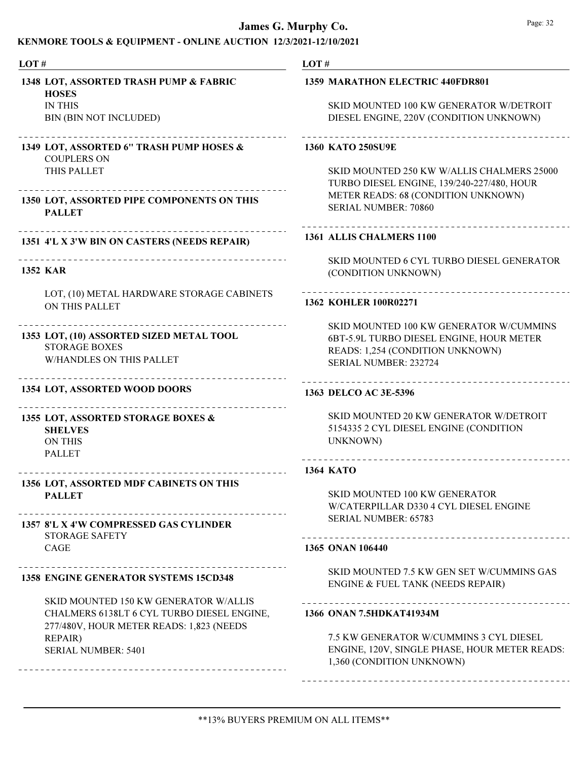**LOT #**

**1348 LOT, ASSORTED TRASH PUMP & FABRIC HOSES**
IN THIS
BIN (BIN NOT INCLUDED)

---

**1349 LOT, ASSORTED 6" TRASH PUMP HOSES & COUPLERS ON**
THIS PALLET

---

**1350 LOT, ASSORTED PIPE COMPONENTS ON THIS PALLET**

---

**1351 4'L X 3'W BIN ON CASTERS (NEEDS REPAIR)**

---

**1352 KAR**

LOT, (10) METAL HARDWARE STORAGE CABINETS ON THIS PALLET

---

**1353 LOT, (10) ASSORTED SIZED METAL TOOL**
STORAGE BOXES
W/HANDLES ON THIS PALLET

---

**1354 LOT, ASSORTED WOOD DOORS**

---

**1355 LOT, ASSORTED STORAGE BOXES & SHELVES**
ON THIS
PALLET

---

**1356 LOT, ASSORTED MDF CABINETS ON THIS PALLET**

---

**1357 8'L X 4'W COMPRESSED GAS CYLINDER**
STORAGE SAFETY
CAGE

---

**1358 ENGINE GENERATOR SYSTEMS 15CD348**

SKID MOUNTED 150 KW GENERATOR W/ALLIS CHALMERS 6138LT 6 CYL TURBO DIESEL ENGINE, 277/480V, HOUR METER READS: 1,823 (NEEDS REPAIR)
SERIAL NUMBER: 5401

---

**LOT #**

**1359 MARATHON ELECTRIC 440FDR801**

SKID MOUNTED 100 KW GENERATOR W/DETROIT DIESEL ENGINE, 220V (CONDITION UNKNOWN)

---

**1360 KATO 250SU9E**

SKID MOUNTED 250 KW W/ALLIS CHALMERS 25000 TURBO DIESEL ENGINE, 139/240-227/480, HOUR METER READS: 68 (CONDITION UNKNOWN)
SERIAL NUMBER: 70860

---

**1361 ALLIS CHALMERS 1100**

SKID MOUNTED 6 CYL TURBO DIESEL GENERATOR (CONDITION UNKNOWN)

---

**1362 KOHLER 100R02271**

SKID MOUNTED 100 KW GENERATOR W/CUMMINS 6BT-5.9L TURBO DIESEL ENGINE, HOUR METER READS: 1,254 (CONDITION UNKNOWN)
SERIAL NUMBER: 232724

---

**1363 DELCO AC 3E-5396**

SKID MOUNTED 20 KW GENERATOR W/DETROIT 5154335 2 CYL DIESEL ENGINE (CONDITION UNKNOWN)

---

**1364 KATO**

SKID MOUNTED 100 KW GENERATOR W/CATERPILLAR D330 4 CYL DIESEL ENGINE
SERIAL NUMBER: 65783

---

**1365 ONAN 106440**

SKID MOUNTED 7.5 KW GEN SET W/CUMMINS GAS ENGINE & FUEL TANK (NEEDS REPAIR)

---

**1366 ONAN 7.5HDKAT41934M**

7.5 KW GENERATOR W/CUMMINS 3 CYL DIESEL ENGINE, 120V, SINGLE PHASE, HOUR METER READS: 1,360 (CONDITION UNKNOWN)

---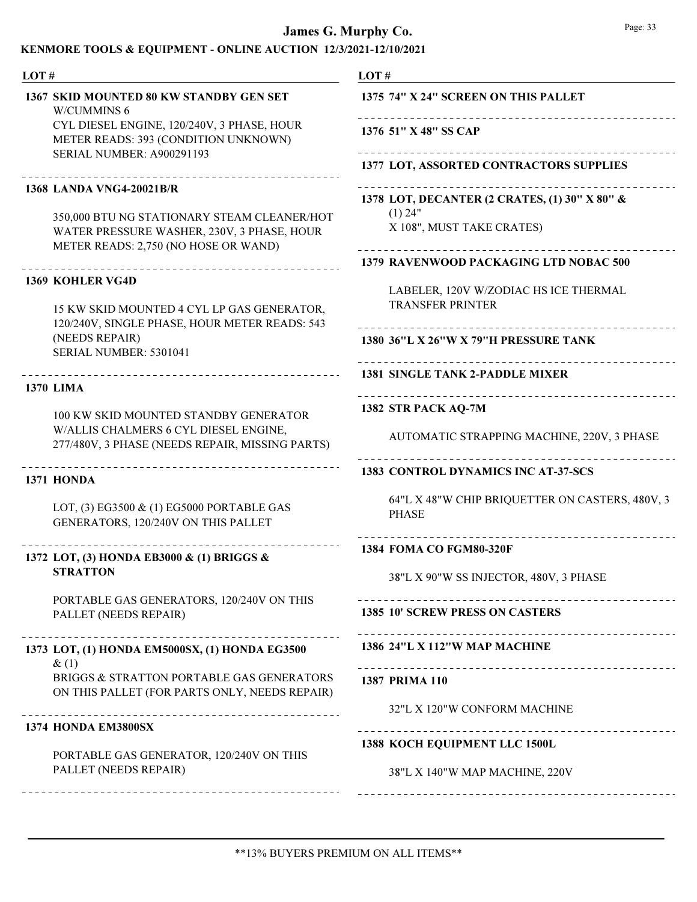# James G. Murphy Co.

## KENMORE TOOLS & EQUIPMENT - ONLINE AUCTION 12/3/2021-12/10/2021

**LOT #**

**1367 SKID MOUNTED 80 KW STANDBY GEN SET W/CUMMINS 6**
CYL DIESEL ENGINE, 120/240V, 3 PHASE, HOUR METER READS: 393 (CONDITION UNKNOWN)
SERIAL NUMBER: A900291193

**1368 LANDA VNG4-20021B/R**

350,000 BTU NG STATIONARY STEAM CLEANER/HOT WATER PRESSURE WASHER, 230V, 3 PHASE, HOUR METER READS: 2,750 (NO HOSE OR WAND)

**1369 KOHLER VG4D**

15 KW SKID MOUNTED 4 CYL LP GAS GENERATOR, 120/240V, SINGLE PHASE, HOUR METER READS: 543 (NEEDS REPAIR)
SERIAL NUMBER: 5301041

**1370 LIMA**

100 KW SKID MOUNTED STANDBY GENERATOR W/ALLIS CHALMERS 6 CYL DIESEL ENGINE, 277/480V, 3 PHASE (NEEDS REPAIR, MISSING PARTS)

**1371 HONDA**

LOT, (3) EG3500 & (1) EG5000 PORTABLE GAS GENERATORS, 120/240V ON THIS PALLET

**1372 LOT, (3) HONDA EB3000 & (1) BRIGGS & STRATTON**

PORTABLE GAS GENERATORS, 120/240V ON THIS PALLET (NEEDS REPAIR)

**1373 LOT, (1) HONDA EM5000SX, (1) HONDA EG3500 & (1)**
BRIGGS & STRATTON PORTABLE GAS GENERATORS ON THIS PALLET (FOR PARTS ONLY, NEEDS REPAIR)

**1374 HONDA EM3800SX**

PORTABLE GAS GENERATOR, 120/240V ON THIS PALLET (NEEDS REPAIR)

**1375 74" X 24" SCREEN ON THIS PALLET**

**1376 51" X 48" SS CAP**

**1377 LOT, ASSORTED CONTRACTORS SUPPLIES**

**1378 LOT, DECANTER (2 CRATES, (1) 30" X 80" & (1) 24"**
X 108", MUST TAKE CRATES)

**1379 RAVENWOOD PACKAGING LTD NOBAC 500**

LABELER, 120V W/ZODIAC HS ICE THERMAL TRANSFER PRINTER

**1380 36"L X 26"W X 79"H PRESSURE TANK**

**1381 SINGLE TANK 2-PADDLE MIXER**

**1382 STR PACK AQ-7M**

AUTOMATIC STRAPPING MACHINE, 220V, 3 PHASE

**1383 CONTROL DYNAMICS INC AT-37-SCS**

64"L X 48"W CHIP BRIQUETTER ON CASTERS, 480V, 3 PHASE

**1384 FOMA CO FGM80-320F**

38"L X 90"W SS INJECTOR, 480V, 3 PHASE

**1385 10' SCREW PRESS ON CASTERS**

**1386 24"L X 112"W MAP MACHINE**

**1387 PRIMA 110**

32"L X 120"W CONFORM MACHINE

**1388 KOCH EQUIPMENT LLC 1500L**

38"L X 140"W MAP MACHINE, 220V

**13% BUYERS PREMIUM ON ALL ITEMS**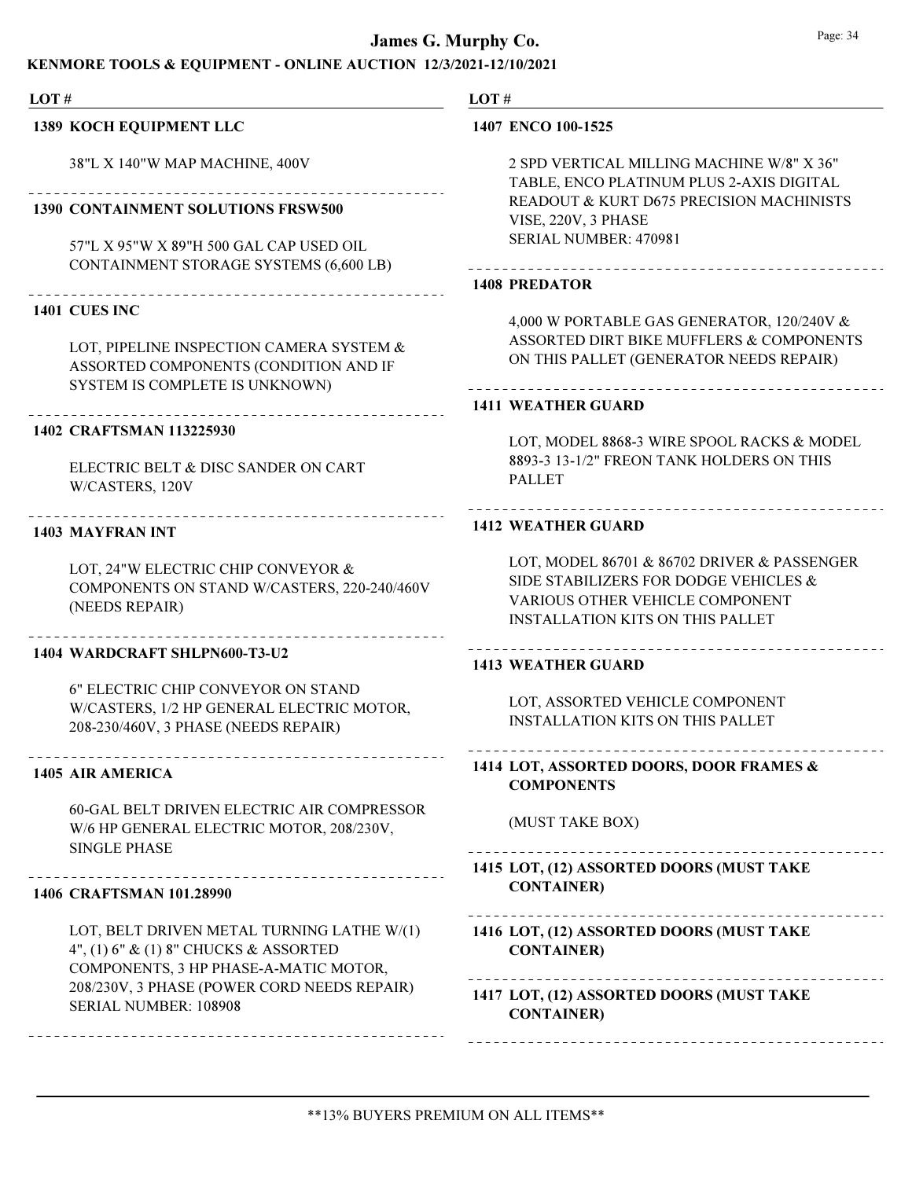**1389 KOCH EQUIPMENT LLC**

38"L X 140"W MAP MACHINE, 400V

---

**1390 CONTAINMENT SOLUTIONS FRSW500**

57"L X 95"W X 89"H 500 GAL CAP USED OIL CONTAINMENT STORAGE SYSTEMS (6,600 LB)

---

**1401 CUES INC**

LOT, PIPELINE INSPECTION CAMERA SYSTEM & ASSORTED COMPONENTS (CONDITION AND IF SYSTEM IS COMPLETE IS UNKNOWN)

---

**1402 CRAFTSMAN 113225930**

ELECTRIC BELT & DISC SANDER ON CART W/CASTERS, 120V

---

**1403 MAYFRAN INT**

LOT, 24"W ELECTRIC CHIP CONVEYOR & COMPONENTS ON STAND W/CASTERS, 220-240/460V (NEEDS REPAIR)

---

**1404 WARDCRAFT SHLPN600-T3-U2**

6" ELECTRIC CHIP CONVEYOR ON STAND W/CASTERS, 1/2 HP GENERAL ELECTRIC MOTOR, 208-230/460V, 3 PHASE (NEEDS REPAIR)

---

**1405 AIR AMERICA**

60-GAL BELT DRIVEN ELECTRIC AIR COMPRESSOR W/6 HP GENERAL ELECTRIC MOTOR, 208/230V, SINGLE PHASE

---

**1406 CRAFTSMAN 101.28990**

LOT, BELT DRIVEN METAL TURNING LATHE W/(1) 4", (1) 6" & (1) 8" CHUCKS & ASSORTED COMPONENTS, 3 HP PHASE-A-MATIC MOTOR, 208/230V, 3 PHASE (POWER CORD NEEDS REPAIR)
SERIAL NUMBER: 108908

---

**1407 ENCO 100-1525**

2 SPD VERTICAL MILLING MACHINE W/8" X 36" TABLE, ENCO PLATINUM PLUS 2-AXIS DIGITAL READOUT & KURT D675 PRECISION MACHINISTS VISE, 220V, 3 PHASE
SERIAL NUMBER: 470981

---

**1408 PREDATOR**

4,000 W PORTABLE GAS GENERATOR, 120/240V & ASSORTED DIRT BIKE MUFFLERS & COMPONENTS ON THIS PALLET (GENERATOR NEEDS REPAIR)

---

**1411 WEATHER GUARD**

LOT, MODEL 8868-3 WIRE SPOOL RACKS & MODEL 8893-3 13-1/2" FREON TANK HOLDERS ON THIS PALLET

---

**1412 WEATHER GUARD**

LOT, MODEL 86701 & 86702 DRIVER & PASSENGER SIDE STABILIZERS FOR DODGE VEHICLES & VARIOUS OTHER VEHICLE COMPONENT INSTALLATION KITS ON THIS PALLET

---

**1413 WEATHER GUARD**

LOT, ASSORTED VEHICLE COMPONENT INSTALLATION KITS ON THIS PALLET

---

**1414 LOT, ASSORTED DOORS, DOOR FRAMES & COMPONENTS**

(MUST TAKE BOX)

---

**1415 LOT, (12) ASSORTED DOORS (MUST TAKE CONTAINER)**

---

**1416 LOT, (12) ASSORTED DOORS (MUST TAKE CONTAINER)**

---

**1417 LOT, (12) ASSORTED DOORS (MUST TAKE CONTAINER)**

---

**13% BUYERS PREMIUM ON ALL ITEMS**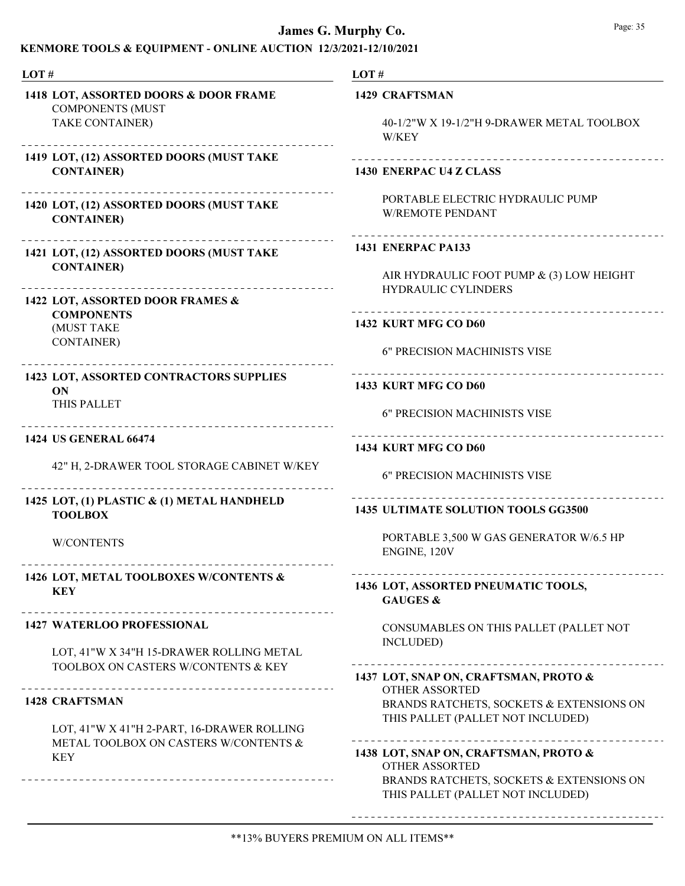# James G. Murphy Co.

## KENMORE TOOLS & EQUIPMENT - ONLINE AUCTION 12/3/2021-12/10/2021

LOT #

**1418 LOT, ASSORTED DOORS & DOOR FRAME** COMPONENTS (MUST TAKE CONTAINER)

---

**1419 LOT, (12) ASSORTED DOORS (MUST TAKE CONTAINER)**

---

**1420 LOT, (12) ASSORTED DOORS (MUST TAKE CONTAINER)**

---

**1421 LOT, (12) ASSORTED DOORS (MUST TAKE CONTAINER)**

---

**1422 LOT, ASSORTED DOOR FRAMES & COMPONENTS** (MUST TAKE CONTAINER)

---

**1423 LOT, ASSORTED CONTRACTORS SUPPLIES ON** THIS PALLET

---

**1424 US GENERAL 66474**

42" H, 2-DRAWER TOOL STORAGE CABINET W/KEY

---

**1425 LOT, (1) PLASTIC & (1) METAL HANDHELD TOOLBOX**

W/CONTENTS

---

**1426 LOT, METAL TOOLBOXES W/CONTENTS & KEY**

---

**1427 WATERLOO PROFESSIONAL**

LOT, 41"W X 34"H 15-DRAWER ROLLING METAL TOOLBOX ON CASTERS W/CONTENTS & KEY

---

**1428 CRAFTSMAN**

LOT, 41"W X 41"H 2-PART, 16-DRAWER ROLLING METAL TOOLBOX ON CASTERS W/CONTENTS & KEY

---

**1429 CRAFTSMAN**

40-1/2"W X 19-1/2"H 9-DRAWER METAL TOOLBOX W/KEY

---

**1430 ENERPAC U4 Z CLASS**

PORTABLE ELECTRIC HYDRAULIC PUMP W/REMOTE PENDANT

---

**1431 ENERPAC PA133**

AIR HYDRAULIC FOOT PUMP & (3) LOW HEIGHT HYDRAULIC CYLINDERS

---

**1432 KURT MFG CO D60**

6" PRECISION MACHINISTS VISE

---

**1433 KURT MFG CO D60**

6" PRECISION MACHINISTS VISE

---

**1434 KURT MFG CO D60**

6" PRECISION MACHINISTS VISE

---

**1435 ULTIMATE SOLUTION TOOLS GG3500**

PORTABLE 3,500 W GAS GENERATOR W/6.5 HP ENGINE, 120V

---

**1436 LOT, ASSORTED PNEUMATIC TOOLS, GAUGES &**

CONSUMABLES ON THIS PALLET (PALLET NOT INCLUDED)

---

**1437 LOT, SNAP ON, CRAFTSMAN, PROTO &** OTHER ASSORTED BRANDS RATCHETS, SOCKETS & EXTENSIONS ON THIS PALLET (PALLET NOT INCLUDED)

---

**1438 LOT, SNAP ON, CRAFTSMAN, PROTO &** OTHER ASSORTED BRANDS RATCHETS, SOCKETS & EXTENSIONS ON THIS PALLET (PALLET NOT INCLUDED)

---

**13% BUYERS PREMIUM ON ALL ITEMS**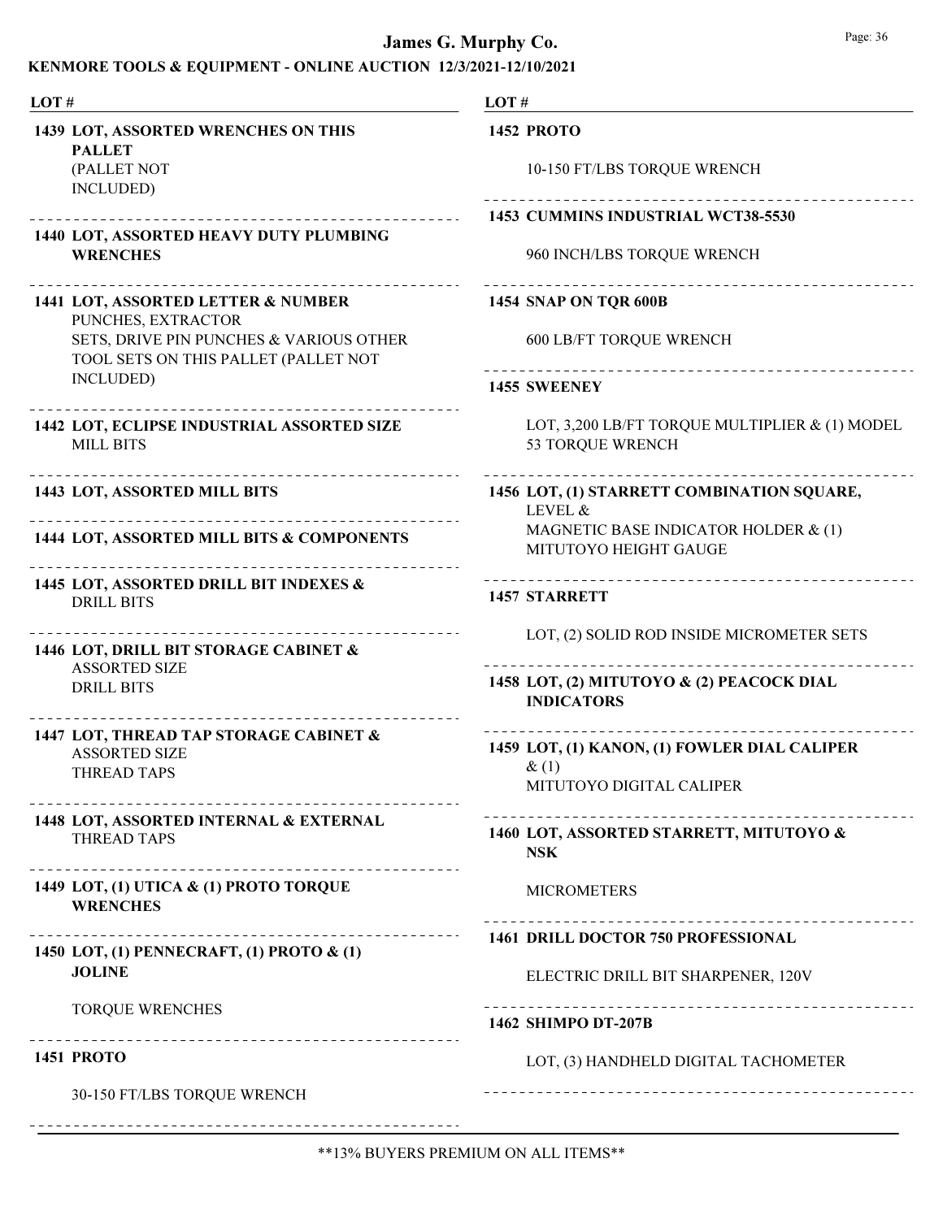| LOT # | |
|---|---|
| **1439** | **LOT, ASSORTED WRENCHES ON THIS PALLET** (PALLET NOT INCLUDED) |
| **1440** | **LOT, ASSORTED HEAVY DUTY PLUMBING WRENCHES** |
| **1441** | **LOT, ASSORTED LETTER & NUMBER** PUNCHES, EXTRACTOR SETS, DRIVE PIN PUNCHES & VARIOUS OTHER TOOL SETS ON THIS PALLET (PALLET NOT INCLUDED) |
| **1442** | **LOT, ECLIPSE INDUSTRIAL ASSORTED SIZE** MILL BITS |
| **1443** | **LOT, ASSORTED MILL BITS** |
| **1444** | **LOT, ASSORTED MILL BITS & COMPONENTS** |
| **1445** | **LOT, ASSORTED DRILL BIT INDEXES &** DRILL BITS |
| **1446** | **LOT, DRILL BIT STORAGE CABINET &** ASSORTED SIZE DRILL BITS |
| **1447** | **LOT, THREAD TAP STORAGE CABINET &** ASSORTED SIZE THREAD TAPS |
| **1448** | **LOT, ASSORTED INTERNAL & EXTERNAL** THREAD TAPS |
| **1449** | **LOT, (1) UTICA & (1) PROTO TORQUE WRENCHES** |
| **1450** | **LOT, (1) PENNECRAFT, (1) PROTO & (1) JOLINE** TORQUE WRENCHES |
| **1451** | **PROTO** 30-150 FT/LBS TORQUE WRENCH |
| **1452** | **PROTO** 10-150 FT/LBS TORQUE WRENCH |
| **1453** | **CUMMINS INDUSTRIAL WCT38-5530** 960 INCH/LBS TORQUE WRENCH |
| **1454** | **SNAP ON TQR 600B** 600 LB/FT TORQUE WRENCH |
| **1455** | **SWEENEY** LOT, 3,200 LB/FT TORQUE MULTIPLIER & (1) MODEL 53 TORQUE WRENCH |
| **1456** | **LOT, (1) STARRETT COMBINATION SQUARE,** LEVEL & MAGNETIC BASE INDICATOR HOLDER & (1) MITUTOYO HEIGHT GAUGE |
| **1457** | **STARRETT** LOT, (2) SOLID ROD INSIDE MICROMETER SETS |
| **1458** | **LOT, (2) MITUTOYO & (2) PEACOCK DIAL INDICATORS** |
| **1459** | **LOT, (1) KANON, (1) FOWLER DIAL CALIPER** & (1) MITUTOYO DIGITAL CALIPER |
| **1460** | **LOT, ASSORTED STARRETT, MITUTOYO & NSK** MICROMETERS |
| **1461** | **DRILL DOCTOR 750 PROFESSIONAL** ELECTRIC DRILL BIT SHARPENER, 120V |
| **1462** | **SHIMPO DT-207B** LOT, (3) HANDHELD DIGITAL TACHOMETER |

**13% BUYERS PREMIUM ON ALL ITEMS**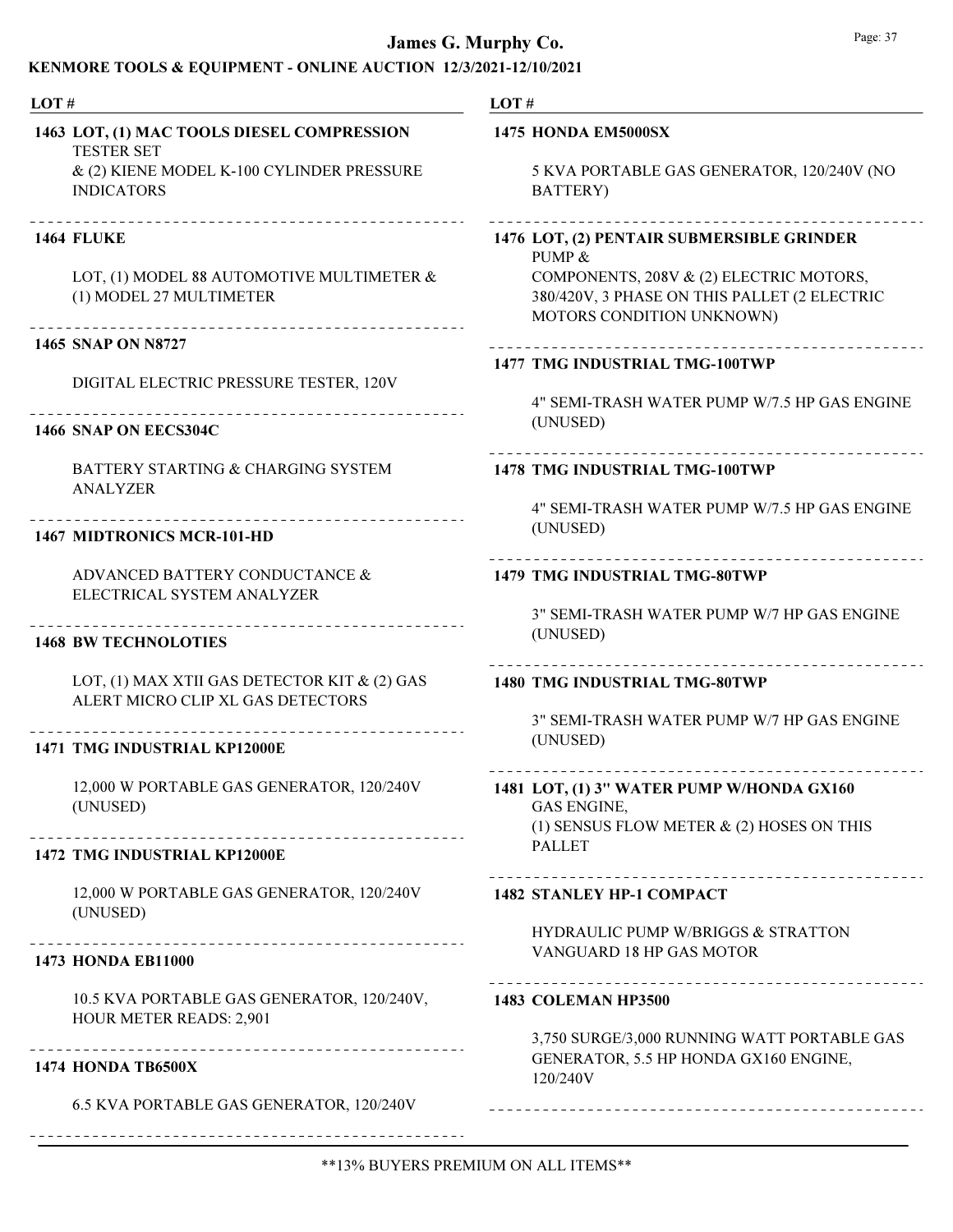| LOT # | |
|---|---|
| **1463** | **LOT, (1) MAC TOOLS DIESEL COMPRESSION TESTER SET**<br>& (2) KIENE MODEL K-100 CYLINDER PRESSURE INDICATORS |
| **1464** | **FLUKE**<br>LOT, (1) MODEL 88 AUTOMOTIVE MULTIMETER & (1) MODEL 27 MULTIMETER |
| **1465** | **SNAP ON N8727**<br>DIGITAL ELECTRIC PRESSURE TESTER, 120V |
| **1466** | **SNAP ON EECS304C**<br>BATTERY STARTING & CHARGING SYSTEM ANALYZER |
| **1467** | **MIDTRONICS MCR-101-HD**<br>ADVANCED BATTERY CONDUCTANCE & ELECTRICAL SYSTEM ANALYZER |
| **1468** | **BW TECHNOLOTIES**<br>LOT, (1) MAX XTII GAS DETECTOR KIT & (2) GAS ALERT MICRO CLIP XL GAS DETECTORS |
| **1471** | **TMG INDUSTRIAL KP12000E**<br>12,000 W PORTABLE GAS GENERATOR, 120/240V (UNUSED) |
| **1472** | **TMG INDUSTRIAL KP12000E**<br>12,000 W PORTABLE GAS GENERATOR, 120/240V (UNUSED) |
| **1473** | **HONDA EB11000**<br>10.5 KVA PORTABLE GAS GENERATOR, 120/240V, HOUR METER READS: 2,901 |
| **1474** | **HONDA TB6500X**<br>6.5 KVA PORTABLE GAS GENERATOR, 120/240V |
| **1475** | **HONDA EM5000SX**<br>5 KVA PORTABLE GAS GENERATOR, 120/240V (NO BATTERY) |
| **1476** | **LOT, (2) PENTAIR SUBMERSIBLE GRINDER PUMP &**<br>COMPONENTS, 208V & (2) ELECTRIC MOTORS, 380/420V, 3 PHASE ON THIS PALLET (2 ELECTRIC MOTORS CONDITION UNKNOWN) |
| **1477** | **TMG INDUSTRIAL TMG-100TWP**<br>4" SEMI-TRASH WATER PUMP W/7.5 HP GAS ENGINE (UNUSED) |
| **1478** | **TMG INDUSTRIAL TMG-100TWP**<br>4" SEMI-TRASH WATER PUMP W/7.5 HP GAS ENGINE (UNUSED) |
| **1479** | **TMG INDUSTRIAL TMG-80TWP**<br>3" SEMI-TRASH WATER PUMP W/7 HP GAS ENGINE (UNUSED) |
| **1480** | **TMG INDUSTRIAL TMG-80TWP**<br>3" SEMI-TRASH WATER PUMP W/7 HP GAS ENGINE (UNUSED) |
| **1481** | **LOT, (1) 3" WATER PUMP W/HONDA GX160 GAS ENGINE,**<br>(1) SENSUS FLOW METER & (2) HOSES ON THIS PALLET |
| **1482** | **STANLEY HP-1 COMPACT**<br>HYDRAULIC PUMP W/BRIGGS & STRATTON VANGUARD 18 HP GAS MOTOR |
| **1483** | **COLEMAN HP3500**<br>3,750 SURGE/3,000 RUNNING WATT PORTABLE GAS GENERATOR, 5.5 HP HONDA GX160 ENGINE, 120/240V |

**13% BUYERS PREMIUM ON ALL ITEMS**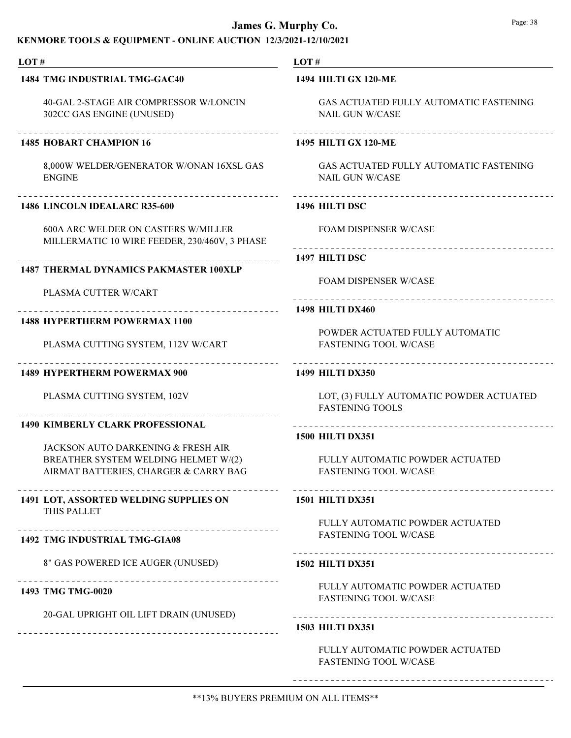# James G. Murphy Co.

## KENMORE TOOLS & EQUIPMENT - ONLINE AUCTION 12/3/2021-12/10/2021

| LOT # | |
|---|---|
| **1484 TMG INDUSTRIAL TMG-GAC40** | 40-GAL 2-STAGE AIR COMPRESSOR W/LONCIN 302CC GAS ENGINE (UNUSED) |
| **1485 HOBART CHAMPION 16** | 8,000W WELDER/GENERATOR W/ONAN 16XSL GAS ENGINE |
| **1486 LINCOLN IDEALARC R35-600** | 600A ARC WELDER ON CASTERS W/MILLER MILLERMATIC 10 WIRE FEEDER, 230/460V, 3 PHASE |
| **1487 THERMAL DYNAMICS PAKMASTER 100XLP** | PLASMA CUTTER W/CART |
| **1488 HYPERTHERM POWERMAX 1100** | PLASMA CUTTING SYSTEM, 112V W/CART |
| **1489 HYPERTHERM POWERMAX 900** | PLASMA CUTTING SYSTEM, 102V |
| **1490 KIMBERLY CLARK PROFESSIONAL** | JACKSON AUTO DARKENING & FRESH AIR BREATHER SYSTEM WELDING HELMET W/(2) AIRMAT BATTERIES, CHARGER & CARRY BAG |
| **1491 LOT, ASSORTED WELDING SUPPLIES ON THIS PALLET** | |
| **1492 TMG INDUSTRIAL TMG-GIA08** | 8" GAS POWERED ICE AUGER (UNUSED) |
| **1493 TMG TMG-0020** | 20-GAL UPRIGHT OIL LIFT DRAIN (UNUSED) |
| **1494 HILTI GX 120-ME** | GAS ACTUATED FULLY AUTOMATIC FASTENING NAIL GUN W/CASE |
| **1495 HILTI GX 120-ME** | GAS ACTUATED FULLY AUTOMATIC FASTENING NAIL GUN W/CASE |
| **1496 HILTI DSC** | FOAM DISPENSER W/CASE |
| **1497 HILTI DSC** | FOAM DISPENSER W/CASE |
| **1498 HILTI DX460** | POWDER ACTUATED FULLY AUTOMATIC FASTENING TOOL W/CASE |
| **1499 HILTI DX350** | LOT, (3) FULLY AUTOMATIC POWDER ACTUATED FASTENING TOOLS |
| **1500 HILTI DX351** | FULLY AUTOMATIC POWDER ACTUATED FASTENING TOOL W/CASE |
| **1501 HILTI DX351** | FULLY AUTOMATIC POWDER ACTUATED FASTENING TOOL W/CASE |
| **1502 HILTI DX351** | FULLY AUTOMATIC POWDER ACTUATED FASTENING TOOL W/CASE |
| **1503 HILTI DX351** | FULLY AUTOMATIC POWDER ACTUATED FASTENING TOOL W/CASE |

**13% BUYERS PREMIUM ON ALL ITEMS**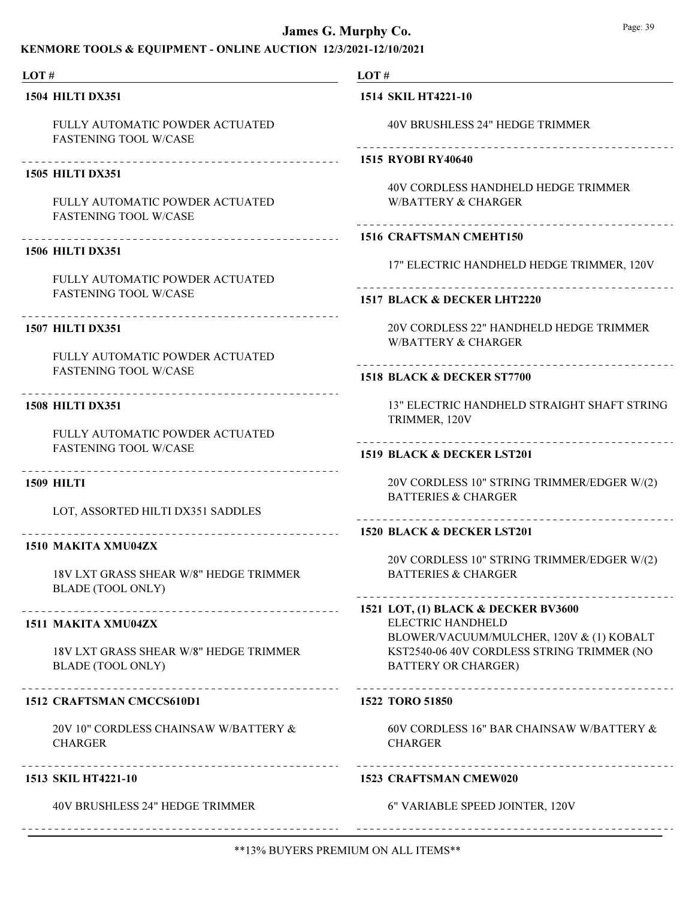# James G. Murphy Co.

## KENMORE TOOLS & EQUIPMENT - ONLINE AUCTION 12/3/2021-12/10/2021

**LOT #**

**1504 HILTI DX351**

FULLY AUTOMATIC POWDER ACTUATED FASTENING TOOL W/CASE

**1505 HILTI DX351**

FULLY AUTOMATIC POWDER ACTUATED FASTENING TOOL W/CASE

**1506 HILTI DX351**

FULLY AUTOMATIC POWDER ACTUATED FASTENING TOOL W/CASE

**1507 HILTI DX351**

FULLY AUTOMATIC POWDER ACTUATED FASTENING TOOL W/CASE

**1508 HILTI DX351**

FULLY AUTOMATIC POWDER ACTUATED FASTENING TOOL W/CASE

**1509 HILTI**

LOT, ASSORTED HILTI DX351 SADDLES

**1510 MAKITA XMU04ZX**

18V LXT GRASS SHEAR W/8" HEDGE TRIMMER BLADE (TOOL ONLY)

**1511 MAKITA XMU04ZX**

18V LXT GRASS SHEAR W/8" HEDGE TRIMMER BLADE (TOOL ONLY)

**1512 CRAFTSMAN CMCCS610D1**

20V 10" CORDLESS CHAINSAW W/BATTERY & CHARGER

**1513 SKIL HT4221-10**

40V BRUSHLESS 24" HEDGE TRIMMER

**1514 SKIL HT4221-10**

40V BRUSHLESS 24" HEDGE TRIMMER

**1515 RYOBI RY40640**

40V CORDLESS HANDHELD HEDGE TRIMMER W/BATTERY & CHARGER

**1516 CRAFTSMAN CMEHT150**

17" ELECTRIC HANDHELD HEDGE TRIMMER, 120V

**1517 BLACK & DECKER LHT2220**

20V CORDLESS 22" HANDHELD HEDGE TRIMMER W/BATTERY & CHARGER

**1518 BLACK & DECKER ST7700**

13" ELECTRIC HANDHELD STRAIGHT SHAFT STRING TRIMMER, 120V

**1519 BLACK & DECKER LST201**

20V CORDLESS 10" STRING TRIMMER/EDGER W/(2) BATTERIES & CHARGER

**1520 BLACK & DECKER LST201**

20V CORDLESS 10" STRING TRIMMER/EDGER W/(2) BATTERIES & CHARGER

**1521 LOT, (1) BLACK & DECKER BV3600**
ELECTRIC HANDHELD BLOWER/VACUUM/MULCHER, 120V & (1) KOBALT KST2540-06 40V CORDLESS STRING TRIMMER (NO BATTERY OR CHARGER)

**1522 TORO 51850**

60V CORDLESS 16" BAR CHAINSAW W/BATTERY & CHARGER

**1523 CRAFTSMAN CMEW020**

6" VARIABLE SPEED JOINTER, 120V

\*\*13% BUYERS PREMIUM ON ALL ITEMS\*\*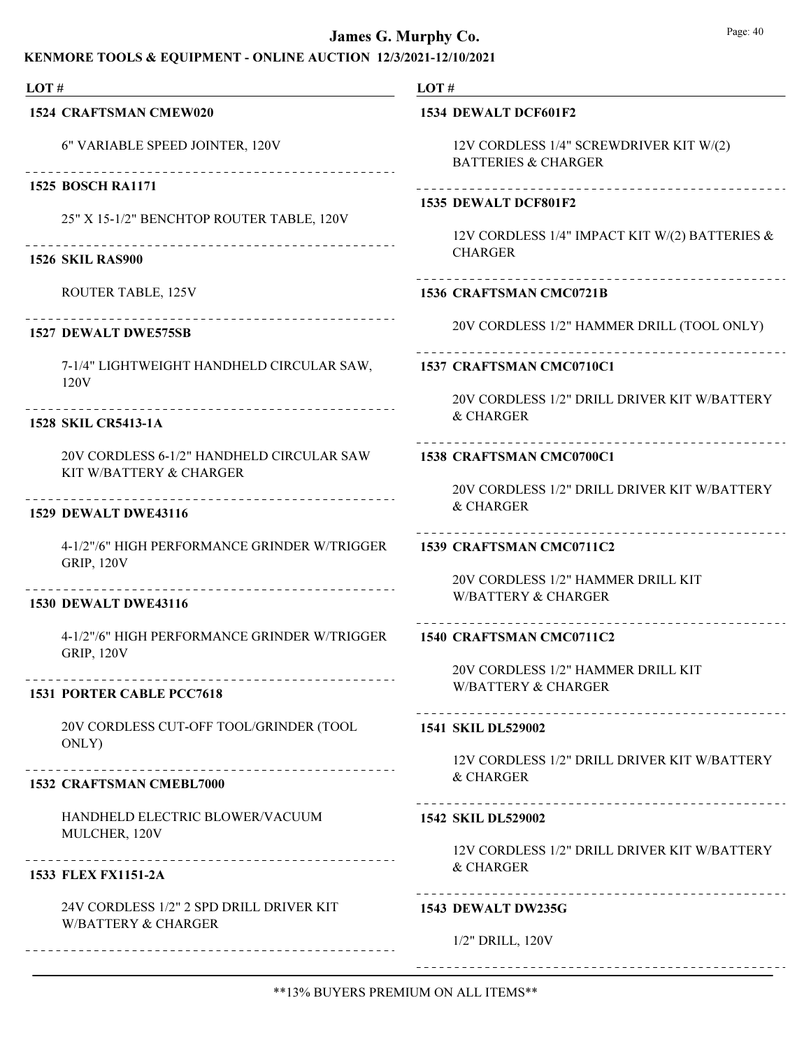**LOT #**

**1524 CRAFTSMAN CMEW020**

6" VARIABLE SPEED JOINTER, 120V

---

**1525 BOSCH RA1171**

25" X 15-1/2" BENCHTOP ROUTER TABLE, 120V

---

**1526 SKIL RAS900**

ROUTER TABLE, 125V

---

**1527 DEWALT DWE575SB**

7-1/4" LIGHTWEIGHT HANDHELD CIRCULAR SAW, 120V

---

**1528 SKIL CR5413-1A**

20V CORDLESS 6-1/2" HANDHELD CIRCULAR SAW KIT W/BATTERY & CHARGER

---

**1529 DEWALT DWE43116**

4-1/2"/6" HIGH PERFORMANCE GRINDER W/TRIGGER GRIP, 120V

---

**1530 DEWALT DWE43116**

4-1/2"/6" HIGH PERFORMANCE GRINDER W/TRIGGER GRIP, 120V

---

**1531 PORTER CABLE PCC7618**

20V CORDLESS CUT-OFF TOOL/GRINDER (TOOL ONLY)

---

**1532 CRAFTSMAN CMEBL7000**

HANDHELD ELECTRIC BLOWER/VACUUM MULCHER, 120V

---

**1533 FLEX FX1151-2A**

24V CORDLESS 1/2" 2 SPD DRILL DRIVER KIT W/BATTERY & CHARGER

---

**1534 DEWALT DCF601F2**

12V CORDLESS 1/4" SCREWDRIVER KIT W/(2) BATTERIES & CHARGER

---

**1535 DEWALT DCF801F2**

12V CORDLESS 1/4" IMPACT KIT W/(2) BATTERIES & CHARGER

---

**1536 CRAFTSMAN CMC0721B**

20V CORDLESS 1/2" HAMMER DRILL (TOOL ONLY)

---

**1537 CRAFTSMAN CMC0710C1**

20V CORDLESS 1/2" DRILL DRIVER KIT W/BATTERY & CHARGER

---

**1538 CRAFTSMAN CMC0700C1**

20V CORDLESS 1/2" DRILL DRIVER KIT W/BATTERY & CHARGER

---

**1539 CRAFTSMAN CMC0711C2**

20V CORDLESS 1/2" HAMMER DRILL KIT W/BATTERY & CHARGER

---

**1540 CRAFTSMAN CMC0711C2**

20V CORDLESS 1/2" HAMMER DRILL KIT W/BATTERY & CHARGER

---

**1541 SKIL DL529002**

12V CORDLESS 1/2" DRILL DRIVER KIT W/BATTERY & CHARGER

---

**1542 SKIL DL529002**

12V CORDLESS 1/2" DRILL DRIVER KIT W/BATTERY & CHARGER

---

**1543 DEWALT DW235G**

1/2" DRILL, 120V

---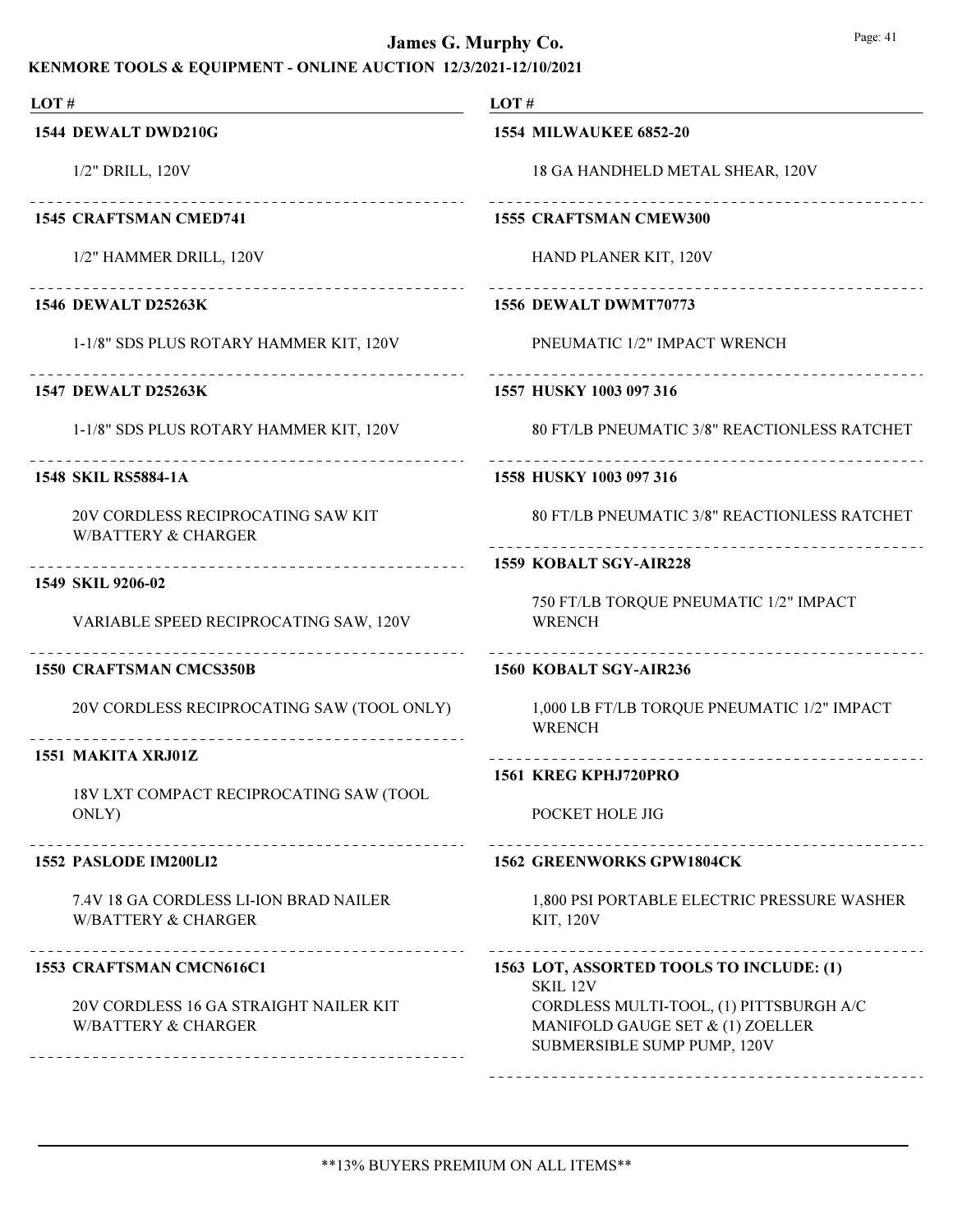# James G. Murphy Co.

## KENMORE TOOLS & EQUIPMENT - ONLINE AUCTION 12/3/2021-12/10/2021

**LOT #**

**1544 DEWALT DWD210G**

1/2" DRILL, 120V

**1545 CRAFTSMAN CMED741**

1/2" HAMMER DRILL, 120V

**1546 DEWALT D25263K**

1-1/8" SDS PLUS ROTARY HAMMER KIT, 120V

**1547 DEWALT D25263K**

1-1/8" SDS PLUS ROTARY HAMMER KIT, 120V

**1548 SKIL RS5884-1A**

20V CORDLESS RECIPROCATING SAW KIT W/BATTERY & CHARGER

**1549 SKIL 9206-02**

VARIABLE SPEED RECIPROCATING SAW, 120V

**1550 CRAFTSMAN CMCS350B**

20V CORDLESS RECIPROCATING SAW (TOOL ONLY)

**1551 MAKITA XRJ01Z**

18V LXT COMPACT RECIPROCATING SAW (TOOL ONLY)

**1552 PASLODE IM200LI2**

7.4V 18 GA CORDLESS LI-ION BRAD NAILER W/BATTERY & CHARGER

**1553 CRAFTSMAN CMCN616C1**

20V CORDLESS 16 GA STRAIGHT NAILER KIT W/BATTERY & CHARGER

**1554 MILWAUKEE 6852-20**

18 GA HANDHELD METAL SHEAR, 120V

**1555 CRAFTSMAN CMEW300**

HAND PLANER KIT, 120V

**1556 DEWALT DWMT70773**

PNEUMATIC 1/2" IMPACT WRENCH

**1557 HUSKY 1003 097 316**

80 FT/LB PNEUMATIC 3/8" REACTIONLESS RATCHET

**1558 HUSKY 1003 097 316**

80 FT/LB PNEUMATIC 3/8" REACTIONLESS RATCHET

**1559 KOBALT SGY-AIR228**

750 FT/LB TORQUE PNEUMATIC 1/2" IMPACT WRENCH

**1560 KOBALT SGY-AIR236**

1,000 LB FT/LB TORQUE PNEUMATIC 1/2" IMPACT WRENCH

**1561 KREG KPHJ720PRO**

POCKET HOLE JIG

**1562 GREENWORKS GPW1804CK**

1,800 PSI PORTABLE ELECTRIC PRESSURE WASHER KIT, 120V

**1563 LOT, ASSORTED TOOLS TO INCLUDE: (1) SKIL 12V**

CORDLESS MULTI-TOOL, (1) PITTSBURGH A/C MANIFOLD GAUGE SET & (1) ZOELLER SUBMERSIBLE SUMP PUMP, 120V

**13% BUYERS PREMIUM ON ALL ITEMS**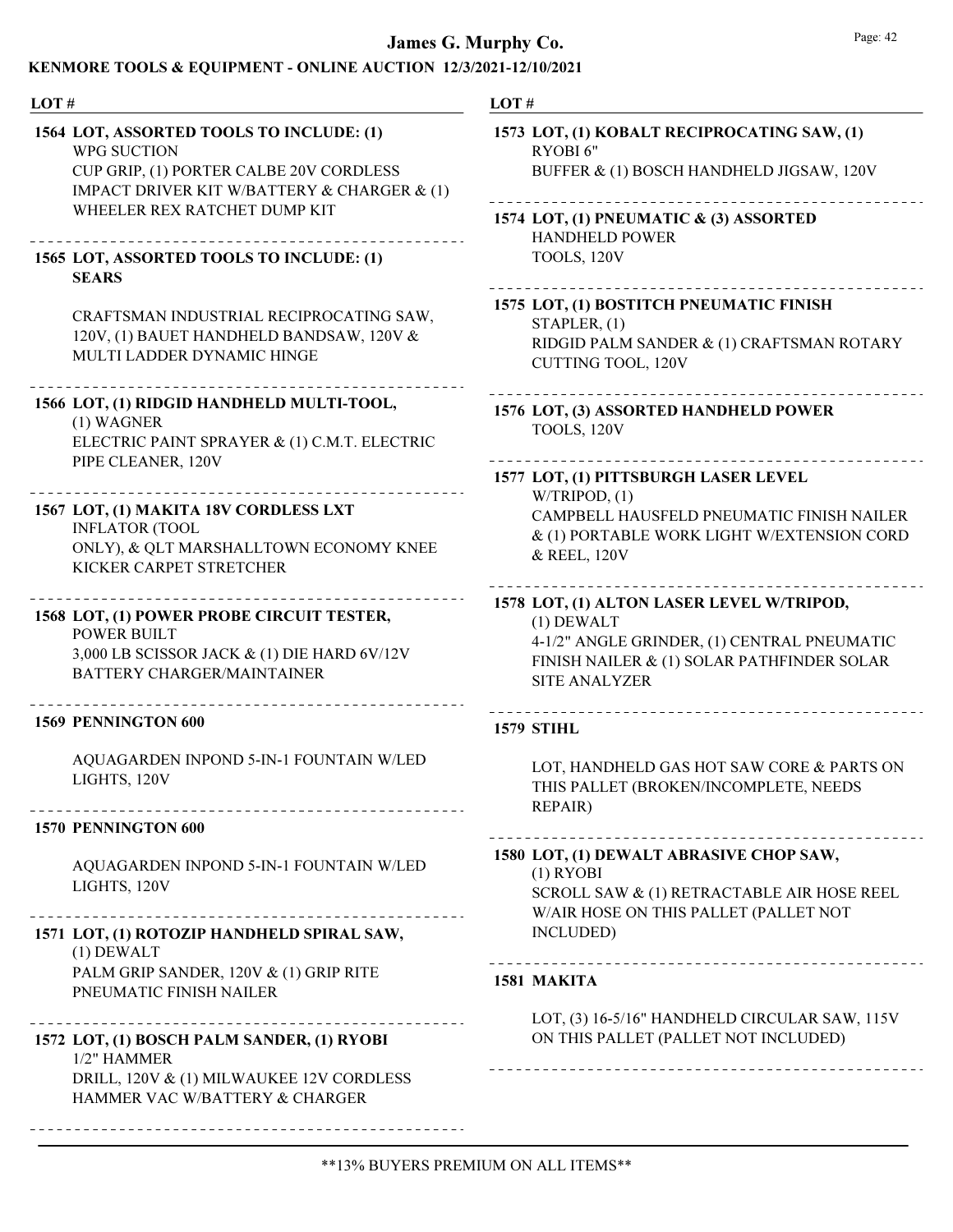# James G. Murphy Co.

## KENMORE TOOLS & EQUIPMENT - ONLINE AUCTION 12/3/2021-12/10/2021

| LOT # | |
|---|---|
| **1564** | **LOT, ASSORTED TOOLS TO INCLUDE: (1)** WPG SUCTION CUP GRIP, (1) PORTER CALBE 20V CORDLESS IMPACT DRIVER KIT W/BATTERY & CHARGER & (1) WHEELER REX RATCHET DUMP KIT |
| **1565** | **LOT, ASSORTED TOOLS TO INCLUDE: (1) SEARS** CRAFTSMAN INDUSTRIAL RECIPROCATING SAW, 120V, (1) BAUET HANDHELD BANDSAW, 120V & MULTI LADDER DYNAMIC HINGE |
| **1566** | **LOT, (1) RIDGID HANDHELD MULTI-TOOL,** (1) WAGNER ELECTRIC PAINT SPRAYER & (1) C.M.T. ELECTRIC PIPE CLEANER, 120V |
| **1567** | **LOT, (1) MAKITA 18V CORDLESS LXT** INFLATOR (TOOL ONLY), & QLT MARSHALLTOWN ECONOMY KNEE KICKER CARPET STRETCHER |
| **1568** | **LOT, (1) POWER PROBE CIRCUIT TESTER,** POWER BUILT 3,000 LB SCISSOR JACK & (1) DIE HARD 6V/12V BATTERY CHARGER/MAINTAINER |
| **1569** | **PENNINGTON 600** AQUAGARDEN INPOND 5-IN-1 FOUNTAIN W/LED LIGHTS, 120V |
| **1570** | **PENNINGTON 600** AQUAGARDEN INPOND 5-IN-1 FOUNTAIN W/LED LIGHTS, 120V |
| **1571** | **LOT, (1) ROTOZIP HANDHELD SPIRAL SAW,** (1) DEWALT PALM GRIP SANDER, 120V & (1) GRIP RITE PNEUMATIC FINISH NAILER |
| **1572** | **LOT, (1) BOSCH PALM SANDER, (1) RYOBI** 1/2" HAMMER DRILL, 120V & (1) MILWAUKEE 12V CORDLESS HAMMER VAC W/BATTERY & CHARGER |
| **1573** | **LOT, (1) KOBALT RECIPROCATING SAW, (1)** RYOBI 6" BUFFER & (1) BOSCH HANDHELD JIGSAW, 120V |
| **1574** | **LOT, (1) PNEUMATIC & (3) ASSORTED** HANDHELD POWER TOOLS, 120V |
| **1575** | **LOT, (1) BOSTITCH PNEUMATIC FINISH** STAPLER, (1) RIDGID PALM SANDER & (1) CRAFTSMAN ROTARY CUTTING TOOL, 120V |
| **1576** | **LOT, (3) ASSORTED HANDHELD POWER** TOOLS, 120V |
| **1577** | **LOT, (1) PITTSBURGH LASER LEVEL** W/TRIPOD, (1) CAMPBELL HAUSFELD PNEUMATIC FINISH NAILER & (1) PORTABLE WORK LIGHT W/EXTENSION CORD & REEL, 120V |
| **1578** | **LOT, (1) ALTON LASER LEVEL W/TRIPOD,** (1) DEWALT 4-1/2" ANGLE GRINDER, (1) CENTRAL PNEUMATIC FINISH NAILER & (1) SOLAR PATHFINDER SOLAR SITE ANALYZER |
| **1579** | **STIHL** LOT, HANDHELD GAS HOT SAW CORE & PARTS ON THIS PALLET (BROKEN/INCOMPLETE, NEEDS REPAIR) |
| **1580** | **LOT, (1) DEWALT ABRASIVE CHOP SAW,** (1) RYOBI SCROLL SAW & (1) RETRACTABLE AIR HOSE REEL W/AIR HOSE ON THIS PALLET (PALLET NOT INCLUDED) |
| **1581** | **MAKITA** LOT, (3) 16-5/16" HANDHELD CIRCULAR SAW, 115V ON THIS PALLET (PALLET NOT INCLUDED) |

**13% BUYERS PREMIUM ON ALL ITEMS**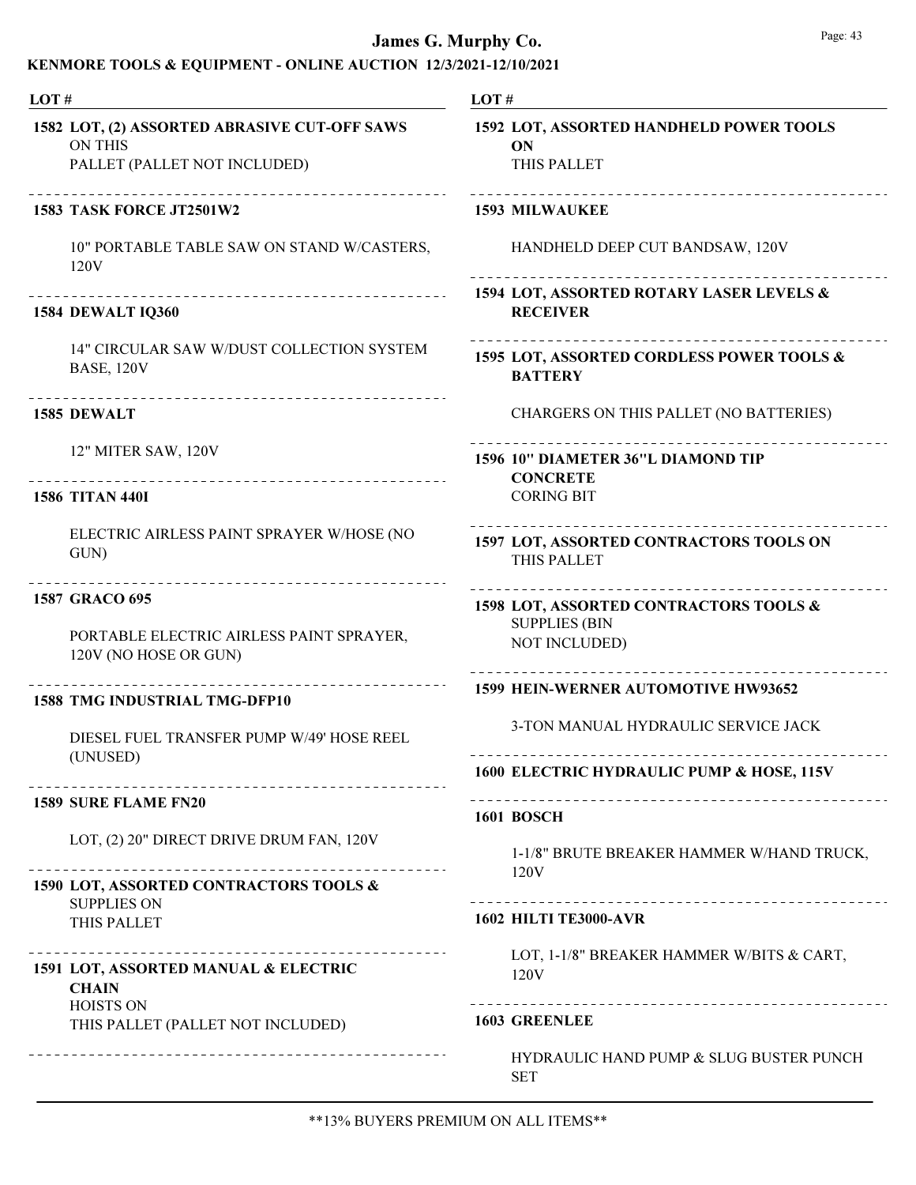**LOT #**

**1582 LOT, (2) ASSORTED ABRASIVE CUT-OFF SAWS** ON THIS PALLET (PALLET NOT INCLUDED)

---

**1583 TASK FORCE JT2501W2**

10" PORTABLE TABLE SAW ON STAND W/CASTERS, 120V

---

**1584 DEWALT IQ360**

14" CIRCULAR SAW W/DUST COLLECTION SYSTEM BASE, 120V

---

**1585 DEWALT**

12" MITER SAW, 120V

---

**1586 TITAN 440I**

ELECTRIC AIRLESS PAINT SPRAYER W/HOSE (NO GUN)

---

**1587 GRACO 695**

PORTABLE ELECTRIC AIRLESS PAINT SPRAYER, 120V (NO HOSE OR GUN)

---

**1588 TMG INDUSTRIAL TMG-DFP10**

DIESEL FUEL TRANSFER PUMP W/49' HOSE REEL (UNUSED)

---

**1589 SURE FLAME FN20**

LOT, (2) 20" DIRECT DRIVE DRUM FAN, 120V

---

**1590 LOT, ASSORTED CONTRACTORS TOOLS &** SUPPLIES ON THIS PALLET

---

**1591 LOT, ASSORTED MANUAL & ELECTRIC CHAIN** HOISTS ON THIS PALLET (PALLET NOT INCLUDED)

---

**1592 LOT, ASSORTED HANDHELD POWER TOOLS ON** THIS PALLET

---

**1593 MILWAUKEE**

HANDHELD DEEP CUT BANDSAW, 120V

---

**1594 LOT, ASSORTED ROTARY LASER LEVELS & RECEIVER**

---

**1595 LOT, ASSORTED CORDLESS POWER TOOLS & BATTERY**

CHARGERS ON THIS PALLET (NO BATTERIES)

---

**1596 10" DIAMETER 36"L DIAMOND TIP CONCRETE** CORING BIT

---

**1597 LOT, ASSORTED CONTRACTORS TOOLS ON** THIS PALLET

---

**1598 LOT, ASSORTED CONTRACTORS TOOLS &** SUPPLIES (BIN NOT INCLUDED)

---

**1599 HEIN-WERNER AUTOMOTIVE HW93652**

3-TON MANUAL HYDRAULIC SERVICE JACK

---

**1600 ELECTRIC HYDRAULIC PUMP & HOSE, 115V**

---

**1601 BOSCH**

1-1/8" BRUTE BREAKER HAMMER W/HAND TRUCK, 120V

---

**1602 HILTI TE3000-AVR**

LOT, 1-1/8" BREAKER HAMMER W/BITS & CART, 120V

---

**1603 GREENLEE**

HYDRAULIC HAND PUMP & SLUG BUSTER PUNCH SET

**13% BUYERS PREMIUM ON ALL ITEMS**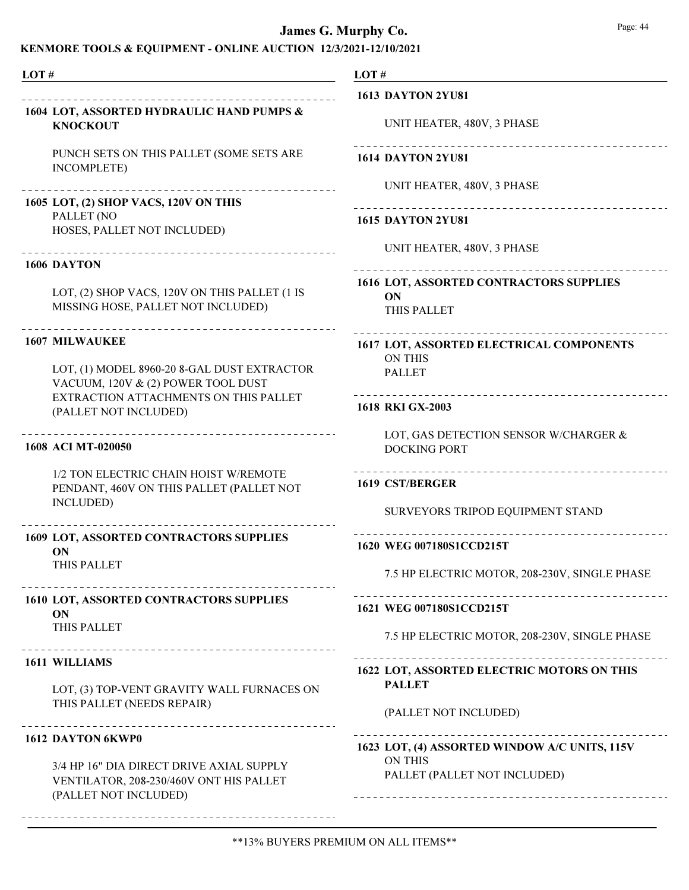# James G. Murphy Co.

## KENMORE TOOLS & EQUIPMENT - ONLINE AUCTION 12/3/2021-12/10/2021

**LOT #**

**1604 LOT, ASSORTED HYDRAULIC HAND PUMPS & KNOCKOUT**

PUNCH SETS ON THIS PALLET (SOME SETS ARE INCOMPLETE)

**1605 LOT, (2) SHOP VACS, 120V ON THIS**
PALLET (NO
HOSES, PALLET NOT INCLUDED)

**1606 DAYTON**

LOT, (2) SHOP VACS, 120V ON THIS PALLET (1 IS MISSING HOSE, PALLET NOT INCLUDED)

**1607 MILWAUKEE**

LOT, (1) MODEL 8960-20 8-GAL DUST EXTRACTOR VACUUM, 120V & (2) POWER TOOL DUST EXTRACTION ATTACHMENTS ON THIS PALLET (PALLET NOT INCLUDED)

**1608 ACI MT-020050**

1/2 TON ELECTRIC CHAIN HOIST W/REMOTE PENDANT, 460V ON THIS PALLET (PALLET NOT INCLUDED)

**1609 LOT, ASSORTED CONTRACTORS SUPPLIES ON**
THIS PALLET

**1610 LOT, ASSORTED CONTRACTORS SUPPLIES ON**
THIS PALLET

**1611 WILLIAMS**

LOT, (3) TOP-VENT GRAVITY WALL FURNACES ON THIS PALLET (NEEDS REPAIR)

**1612 DAYTON 6KWP0**

3/4 HP 16" DIA DIRECT DRIVE AXIAL SUPPLY VENTILATOR, 208-230/460V ONT HIS PALLET (PALLET NOT INCLUDED)

**1613 DAYTON 2YU81**

UNIT HEATER, 480V, 3 PHASE

**1614 DAYTON 2YU81**

UNIT HEATER, 480V, 3 PHASE

**1615 DAYTON 2YU81**

UNIT HEATER, 480V, 3 PHASE

**1616 LOT, ASSORTED CONTRACTORS SUPPLIES ON**
THIS PALLET

**1617 LOT, ASSORTED ELECTRICAL COMPONENTS**
ON THIS
PALLET

**1618 RKI GX-2003**

LOT, GAS DETECTION SENSOR W/CHARGER & DOCKING PORT

**1619 CST/BERGER**

SURVEYORS TRIPOD EQUIPMENT STAND

**1620 WEG 007180S1CCD215T**

7.5 HP ELECTRIC MOTOR, 208-230V, SINGLE PHASE

**1621 WEG 007180S1CCD215T**

7.5 HP ELECTRIC MOTOR, 208-230V, SINGLE PHASE

**1622 LOT, ASSORTED ELECTRIC MOTORS ON THIS PALLET**

(PALLET NOT INCLUDED)

**1623 LOT, (4) ASSORTED WINDOW A/C UNITS, 115V**
ON THIS
PALLET (PALLET NOT INCLUDED)

**13% BUYERS PREMIUM ON ALL ITEMS**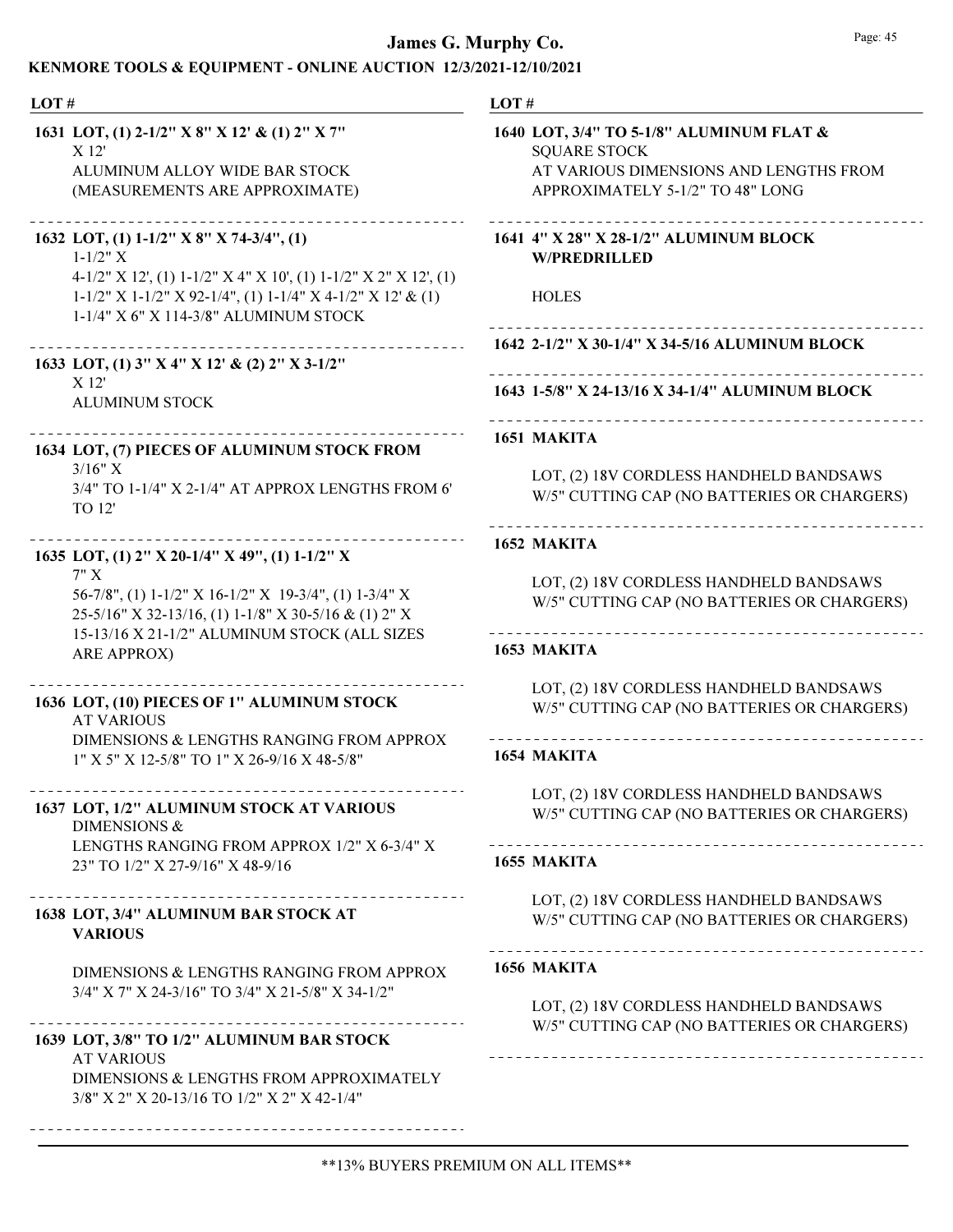**LOT #**

**1631 LOT, (1) 2-1/2" X 8" X 12' & (1) 2" X 7" X 12'**
ALUMINUM ALLOY WIDE BAR STOCK (MEASUREMENTS ARE APPROXIMATE)

---

**1632 LOT, (1) 1-1/2" X 8" X 74-3/4", (1) 1-1/2" X**
4-1/2" X 12', (1) 1-1/2" X 4" X 10', (1) 1-1/2" X 2" X 12', (1) 1-1/2" X 1-1/2" X 92-1/4", (1) 1-1/4" X 4-1/2" X 12' & (1) 1-1/4" X 6" X 114-3/8" ALUMINUM STOCK

---

**1633 LOT, (1) 3" X 4" X 12' & (2) 2" X 3-1/2" X 12'**
ALUMINUM STOCK

---

**1634 LOT, (7) PIECES OF ALUMINUM STOCK FROM 3/16" X**
3/4" TO 1-1/4" X 2-1/4" AT APPROX LENGTHS FROM 6' TO 12'

---

**1635 LOT, (1) 2" X 20-1/4" X 49", (1) 1-1/2" X 7" X**
56-7/8", (1) 1-1/2" X 16-1/2" X 19-3/4", (1) 1-3/4" X 25-5/16" X 32-13/16, (1) 1-1/8" X 30-5/16 & (1) 2" X 15-13/16 X 21-1/2" ALUMINUM STOCK (ALL SIZES ARE APPROX)

---

**1636 LOT, (10) PIECES OF 1" ALUMINUM STOCK AT VARIOUS**
DIMENSIONS & LENGTHS RANGING FROM APPROX 1" X 5" X 12-5/8" TO 1" X 26-9/16 X 48-5/8"

---

**1637 LOT, 1/2" ALUMINUM STOCK AT VARIOUS DIMENSIONS &**
LENGTHS RANGING FROM APPROX 1/2" X 6-3/4" X 23" TO 1/2" X 27-9/16" X 48-9/16

---

**1638 LOT, 3/4" ALUMINUM BAR STOCK AT VARIOUS**

DIMENSIONS & LENGTHS RANGING FROM APPROX 3/4" X 7" X 24-3/16" TO 3/4" X 21-5/8" X 34-1/2"

---

**1639 LOT, 3/8" TO 1/2" ALUMINUM BAR STOCK AT VARIOUS**
DIMENSIONS & LENGTHS FROM APPROXIMATELY 3/8" X 2" X 20-13/16 TO 1/2" X 2" X 42-1/4"

---

**1640 LOT, 3/4" TO 5-1/8" ALUMINUM FLAT & SQUARE STOCK**
AT VARIOUS DIMENSIONS AND LENGTHS FROM APPROXIMATELY 5-1/2" TO 48" LONG

---

**1641 4" X 28" X 28-1/2" ALUMINUM BLOCK W/PREDRILLED**

HOLES

---

**1642 2-1/2" X 30-1/4" X 34-5/16 ALUMINUM BLOCK**

---

**1643 1-5/8" X 24-13/16 X 34-1/4" ALUMINUM BLOCK**

---

**1651 MAKITA**

LOT, (2) 18V CORDLESS HANDHELD BANDSAWS W/5" CUTTING CAP (NO BATTERIES OR CHARGERS)

---

**1652 MAKITA**

LOT, (2) 18V CORDLESS HANDHELD BANDSAWS W/5" CUTTING CAP (NO BATTERIES OR CHARGERS)

---

**1653 MAKITA**

LOT, (2) 18V CORDLESS HANDHELD BANDSAWS W/5" CUTTING CAP (NO BATTERIES OR CHARGERS)

---

**1654 MAKITA**

LOT, (2) 18V CORDLESS HANDHELD BANDSAWS W/5" CUTTING CAP (NO BATTERIES OR CHARGERS)

---

**1655 MAKITA**

LOT, (2) 18V CORDLESS HANDHELD BANDSAWS W/5" CUTTING CAP (NO BATTERIES OR CHARGERS)

---

**1656 MAKITA**

LOT, (2) 18V CORDLESS HANDHELD BANDSAWS W/5" CUTTING CAP (NO BATTERIES OR CHARGERS)

---

**13% BUYERS PREMIUM ON ALL ITEMS**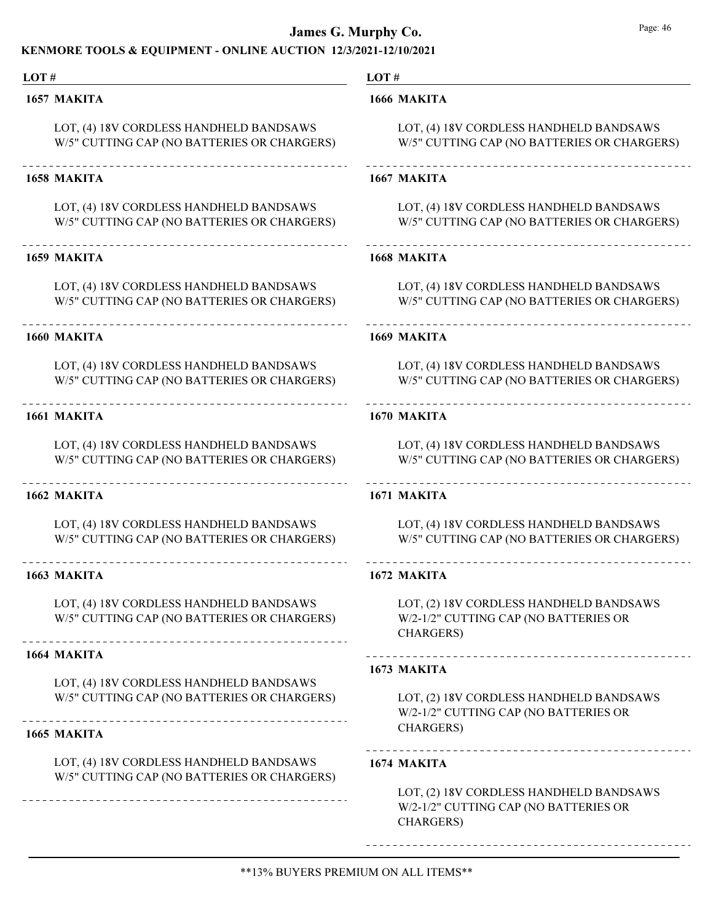| LOT # | |
|---|---|
| **1657 MAKITA** | LOT, (4) 18V CORDLESS HANDHELD BANDSAWS W/5" CUTTING CAP (NO BATTERIES OR CHARGERS) |
| **1658 MAKITA** | LOT, (4) 18V CORDLESS HANDHELD BANDSAWS W/5" CUTTING CAP (NO BATTERIES OR CHARGERS) |
| **1659 MAKITA** | LOT, (4) 18V CORDLESS HANDHELD BANDSAWS W/5" CUTTING CAP (NO BATTERIES OR CHARGERS) |
| **1660 MAKITA** | LOT, (4) 18V CORDLESS HANDHELD BANDSAWS W/5" CUTTING CAP (NO BATTERIES OR CHARGERS) |
| **1661 MAKITA** | LOT, (4) 18V CORDLESS HANDHELD BANDSAWS W/5" CUTTING CAP (NO BATTERIES OR CHARGERS) |
| **1662 MAKITA** | LOT, (4) 18V CORDLESS HANDHELD BANDSAWS W/5" CUTTING CAP (NO BATTERIES OR CHARGERS) |
| **1663 MAKITA** | LOT, (4) 18V CORDLESS HANDHELD BANDSAWS W/5" CUTTING CAP (NO BATTERIES OR CHARGERS) |
| **1664 MAKITA** | LOT, (4) 18V CORDLESS HANDHELD BANDSAWS W/5" CUTTING CAP (NO BATTERIES OR CHARGERS) |
| **1665 MAKITA** | LOT, (4) 18V CORDLESS HANDHELD BANDSAWS W/5" CUTTING CAP (NO BATTERIES OR CHARGERS) |
| **1666 MAKITA** | LOT, (4) 18V CORDLESS HANDHELD BANDSAWS W/5" CUTTING CAP (NO BATTERIES OR CHARGERS) |
| **1667 MAKITA** | LOT, (4) 18V CORDLESS HANDHELD BANDSAWS W/5" CUTTING CAP (NO BATTERIES OR CHARGERS) |
| **1668 MAKITA** | LOT, (4) 18V CORDLESS HANDHELD BANDSAWS W/5" CUTTING CAP (NO BATTERIES OR CHARGERS) |
| **1669 MAKITA** | LOT, (4) 18V CORDLESS HANDHELD BANDSAWS W/5" CUTTING CAP (NO BATTERIES OR CHARGERS) |
| **1670 MAKITA** | LOT, (4) 18V CORDLESS HANDHELD BANDSAWS W/5" CUTTING CAP (NO BATTERIES OR CHARGERS) |
| **1671 MAKITA** | LOT, (4) 18V CORDLESS HANDHELD BANDSAWS W/5" CUTTING CAP (NO BATTERIES OR CHARGERS) |
| **1672 MAKITA** | LOT, (2) 18V CORDLESS HANDHELD BANDSAWS W/2-1/2" CUTTING CAP (NO BATTERIES OR CHARGERS) |
| **1673 MAKITA** | LOT, (2) 18V CORDLESS HANDHELD BANDSAWS W/2-1/2" CUTTING CAP (NO BATTERIES OR CHARGERS) |
| **1674 MAKITA** | LOT, (2) 18V CORDLESS HANDHELD BANDSAWS W/2-1/2" CUTTING CAP (NO BATTERIES OR CHARGERS) |

**13% BUYERS PREMIUM ON ALL ITEMS**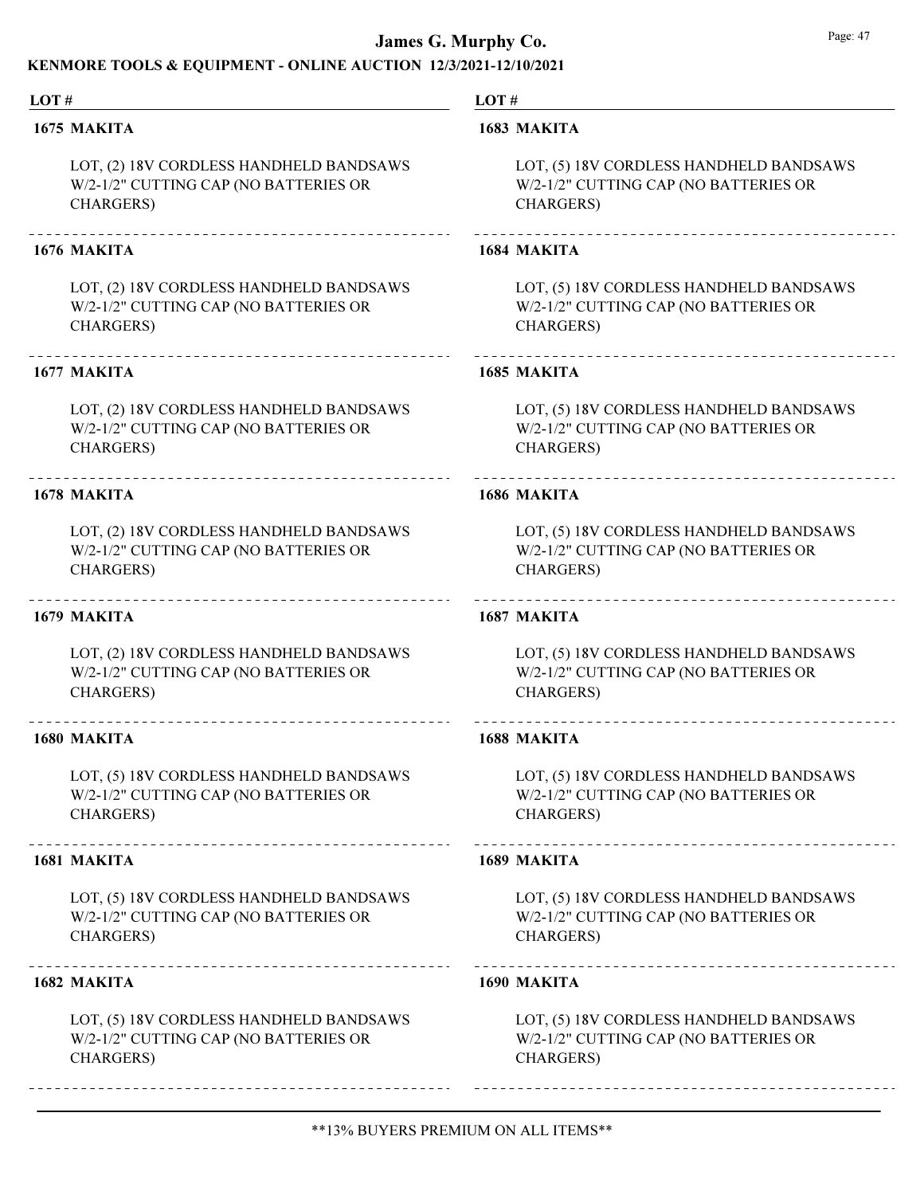| LOT # | |
|---|---|
| **1675 MAKITA** | LOT, (2) 18V CORDLESS HANDHELD BANDSAWS W/2-1/2" CUTTING CAP (NO BATTERIES OR CHARGERS) |
| **1676 MAKITA** | LOT, (2) 18V CORDLESS HANDHELD BANDSAWS W/2-1/2" CUTTING CAP (NO BATTERIES OR CHARGERS) |
| **1677 MAKITA** | LOT, (2) 18V CORDLESS HANDHELD BANDSAWS W/2-1/2" CUTTING CAP (NO BATTERIES OR CHARGERS) |
| **1678 MAKITA** | LOT, (2) 18V CORDLESS HANDHELD BANDSAWS W/2-1/2" CUTTING CAP (NO BATTERIES OR CHARGERS) |
| **1679 MAKITA** | LOT, (2) 18V CORDLESS HANDHELD BANDSAWS W/2-1/2" CUTTING CAP (NO BATTERIES OR CHARGERS) |
| **1680 MAKITA** | LOT, (5) 18V CORDLESS HANDHELD BANDSAWS W/2-1/2" CUTTING CAP (NO BATTERIES OR CHARGERS) |
| **1681 MAKITA** | LOT, (5) 18V CORDLESS HANDHELD BANDSAWS W/2-1/2" CUTTING CAP (NO BATTERIES OR CHARGERS) |
| **1682 MAKITA** | LOT, (5) 18V CORDLESS HANDHELD BANDSAWS W/2-1/2" CUTTING CAP (NO BATTERIES OR CHARGERS) |
| **1683 MAKITA** | LOT, (5) 18V CORDLESS HANDHELD BANDSAWS W/2-1/2" CUTTING CAP (NO BATTERIES OR CHARGERS) |
| **1684 MAKITA** | LOT, (5) 18V CORDLESS HANDHELD BANDSAWS W/2-1/2" CUTTING CAP (NO BATTERIES OR CHARGERS) |
| **1685 MAKITA** | LOT, (5) 18V CORDLESS HANDHELD BANDSAWS W/2-1/2" CUTTING CAP (NO BATTERIES OR CHARGERS) |
| **1686 MAKITA** | LOT, (5) 18V CORDLESS HANDHELD BANDSAWS W/2-1/2" CUTTING CAP (NO BATTERIES OR CHARGERS) |
| **1687 MAKITA** | LOT, (5) 18V CORDLESS HANDHELD BANDSAWS W/2-1/2" CUTTING CAP (NO BATTERIES OR CHARGERS) |
| **1688 MAKITA** | LOT, (5) 18V CORDLESS HANDHELD BANDSAWS W/2-1/2" CUTTING CAP (NO BATTERIES OR CHARGERS) |
| **1689 MAKITA** | LOT, (5) 18V CORDLESS HANDHELD BANDSAWS W/2-1/2" CUTTING CAP (NO BATTERIES OR CHARGERS) |
| **1690 MAKITA** | LOT, (5) 18V CORDLESS HANDHELD BANDSAWS W/2-1/2" CUTTING CAP (NO BATTERIES OR CHARGERS) |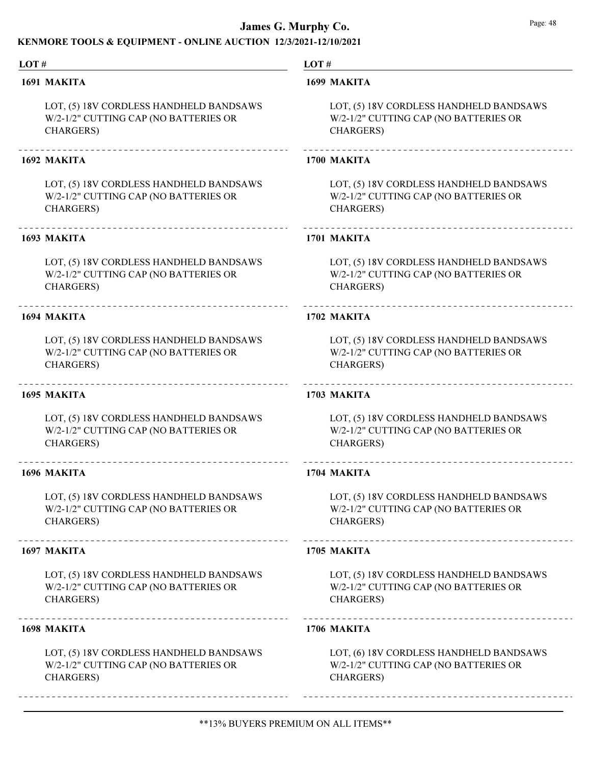**1691 MAKITA**

LOT, (5) 18V CORDLESS HANDHELD BANDSAWS W/2-1/2" CUTTING CAP (NO BATTERIES OR CHARGERS)

---

**1692 MAKITA**

LOT, (5) 18V CORDLESS HANDHELD BANDSAWS W/2-1/2" CUTTING CAP (NO BATTERIES OR CHARGERS)

---

**1693 MAKITA**

LOT, (5) 18V CORDLESS HANDHELD BANDSAWS W/2-1/2" CUTTING CAP (NO BATTERIES OR CHARGERS)

---

**1694 MAKITA**

LOT, (5) 18V CORDLESS HANDHELD BANDSAWS W/2-1/2" CUTTING CAP (NO BATTERIES OR CHARGERS)

---

**1695 MAKITA**

LOT, (5) 18V CORDLESS HANDHELD BANDSAWS W/2-1/2" CUTTING CAP (NO BATTERIES OR CHARGERS)

---

**1696 MAKITA**

LOT, (5) 18V CORDLESS HANDHELD BANDSAWS W/2-1/2" CUTTING CAP (NO BATTERIES OR CHARGERS)

---

**1697 MAKITA**

LOT, (5) 18V CORDLESS HANDHELD BANDSAWS W/2-1/2" CUTTING CAP (NO BATTERIES OR CHARGERS)

---

**1698 MAKITA**

LOT, (5) 18V CORDLESS HANDHELD BANDSAWS W/2-1/2" CUTTING CAP (NO BATTERIES OR CHARGERS)

---

**1699 MAKITA**

LOT, (5) 18V CORDLESS HANDHELD BANDSAWS W/2-1/2" CUTTING CAP (NO BATTERIES OR CHARGERS)

---

**1700 MAKITA**

LOT, (5) 18V CORDLESS HANDHELD BANDSAWS W/2-1/2" CUTTING CAP (NO BATTERIES OR CHARGERS)

---

**1701 MAKITA**

LOT, (5) 18V CORDLESS HANDHELD BANDSAWS W/2-1/2" CUTTING CAP (NO BATTERIES OR CHARGERS)

---

**1702 MAKITA**

LOT, (5) 18V CORDLESS HANDHELD BANDSAWS W/2-1/2" CUTTING CAP (NO BATTERIES OR CHARGERS)

---

**1703 MAKITA**

LOT, (5) 18V CORDLESS HANDHELD BANDSAWS W/2-1/2" CUTTING CAP (NO BATTERIES OR CHARGERS)

---

**1704 MAKITA**

LOT, (5) 18V CORDLESS HANDHELD BANDSAWS W/2-1/2" CUTTING CAP (NO BATTERIES OR CHARGERS)

---

**1705 MAKITA**

LOT, (5) 18V CORDLESS HANDHELD BANDSAWS W/2-1/2" CUTTING CAP (NO BATTERIES OR CHARGERS)

---

**1706 MAKITA**

LOT, (6) 18V CORDLESS HANDHELD BANDSAWS W/2-1/2" CUTTING CAP (NO BATTERIES OR CHARGERS)

---

**13% BUYERS PREMIUM ON ALL ITEMS**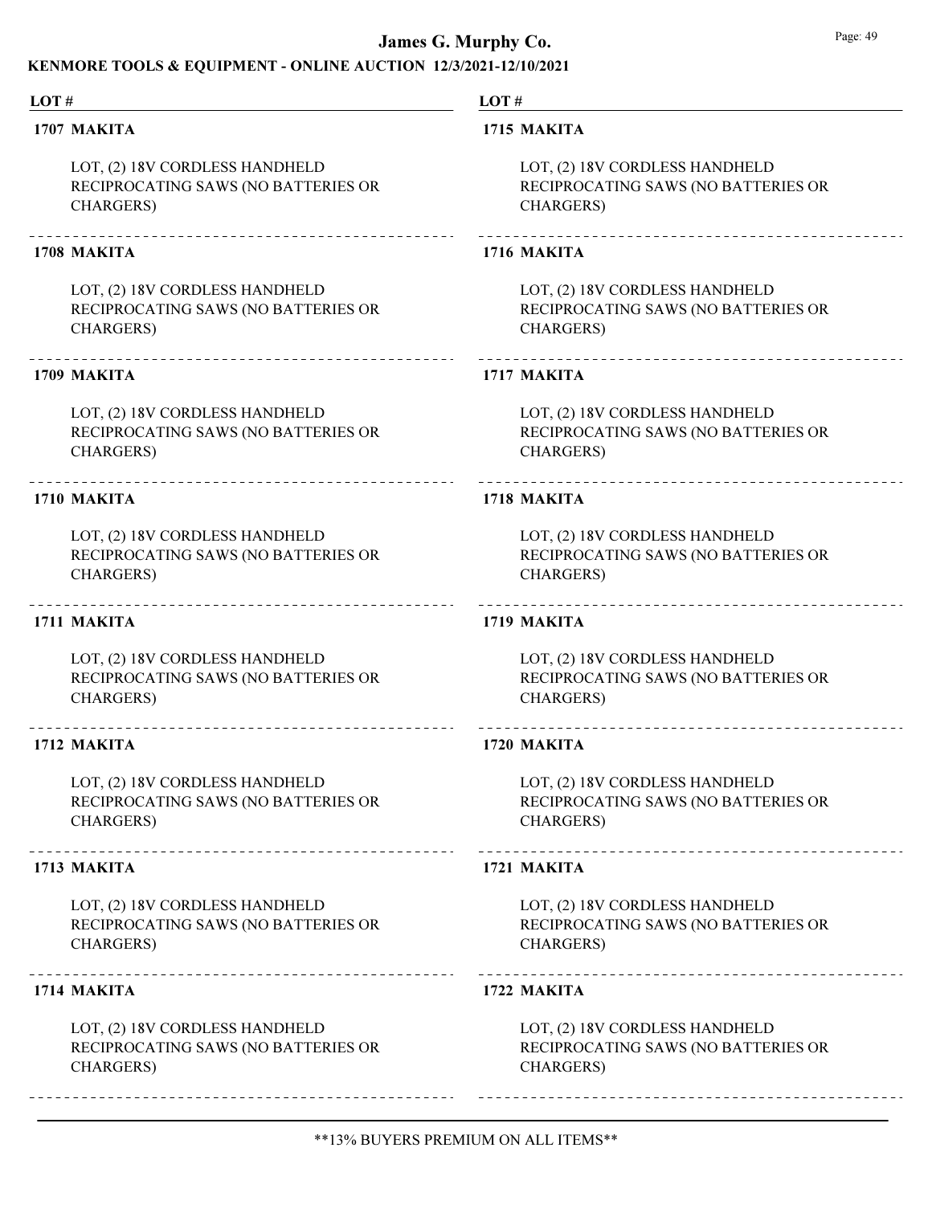**1707 MAKITA**

LOT, (2) 18V CORDLESS HANDHELD RECIPROCATING SAWS (NO BATTERIES OR CHARGERS)

**1708 MAKITA**

LOT, (2) 18V CORDLESS HANDHELD RECIPROCATING SAWS (NO BATTERIES OR CHARGERS)

**1709 MAKITA**

LOT, (2) 18V CORDLESS HANDHELD RECIPROCATING SAWS (NO BATTERIES OR CHARGERS)

**1710 MAKITA**

LOT, (2) 18V CORDLESS HANDHELD RECIPROCATING SAWS (NO BATTERIES OR CHARGERS)

**1711 MAKITA**

LOT, (2) 18V CORDLESS HANDHELD RECIPROCATING SAWS (NO BATTERIES OR CHARGERS)

**1712 MAKITA**

LOT, (2) 18V CORDLESS HANDHELD RECIPROCATING SAWS (NO BATTERIES OR CHARGERS)

**1713 MAKITA**

LOT, (2) 18V CORDLESS HANDHELD RECIPROCATING SAWS (NO BATTERIES OR CHARGERS)

**1714 MAKITA**

LOT, (2) 18V CORDLESS HANDHELD RECIPROCATING SAWS (NO BATTERIES OR CHARGERS)

**1715 MAKITA**

LOT, (2) 18V CORDLESS HANDHELD RECIPROCATING SAWS (NO BATTERIES OR CHARGERS)

**1716 MAKITA**

LOT, (2) 18V CORDLESS HANDHELD RECIPROCATING SAWS (NO BATTERIES OR CHARGERS)

**1717 MAKITA**

LOT, (2) 18V CORDLESS HANDHELD RECIPROCATING SAWS (NO BATTERIES OR CHARGERS)

**1718 MAKITA**

LOT, (2) 18V CORDLESS HANDHELD RECIPROCATING SAWS (NO BATTERIES OR CHARGERS)

**1719 MAKITA**

LOT, (2) 18V CORDLESS HANDHELD RECIPROCATING SAWS (NO BATTERIES OR CHARGERS)

**1720 MAKITA**

LOT, (2) 18V CORDLESS HANDHELD RECIPROCATING SAWS (NO BATTERIES OR CHARGERS)

**1721 MAKITA**

LOT, (2) 18V CORDLESS HANDHELD RECIPROCATING SAWS (NO BATTERIES OR CHARGERS)

**1722 MAKITA**

LOT, (2) 18V CORDLESS HANDHELD RECIPROCATING SAWS (NO BATTERIES OR CHARGERS)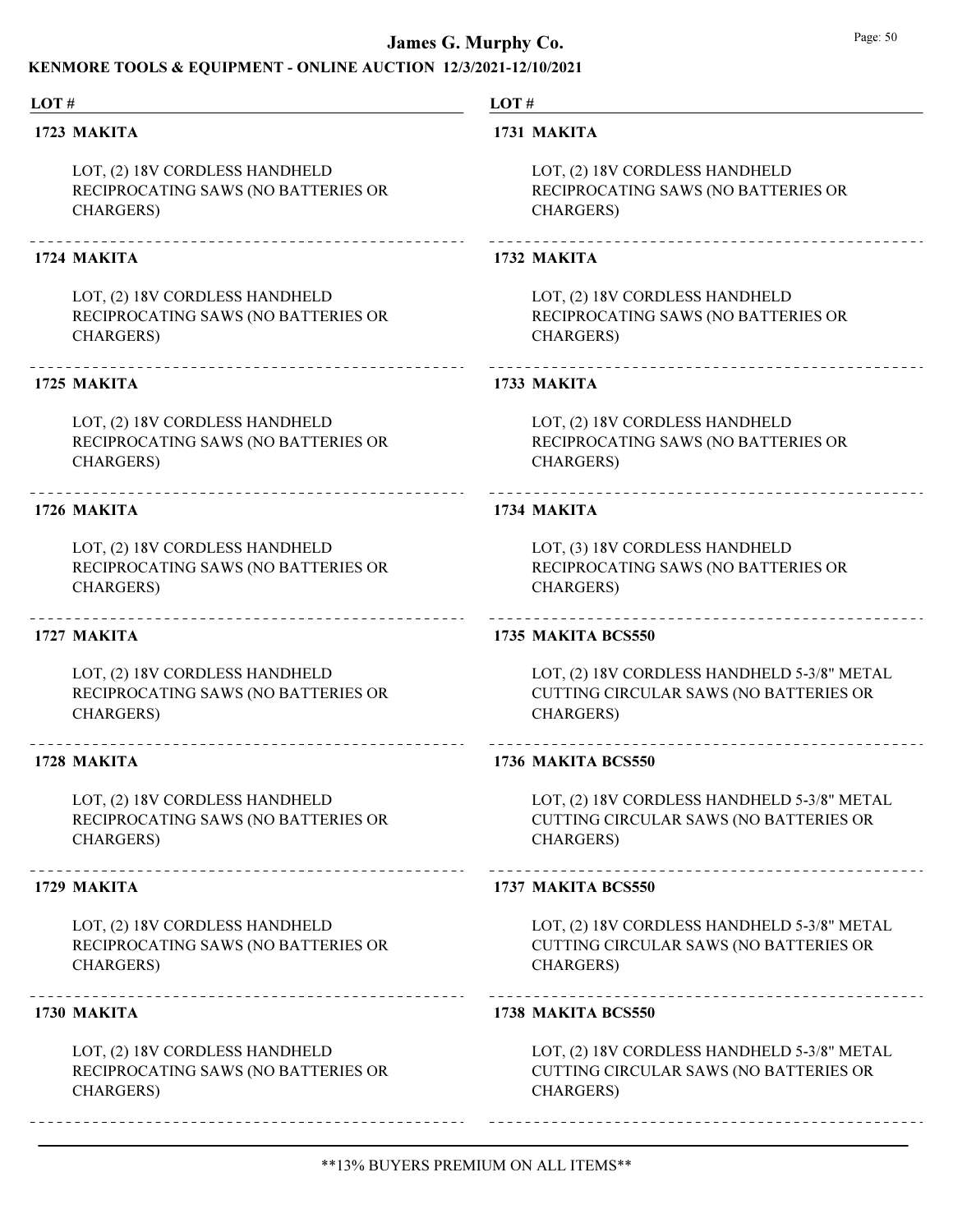**LOT #**

**1723 MAKITA**

LOT, (2) 18V CORDLESS HANDHELD RECIPROCATING SAWS (NO BATTERIES OR CHARGERS)

**1724 MAKITA**

LOT, (2) 18V CORDLESS HANDHELD RECIPROCATING SAWS (NO BATTERIES OR CHARGERS)

**1725 MAKITA**

LOT, (2) 18V CORDLESS HANDHELD RECIPROCATING SAWS (NO BATTERIES OR CHARGERS)

**1726 MAKITA**

LOT, (2) 18V CORDLESS HANDHELD RECIPROCATING SAWS (NO BATTERIES OR CHARGERS)

**1727 MAKITA**

LOT, (2) 18V CORDLESS HANDHELD RECIPROCATING SAWS (NO BATTERIES OR CHARGERS)

**1728 MAKITA**

LOT, (2) 18V CORDLESS HANDHELD RECIPROCATING SAWS (NO BATTERIES OR CHARGERS)

**1729 MAKITA**

LOT, (2) 18V CORDLESS HANDHELD RECIPROCATING SAWS (NO BATTERIES OR CHARGERS)

**1730 MAKITA**

LOT, (2) 18V CORDLESS HANDHELD RECIPROCATING SAWS (NO BATTERIES OR CHARGERS)

**1731 MAKITA**

LOT, (2) 18V CORDLESS HANDHELD RECIPROCATING SAWS (NO BATTERIES OR CHARGERS)

**1732 MAKITA**

LOT, (2) 18V CORDLESS HANDHELD RECIPROCATING SAWS (NO BATTERIES OR CHARGERS)

**1733 MAKITA**

LOT, (2) 18V CORDLESS HANDHELD RECIPROCATING SAWS (NO BATTERIES OR CHARGERS)

**1734 MAKITA**

LOT, (3) 18V CORDLESS HANDHELD RECIPROCATING SAWS (NO BATTERIES OR CHARGERS)

**1735 MAKITA BCS550**

LOT, (2) 18V CORDLESS HANDHELD 5-3/8" METAL CUTTING CIRCULAR SAWS (NO BATTERIES OR CHARGERS)

**1736 MAKITA BCS550**

LOT, (2) 18V CORDLESS HANDHELD 5-3/8" METAL CUTTING CIRCULAR SAWS (NO BATTERIES OR CHARGERS)

**1737 MAKITA BCS550**

LOT, (2) 18V CORDLESS HANDHELD 5-3/8" METAL CUTTING CIRCULAR SAWS (NO BATTERIES OR CHARGERS)

**1738 MAKITA BCS550**

LOT, (2) 18V CORDLESS HANDHELD 5-3/8" METAL CUTTING CIRCULAR SAWS (NO BATTERIES OR CHARGERS)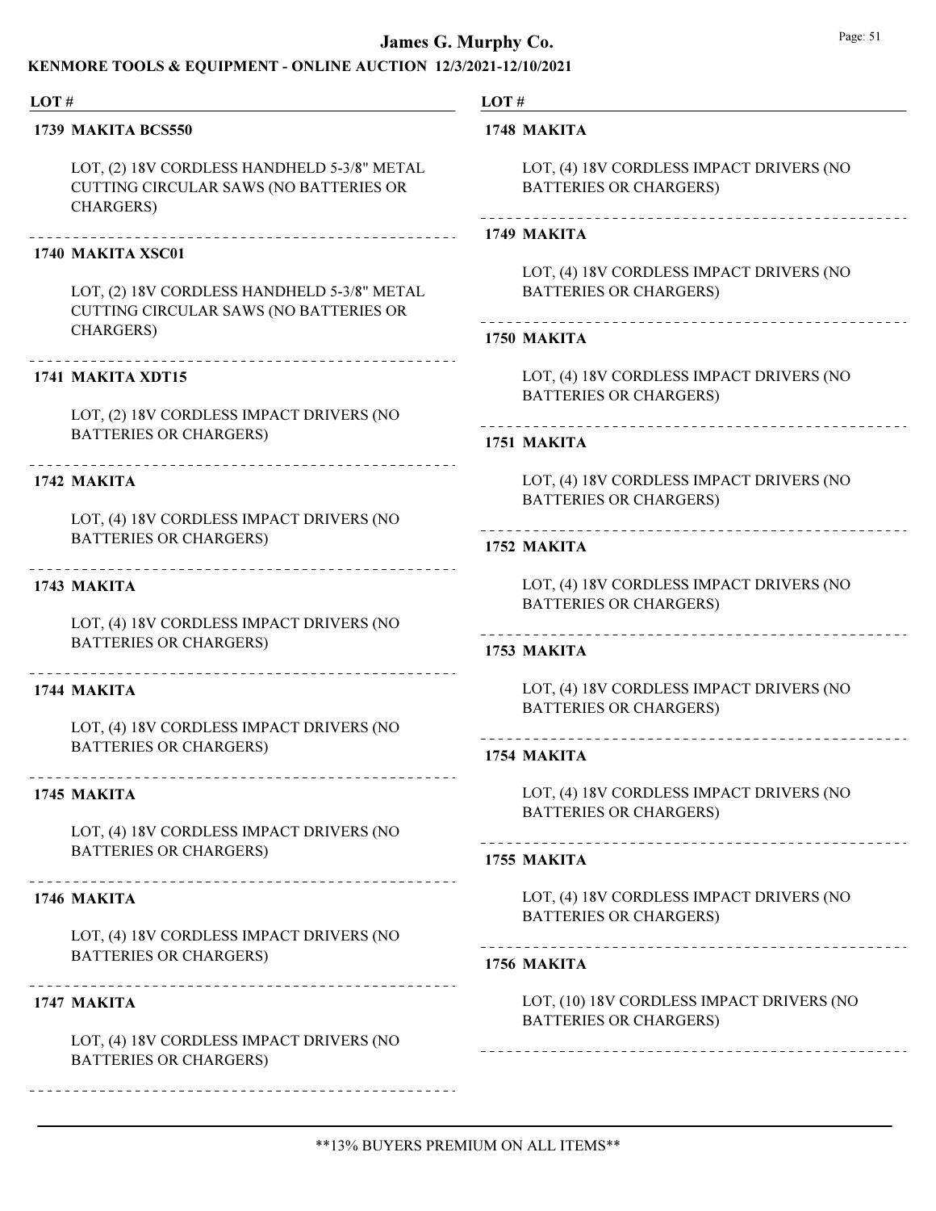**LOT #**

**1739 MAKITA BCS550**

LOT, (2) 18V CORDLESS HANDHELD 5-3/8" METAL CUTTING CIRCULAR SAWS (NO BATTERIES OR CHARGERS)

**1740 MAKITA XSC01**

LOT, (2) 18V CORDLESS HANDHELD 5-3/8" METAL CUTTING CIRCULAR SAWS (NO BATTERIES OR CHARGERS)

**1741 MAKITA XDT15**

LOT, (2) 18V CORDLESS IMPACT DRIVERS (NO BATTERIES OR CHARGERS)

**1742 MAKITA**

LOT, (4) 18V CORDLESS IMPACT DRIVERS (NO BATTERIES OR CHARGERS)

**1743 MAKITA**

LOT, (4) 18V CORDLESS IMPACT DRIVERS (NO BATTERIES OR CHARGERS)

**1744 MAKITA**

LOT, (4) 18V CORDLESS IMPACT DRIVERS (NO BATTERIES OR CHARGERS)

**1745 MAKITA**

LOT, (4) 18V CORDLESS IMPACT DRIVERS (NO BATTERIES OR CHARGERS)

**1746 MAKITA**

LOT, (4) 18V CORDLESS IMPACT DRIVERS (NO BATTERIES OR CHARGERS)

**1747 MAKITA**

LOT, (4) 18V CORDLESS IMPACT DRIVERS (NO BATTERIES OR CHARGERS)

**1748 MAKITA**

LOT, (4) 18V CORDLESS IMPACT DRIVERS (NO BATTERIES OR CHARGERS)

**1749 MAKITA**

LOT, (4) 18V CORDLESS IMPACT DRIVERS (NO BATTERIES OR CHARGERS)

**1750 MAKITA**

LOT, (4) 18V CORDLESS IMPACT DRIVERS (NO BATTERIES OR CHARGERS)

**1751 MAKITA**

LOT, (4) 18V CORDLESS IMPACT DRIVERS (NO BATTERIES OR CHARGERS)

**1752 MAKITA**

LOT, (4) 18V CORDLESS IMPACT DRIVERS (NO BATTERIES OR CHARGERS)

**1753 MAKITA**

LOT, (4) 18V CORDLESS IMPACT DRIVERS (NO BATTERIES OR CHARGERS)

**1754 MAKITA**

LOT, (4) 18V CORDLESS IMPACT DRIVERS (NO BATTERIES OR CHARGERS)

**1755 MAKITA**

LOT, (4) 18V CORDLESS IMPACT DRIVERS (NO BATTERIES OR CHARGERS)

**1756 MAKITA**

LOT, (10) 18V CORDLESS IMPACT DRIVERS (NO BATTERIES OR CHARGERS)

**13% BUYERS PREMIUM ON ALL ITEMS**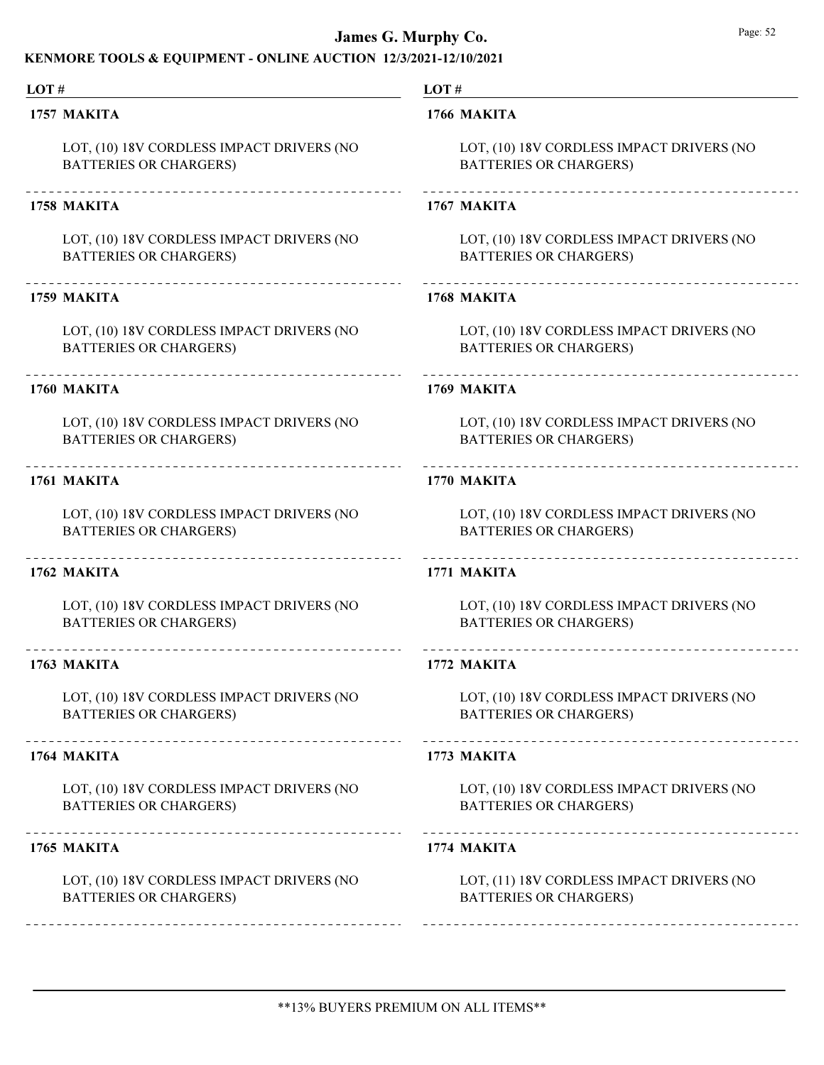**1757 MAKITA**

LOT, (10) 18V CORDLESS IMPACT DRIVERS (NO BATTERIES OR CHARGERS)

**1758 MAKITA**

LOT, (10) 18V CORDLESS IMPACT DRIVERS (NO BATTERIES OR CHARGERS)

**1759 MAKITA**

LOT, (10) 18V CORDLESS IMPACT DRIVERS (NO BATTERIES OR CHARGERS)

**1760 MAKITA**

LOT, (10) 18V CORDLESS IMPACT DRIVERS (NO BATTERIES OR CHARGERS)

**1761 MAKITA**

LOT, (10) 18V CORDLESS IMPACT DRIVERS (NO BATTERIES OR CHARGERS)

**1762 MAKITA**

LOT, (10) 18V CORDLESS IMPACT DRIVERS (NO BATTERIES OR CHARGERS)

**1763 MAKITA**

LOT, (10) 18V CORDLESS IMPACT DRIVERS (NO BATTERIES OR CHARGERS)

**1764 MAKITA**

LOT, (10) 18V CORDLESS IMPACT DRIVERS (NO BATTERIES OR CHARGERS)

**1765 MAKITA**

LOT, (10) 18V CORDLESS IMPACT DRIVERS (NO BATTERIES OR CHARGERS)

**1766 MAKITA**

LOT, (10) 18V CORDLESS IMPACT DRIVERS (NO BATTERIES OR CHARGERS)

**1767 MAKITA**

LOT, (10) 18V CORDLESS IMPACT DRIVERS (NO BATTERIES OR CHARGERS)

**1768 MAKITA**

LOT, (10) 18V CORDLESS IMPACT DRIVERS (NO BATTERIES OR CHARGERS)

**1769 MAKITA**

LOT, (10) 18V CORDLESS IMPACT DRIVERS (NO BATTERIES OR CHARGERS)

**1770 MAKITA**

LOT, (10) 18V CORDLESS IMPACT DRIVERS (NO BATTERIES OR CHARGERS)

**1771 MAKITA**

LOT, (10) 18V CORDLESS IMPACT DRIVERS (NO BATTERIES OR CHARGERS)

**1772 MAKITA**

LOT, (10) 18V CORDLESS IMPACT DRIVERS (NO BATTERIES OR CHARGERS)

**1773 MAKITA**

LOT, (10) 18V CORDLESS IMPACT DRIVERS (NO BATTERIES OR CHARGERS)

**1774 MAKITA**

LOT, (11) 18V CORDLESS IMPACT DRIVERS (NO BATTERIES OR CHARGERS)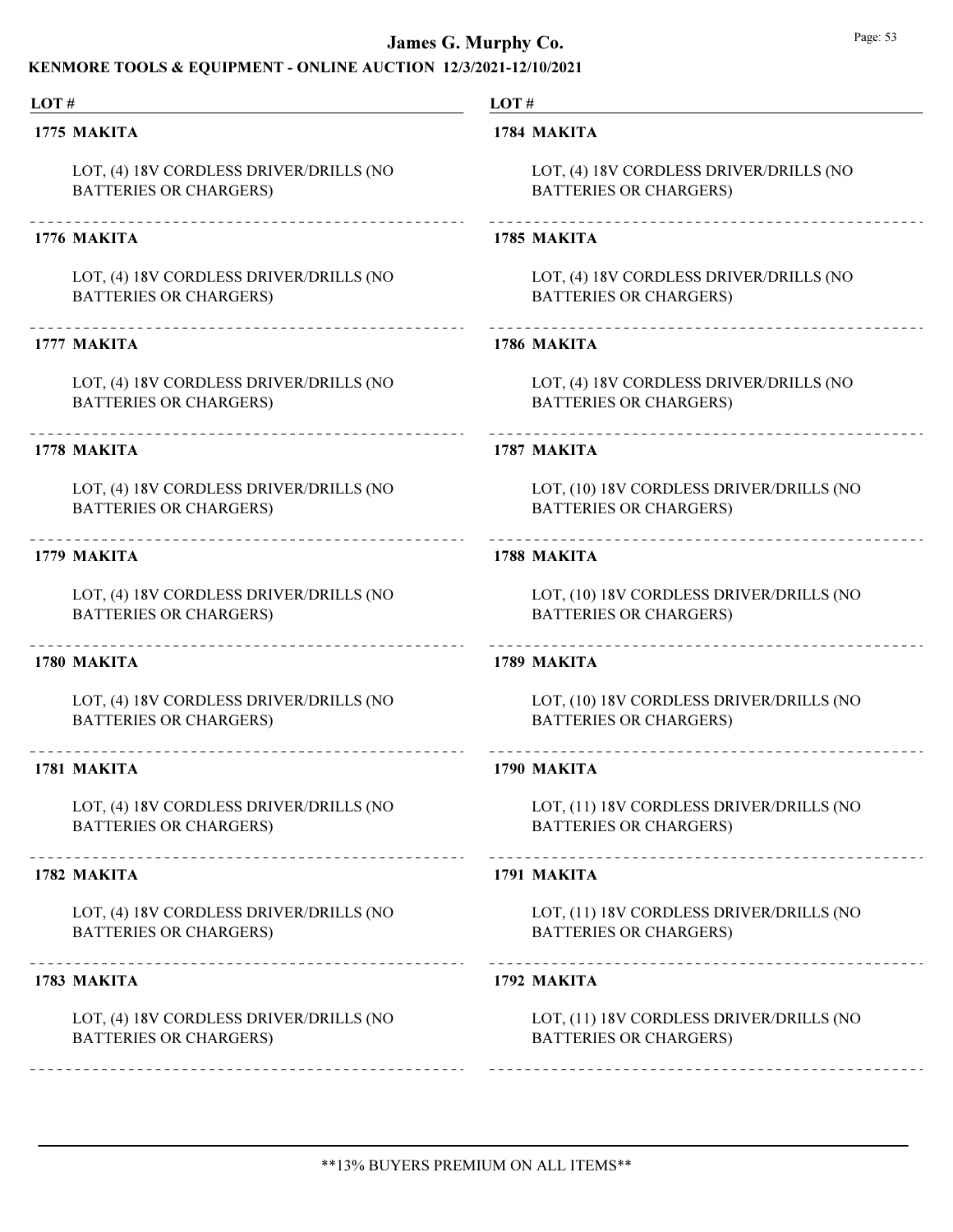| LOT # | |
|---|---|
| **1775 MAKITA** | LOT, (4) 18V CORDLESS DRIVER/DRILLS (NO BATTERIES OR CHARGERS) |
| **1776 MAKITA** | LOT, (4) 18V CORDLESS DRIVER/DRILLS (NO BATTERIES OR CHARGERS) |
| **1777 MAKITA** | LOT, (4) 18V CORDLESS DRIVER/DRILLS (NO BATTERIES OR CHARGERS) |
| **1778 MAKITA** | LOT, (4) 18V CORDLESS DRIVER/DRILLS (NO BATTERIES OR CHARGERS) |
| **1779 MAKITA** | LOT, (4) 18V CORDLESS DRIVER/DRILLS (NO BATTERIES OR CHARGERS) |
| **1780 MAKITA** | LOT, (4) 18V CORDLESS DRIVER/DRILLS (NO BATTERIES OR CHARGERS) |
| **1781 MAKITA** | LOT, (4) 18V CORDLESS DRIVER/DRILLS (NO BATTERIES OR CHARGERS) |
| **1782 MAKITA** | LOT, (4) 18V CORDLESS DRIVER/DRILLS (NO BATTERIES OR CHARGERS) |
| **1783 MAKITA** | LOT, (4) 18V CORDLESS DRIVER/DRILLS (NO BATTERIES OR CHARGERS) |
| **1784 MAKITA** | LOT, (4) 18V CORDLESS DRIVER/DRILLS (NO BATTERIES OR CHARGERS) |
| **1785 MAKITA** | LOT, (4) 18V CORDLESS DRIVER/DRILLS (NO BATTERIES OR CHARGERS) |
| **1786 MAKITA** | LOT, (4) 18V CORDLESS DRIVER/DRILLS (NO BATTERIES OR CHARGERS) |
| **1787 MAKITA** | LOT, (10) 18V CORDLESS DRIVER/DRILLS (NO BATTERIES OR CHARGERS) |
| **1788 MAKITA** | LOT, (10) 18V CORDLESS DRIVER/DRILLS (NO BATTERIES OR CHARGERS) |
| **1789 MAKITA** | LOT, (10) 18V CORDLESS DRIVER/DRILLS (NO BATTERIES OR CHARGERS) |
| **1790 MAKITA** | LOT, (11) 18V CORDLESS DRIVER/DRILLS (NO BATTERIES OR CHARGERS) |
| **1791 MAKITA** | LOT, (11) 18V CORDLESS DRIVER/DRILLS (NO BATTERIES OR CHARGERS) |
| **1792 MAKITA** | LOT, (11) 18V CORDLESS DRIVER/DRILLS (NO BATTERIES OR CHARGERS) |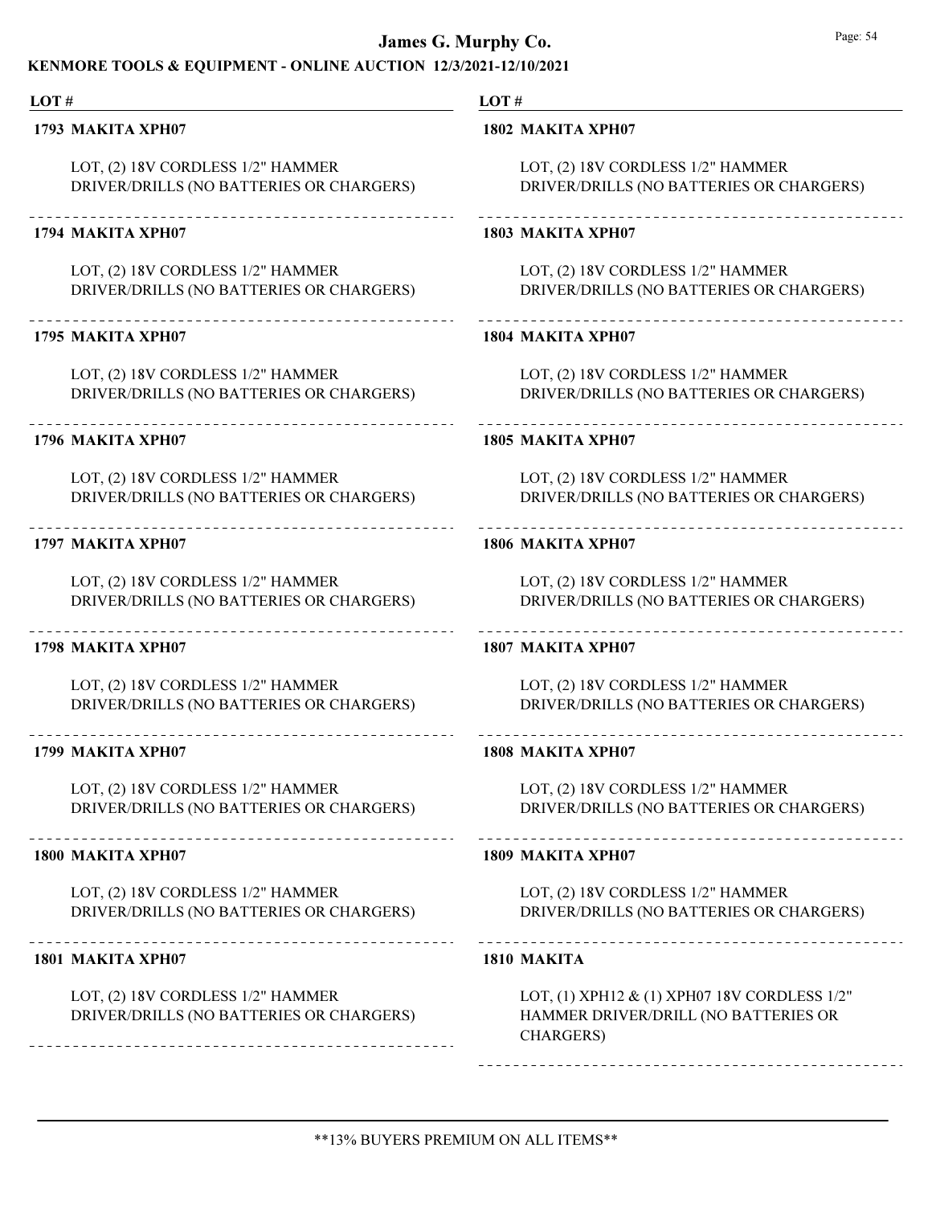**LOT #**

**1793 MAKITA XPH07**

LOT, (2) 18V CORDLESS 1/2" HAMMER DRIVER/DRILLS (NO BATTERIES OR CHARGERS)

**1794 MAKITA XPH07**

LOT, (2) 18V CORDLESS 1/2" HAMMER DRIVER/DRILLS (NO BATTERIES OR CHARGERS)

**1795 MAKITA XPH07**

LOT, (2) 18V CORDLESS 1/2" HAMMER DRIVER/DRILLS (NO BATTERIES OR CHARGERS)

**1796 MAKITA XPH07**

LOT, (2) 18V CORDLESS 1/2" HAMMER DRIVER/DRILLS (NO BATTERIES OR CHARGERS)

**1797 MAKITA XPH07**

LOT, (2) 18V CORDLESS 1/2" HAMMER DRIVER/DRILLS (NO BATTERIES OR CHARGERS)

**1798 MAKITA XPH07**

LOT, (2) 18V CORDLESS 1/2" HAMMER DRIVER/DRILLS (NO BATTERIES OR CHARGERS)

**1799 MAKITA XPH07**

LOT, (2) 18V CORDLESS 1/2" HAMMER DRIVER/DRILLS (NO BATTERIES OR CHARGERS)

**1800 MAKITA XPH07**

LOT, (2) 18V CORDLESS 1/2" HAMMER DRIVER/DRILLS (NO BATTERIES OR CHARGERS)

**1801 MAKITA XPH07**

LOT, (2) 18V CORDLESS 1/2" HAMMER DRIVER/DRILLS (NO BATTERIES OR CHARGERS)

**1802 MAKITA XPH07**

LOT, (2) 18V CORDLESS 1/2" HAMMER DRIVER/DRILLS (NO BATTERIES OR CHARGERS)

**1803 MAKITA XPH07**

LOT, (2) 18V CORDLESS 1/2" HAMMER DRIVER/DRILLS (NO BATTERIES OR CHARGERS)

**1804 MAKITA XPH07**

LOT, (2) 18V CORDLESS 1/2" HAMMER DRIVER/DRILLS (NO BATTERIES OR CHARGERS)

**1805 MAKITA XPH07**

LOT, (2) 18V CORDLESS 1/2" HAMMER DRIVER/DRILLS (NO BATTERIES OR CHARGERS)

**1806 MAKITA XPH07**

LOT, (2) 18V CORDLESS 1/2" HAMMER DRIVER/DRILLS (NO BATTERIES OR CHARGERS)

**1807 MAKITA XPH07**

LOT, (2) 18V CORDLESS 1/2" HAMMER DRIVER/DRILLS (NO BATTERIES OR CHARGERS)

**1808 MAKITA XPH07**

LOT, (2) 18V CORDLESS 1/2" HAMMER DRIVER/DRILLS (NO BATTERIES OR CHARGERS)

**1809 MAKITA XPH07**

LOT, (2) 18V CORDLESS 1/2" HAMMER DRIVER/DRILLS (NO BATTERIES OR CHARGERS)

**1810 MAKITA**

LOT, (1) XPH12 & (1) XPH07 18V CORDLESS 1/2" HAMMER DRIVER/DRILL (NO BATTERIES OR CHARGERS)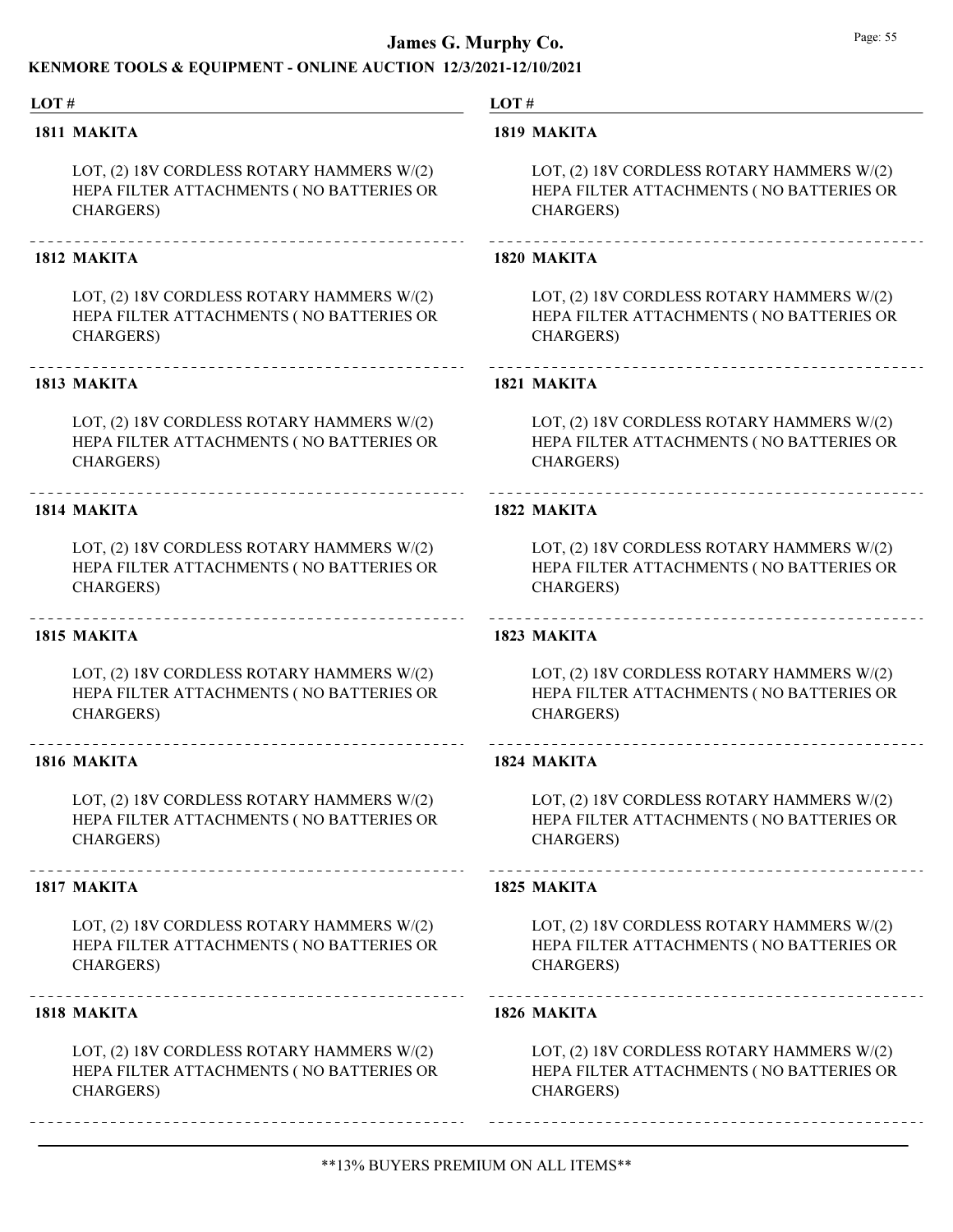**LOT #**

**1811 MAKITA**

LOT, (2) 18V CORDLESS ROTARY HAMMERS W/(2) HEPA FILTER ATTACHMENTS ( NO BATTERIES OR CHARGERS)

**1812 MAKITA**

LOT, (2) 18V CORDLESS ROTARY HAMMERS W/(2) HEPA FILTER ATTACHMENTS ( NO BATTERIES OR CHARGERS)

**1813 MAKITA**

LOT, (2) 18V CORDLESS ROTARY HAMMERS W/(2) HEPA FILTER ATTACHMENTS ( NO BATTERIES OR CHARGERS)

**1814 MAKITA**

LOT, (2) 18V CORDLESS ROTARY HAMMERS W/(2) HEPA FILTER ATTACHMENTS ( NO BATTERIES OR CHARGERS)

**1815 MAKITA**

LOT, (2) 18V CORDLESS ROTARY HAMMERS W/(2) HEPA FILTER ATTACHMENTS ( NO BATTERIES OR CHARGERS)

**1816 MAKITA**

LOT, (2) 18V CORDLESS ROTARY HAMMERS W/(2) HEPA FILTER ATTACHMENTS ( NO BATTERIES OR CHARGERS)

**1817 MAKITA**

LOT, (2) 18V CORDLESS ROTARY HAMMERS W/(2) HEPA FILTER ATTACHMENTS ( NO BATTERIES OR CHARGERS)

**1818 MAKITA**

LOT, (2) 18V CORDLESS ROTARY HAMMERS W/(2) HEPA FILTER ATTACHMENTS ( NO BATTERIES OR CHARGERS)

**LOT #**

**1819 MAKITA**

LOT, (2) 18V CORDLESS ROTARY HAMMERS W/(2) HEPA FILTER ATTACHMENTS ( NO BATTERIES OR CHARGERS)

**1820 MAKITA**

LOT, (2) 18V CORDLESS ROTARY HAMMERS W/(2) HEPA FILTER ATTACHMENTS ( NO BATTERIES OR CHARGERS)

**1821 MAKITA**

LOT, (2) 18V CORDLESS ROTARY HAMMERS W/(2) HEPA FILTER ATTACHMENTS ( NO BATTERIES OR CHARGERS)

**1822 MAKITA**

LOT, (2) 18V CORDLESS ROTARY HAMMERS W/(2) HEPA FILTER ATTACHMENTS ( NO BATTERIES OR CHARGERS)

**1823 MAKITA**

LOT, (2) 18V CORDLESS ROTARY HAMMERS W/(2) HEPA FILTER ATTACHMENTS ( NO BATTERIES OR CHARGERS)

**1824 MAKITA**

LOT, (2) 18V CORDLESS ROTARY HAMMERS W/(2) HEPA FILTER ATTACHMENTS ( NO BATTERIES OR CHARGERS)

**1825 MAKITA**

LOT, (2) 18V CORDLESS ROTARY HAMMERS W/(2) HEPA FILTER ATTACHMENTS ( NO BATTERIES OR CHARGERS)

**1826 MAKITA**

LOT, (2) 18V CORDLESS ROTARY HAMMERS W/(2) HEPA FILTER ATTACHMENTS ( NO BATTERIES OR CHARGERS)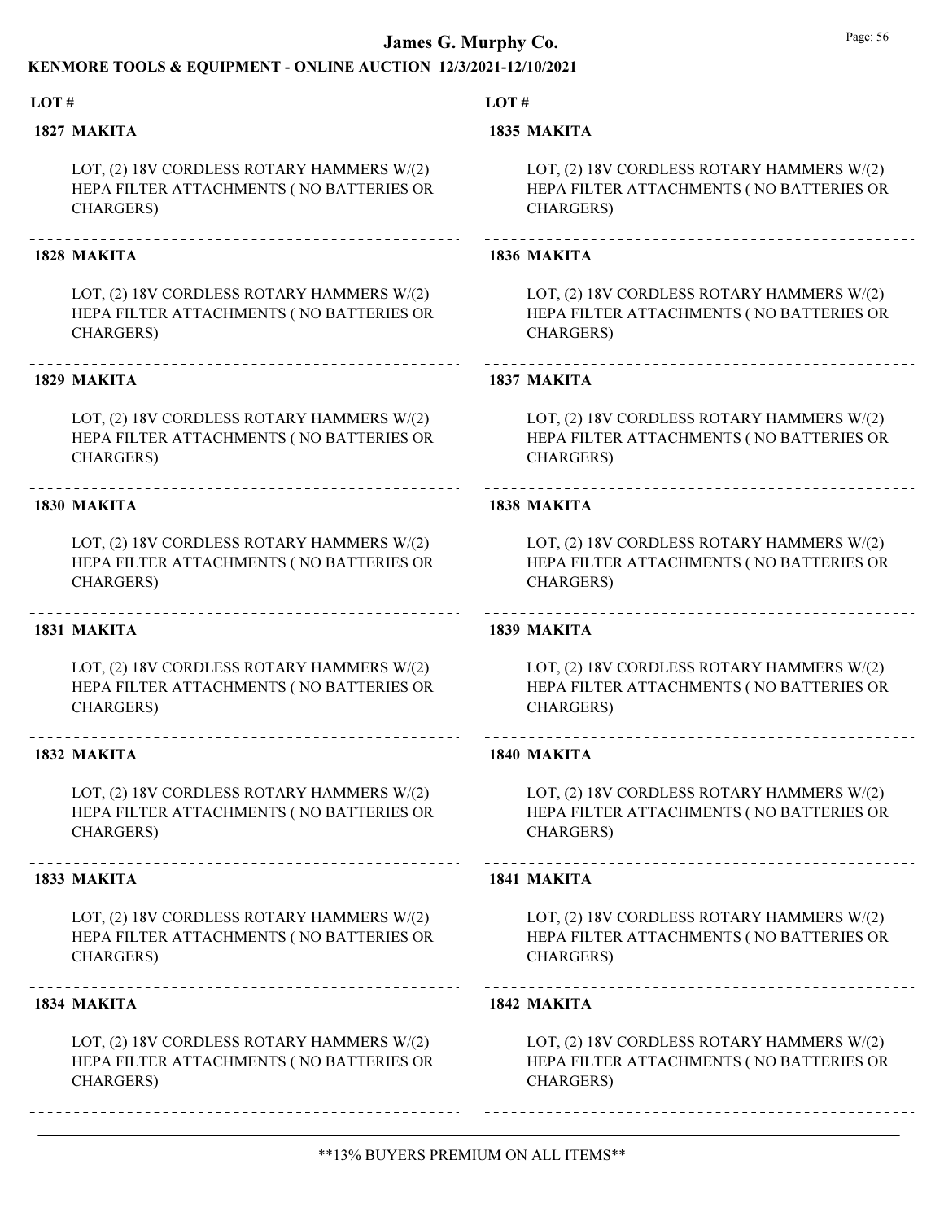| LOT # | |
| --- | --- |
| **1827 MAKITA** | LOT, (2) 18V CORDLESS ROTARY HAMMERS W/(2) HEPA FILTER ATTACHMENTS ( NO BATTERIES OR CHARGERS) |
| **1828 MAKITA** | LOT, (2) 18V CORDLESS ROTARY HAMMERS W/(2) HEPA FILTER ATTACHMENTS ( NO BATTERIES OR CHARGERS) |
| **1829 MAKITA** | LOT, (2) 18V CORDLESS ROTARY HAMMERS W/(2) HEPA FILTER ATTACHMENTS ( NO BATTERIES OR CHARGERS) |
| **1830 MAKITA** | LOT, (2) 18V CORDLESS ROTARY HAMMERS W/(2) HEPA FILTER ATTACHMENTS ( NO BATTERIES OR CHARGERS) |
| **1831 MAKITA** | LOT, (2) 18V CORDLESS ROTARY HAMMERS W/(2) HEPA FILTER ATTACHMENTS ( NO BATTERIES OR CHARGERS) |
| **1832 MAKITA** | LOT, (2) 18V CORDLESS ROTARY HAMMERS W/(2) HEPA FILTER ATTACHMENTS ( NO BATTERIES OR CHARGERS) |
| **1833 MAKITA** | LOT, (2) 18V CORDLESS ROTARY HAMMERS W/(2) HEPA FILTER ATTACHMENTS ( NO BATTERIES OR CHARGERS) |
| **1834 MAKITA** | LOT, (2) 18V CORDLESS ROTARY HAMMERS W/(2) HEPA FILTER ATTACHMENTS ( NO BATTERIES OR CHARGERS) |
| **1835 MAKITA** | LOT, (2) 18V CORDLESS ROTARY HAMMERS W/(2) HEPA FILTER ATTACHMENTS ( NO BATTERIES OR CHARGERS) |
| **1836 MAKITA** | LOT, (2) 18V CORDLESS ROTARY HAMMERS W/(2) HEPA FILTER ATTACHMENTS ( NO BATTERIES OR CHARGERS) |
| **1837 MAKITA** | LOT, (2) 18V CORDLESS ROTARY HAMMERS W/(2) HEPA FILTER ATTACHMENTS ( NO BATTERIES OR CHARGERS) |
| **1838 MAKITA** | LOT, (2) 18V CORDLESS ROTARY HAMMERS W/(2) HEPA FILTER ATTACHMENTS ( NO BATTERIES OR CHARGERS) |
| **1839 MAKITA** | LOT, (2) 18V CORDLESS ROTARY HAMMERS W/(2) HEPA FILTER ATTACHMENTS ( NO BATTERIES OR CHARGERS) |
| **1840 MAKITA** | LOT, (2) 18V CORDLESS ROTARY HAMMERS W/(2) HEPA FILTER ATTACHMENTS ( NO BATTERIES OR CHARGERS) |
| **1841 MAKITA** | LOT, (2) 18V CORDLESS ROTARY HAMMERS W/(2) HEPA FILTER ATTACHMENTS ( NO BATTERIES OR CHARGERS) |
| **1842 MAKITA** | LOT, (2) 18V CORDLESS ROTARY HAMMERS W/(2) HEPA FILTER ATTACHMENTS ( NO BATTERIES OR CHARGERS) |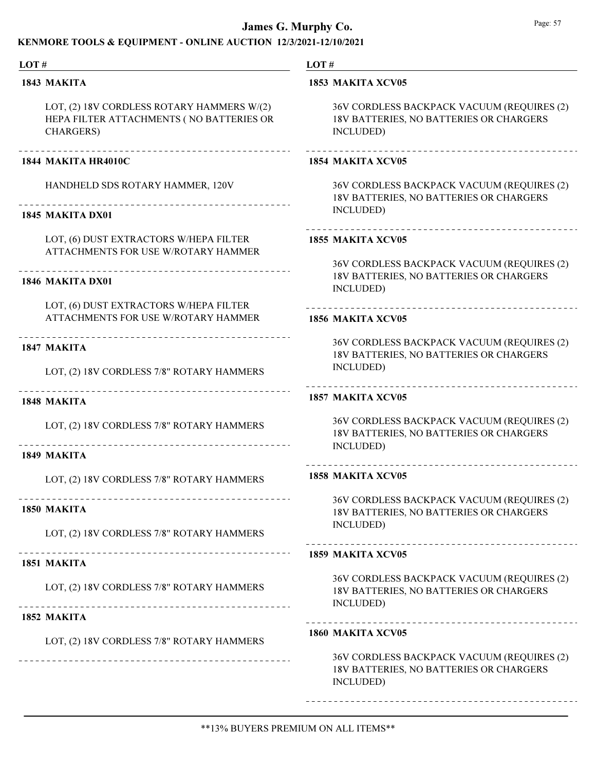**LOT #**

**1843 MAKITA**

LOT, (2) 18V CORDLESS ROTARY HAMMERS W/(2) HEPA FILTER ATTACHMENTS ( NO BATTERIES OR CHARGERS)

**1844 MAKITA HR4010C**

HANDHELD SDS ROTARY HAMMER, 120V

**1845 MAKITA DX01**

LOT, (6) DUST EXTRACTORS W/HEPA FILTER ATTACHMENTS FOR USE W/ROTARY HAMMER

**1846 MAKITA DX01**

LOT, (6) DUST EXTRACTORS W/HEPA FILTER ATTACHMENTS FOR USE W/ROTARY HAMMER

**1847 MAKITA**

LOT, (2) 18V CORDLESS 7/8" ROTARY HAMMERS

**1848 MAKITA**

LOT, (2) 18V CORDLESS 7/8" ROTARY HAMMERS

**1849 MAKITA**

LOT, (2) 18V CORDLESS 7/8" ROTARY HAMMERS

**1850 MAKITA**

LOT, (2) 18V CORDLESS 7/8" ROTARY HAMMERS

**1851 MAKITA**

LOT, (2) 18V CORDLESS 7/8" ROTARY HAMMERS

**1852 MAKITA**

LOT, (2) 18V CORDLESS 7/8" ROTARY HAMMERS

**1853 MAKITA XCV05**

36V CORDLESS BACKPACK VACUUM (REQUIRES (2) 18V BATTERIES, NO BATTERIES OR CHARGERS INCLUDED)

**1854 MAKITA XCV05**

36V CORDLESS BACKPACK VACUUM (REQUIRES (2) 18V BATTERIES, NO BATTERIES OR CHARGERS INCLUDED)

**1855 MAKITA XCV05**

36V CORDLESS BACKPACK VACUUM (REQUIRES (2) 18V BATTERIES, NO BATTERIES OR CHARGERS INCLUDED)

**1856 MAKITA XCV05**

36V CORDLESS BACKPACK VACUUM (REQUIRES (2) 18V BATTERIES, NO BATTERIES OR CHARGERS INCLUDED)

**1857 MAKITA XCV05**

36V CORDLESS BACKPACK VACUUM (REQUIRES (2) 18V BATTERIES, NO BATTERIES OR CHARGERS INCLUDED)

**1858 MAKITA XCV05**

36V CORDLESS BACKPACK VACUUM (REQUIRES (2) 18V BATTERIES, NO BATTERIES OR CHARGERS INCLUDED)

**1859 MAKITA XCV05**

36V CORDLESS BACKPACK VACUUM (REQUIRES (2) 18V BATTERIES, NO BATTERIES OR CHARGERS INCLUDED)

**1860 MAKITA XCV05**

36V CORDLESS BACKPACK VACUUM (REQUIRES (2) 18V BATTERIES, NO BATTERIES OR CHARGERS INCLUDED)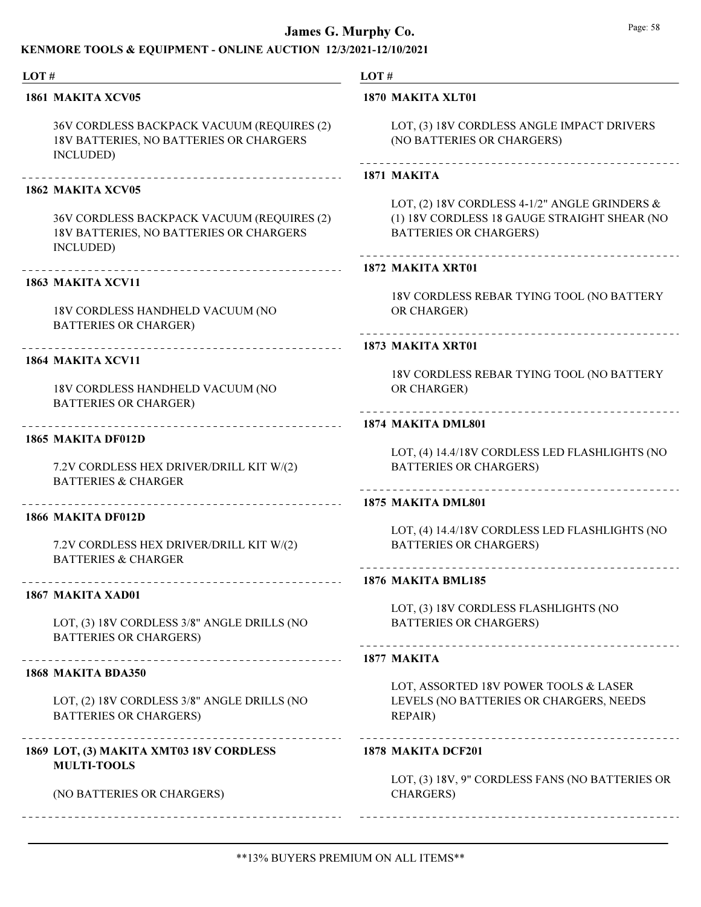**LOT #**

**1861 MAKITA XCV05**

36V CORDLESS BACKPACK VACUUM (REQUIRES (2) 18V BATTERIES, NO BATTERIES OR CHARGERS INCLUDED)

---

**1862 MAKITA XCV05**

36V CORDLESS BACKPACK VACUUM (REQUIRES (2) 18V BATTERIES, NO BATTERIES OR CHARGERS INCLUDED)

---

**1863 MAKITA XCV11**

18V CORDLESS HANDHELD VACUUM (NO BATTERIES OR CHARGER)

---

**1864 MAKITA XCV11**

18V CORDLESS HANDHELD VACUUM (NO BATTERIES OR CHARGER)

---

**1865 MAKITA DF012D**

7.2V CORDLESS HEX DRIVER/DRILL KIT W/(2) BATTERIES & CHARGER

---

**1866 MAKITA DF012D**

7.2V CORDLESS HEX DRIVER/DRILL KIT W/(2) BATTERIES & CHARGER

---

**1867 MAKITA XAD01**

LOT, (3) 18V CORDLESS 3/8" ANGLE DRILLS (NO BATTERIES OR CHARGERS)

---

**1868 MAKITA BDA350**

LOT, (2) 18V CORDLESS 3/8" ANGLE DRILLS (NO BATTERIES OR CHARGERS)

---

**1869 LOT, (3) MAKITA XMT03 18V CORDLESS MULTI-TOOLS**

(NO BATTERIES OR CHARGERS)

---

**1870 MAKITA XLT01**

LOT, (3) 18V CORDLESS ANGLE IMPACT DRIVERS (NO BATTERIES OR CHARGERS)

---

**1871 MAKITA**

LOT, (2) 18V CORDLESS 4-1/2" ANGLE GRINDERS & (1) 18V CORDLESS 18 GAUGE STRAIGHT SHEAR (NO BATTERIES OR CHARGERS)

---

**1872 MAKITA XRT01**

18V CORDLESS REBAR TYING TOOL (NO BATTERY OR CHARGER)

---

**1873 MAKITA XRT01**

18V CORDLESS REBAR TYING TOOL (NO BATTERY OR CHARGER)

---

**1874 MAKITA DML801**

LOT, (4) 14.4/18V CORDLESS LED FLASHLIGHTS (NO BATTERIES OR CHARGERS)

---

**1875 MAKITA DML801**

LOT, (4) 14.4/18V CORDLESS LED FLASHLIGHTS (NO BATTERIES OR CHARGERS)

---

**1876 MAKITA BML185**

LOT, (3) 18V CORDLESS FLASHLIGHTS (NO BATTERIES OR CHARGERS)

---

**1877 MAKITA**

LOT, ASSORTED 18V POWER TOOLS & LASER LEVELS (NO BATTERIES OR CHARGERS, NEEDS REPAIR)

---

**1878 MAKITA DCF201**

LOT, (3) 18V, 9" CORDLESS FANS (NO BATTERIES OR CHARGERS)

---

**13% BUYERS PREMIUM ON ALL ITEMS**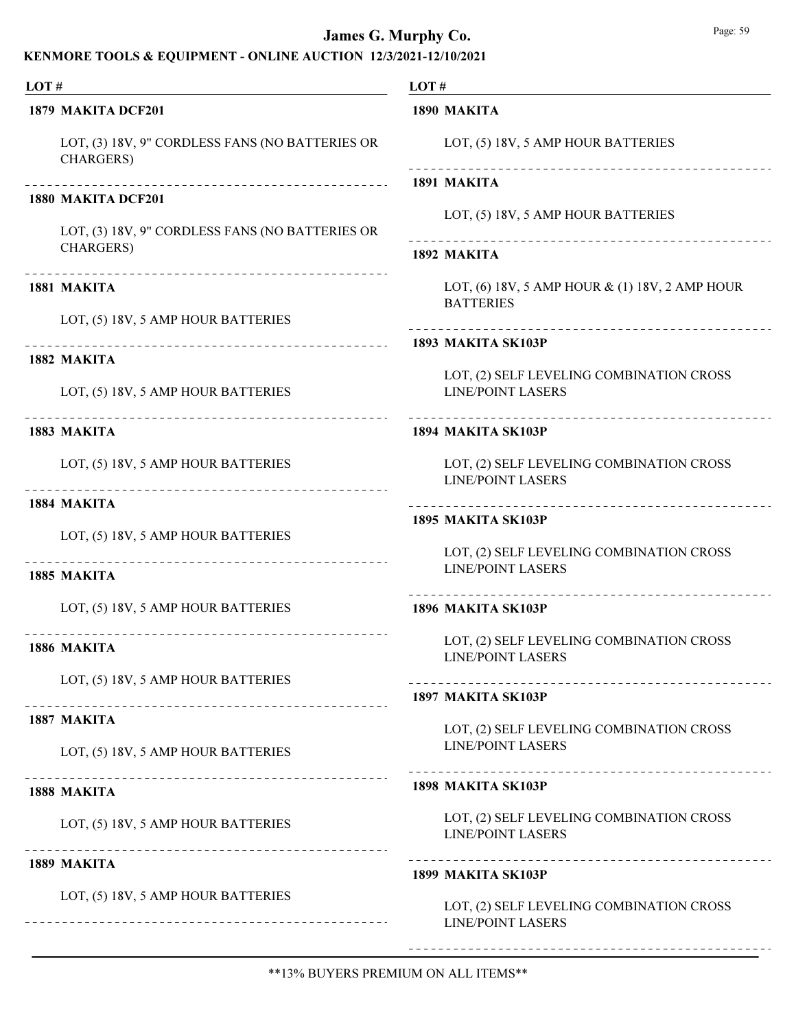**LOT #**

**1879 MAKITA DCF201**

LOT, (3) 18V, 9" CORDLESS FANS (NO BATTERIES OR CHARGERS)

**1880 MAKITA DCF201**

LOT, (3) 18V, 9" CORDLESS FANS (NO BATTERIES OR CHARGERS)

**1881 MAKITA**

LOT, (5) 18V, 5 AMP HOUR BATTERIES

**1882 MAKITA**

LOT, (5) 18V, 5 AMP HOUR BATTERIES

**1883 MAKITA**

LOT, (5) 18V, 5 AMP HOUR BATTERIES

**1884 MAKITA**

LOT, (5) 18V, 5 AMP HOUR BATTERIES

**1885 MAKITA**

LOT, (5) 18V, 5 AMP HOUR BATTERIES

**1886 MAKITA**

LOT, (5) 18V, 5 AMP HOUR BATTERIES

**1887 MAKITA**

LOT, (5) 18V, 5 AMP HOUR BATTERIES

**1888 MAKITA**

LOT, (5) 18V, 5 AMP HOUR BATTERIES

**1889 MAKITA**

LOT, (5) 18V, 5 AMP HOUR BATTERIES

**1890 MAKITA**

LOT, (5) 18V, 5 AMP HOUR BATTERIES

**1891 MAKITA**

LOT, (5) 18V, 5 AMP HOUR BATTERIES

**1892 MAKITA**

LOT, (6) 18V, 5 AMP HOUR & (1) 18V, 2 AMP HOUR BATTERIES

**1893 MAKITA SK103P**

LOT, (2) SELF LEVELING COMBINATION CROSS LINE/POINT LASERS

**1894 MAKITA SK103P**

LOT, (2) SELF LEVELING COMBINATION CROSS LINE/POINT LASERS

**1895 MAKITA SK103P**

LOT, (2) SELF LEVELING COMBINATION CROSS LINE/POINT LASERS

**1896 MAKITA SK103P**

LOT, (2) SELF LEVELING COMBINATION CROSS LINE/POINT LASERS

**1897 MAKITA SK103P**

LOT, (2) SELF LEVELING COMBINATION CROSS LINE/POINT LASERS

**1898 MAKITA SK103P**

LOT, (2) SELF LEVELING COMBINATION CROSS LINE/POINT LASERS

**1899 MAKITA SK103P**

LOT, (2) SELF LEVELING COMBINATION CROSS LINE/POINT LASERS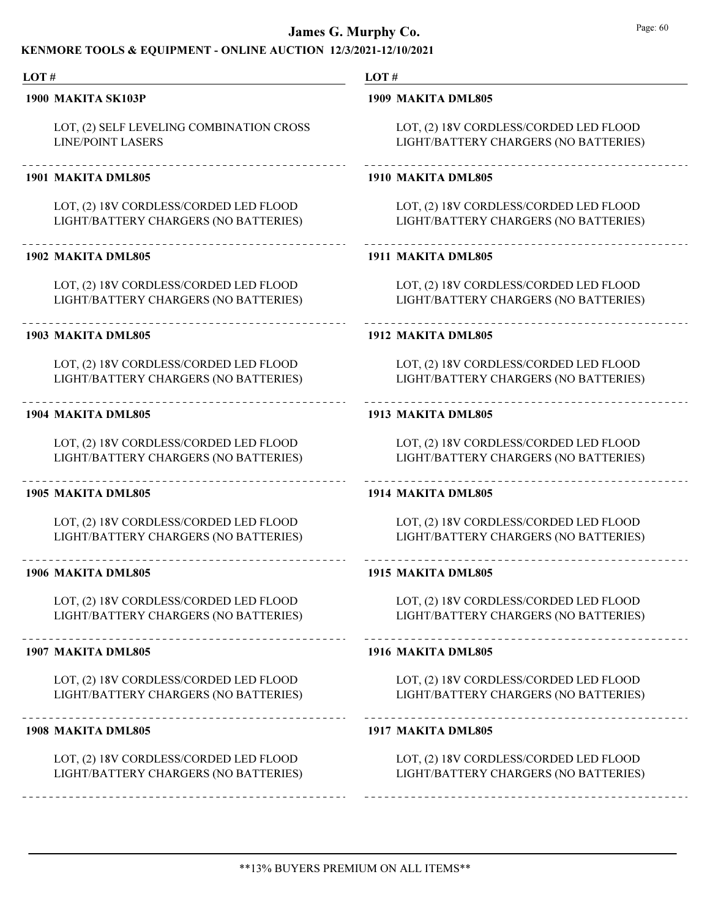| LOT # | |
|---|---|
| **1900 MAKITA SK103P** | LOT, (2) SELF LEVELING COMBINATION CROSS LINE/POINT LASERS |
| **1901 MAKITA DML805** | LOT, (2) 18V CORDLESS/CORDED LED FLOOD LIGHT/BATTERY CHARGERS (NO BATTERIES) |
| **1902 MAKITA DML805** | LOT, (2) 18V CORDLESS/CORDED LED FLOOD LIGHT/BATTERY CHARGERS (NO BATTERIES) |
| **1903 MAKITA DML805** | LOT, (2) 18V CORDLESS/CORDED LED FLOOD LIGHT/BATTERY CHARGERS (NO BATTERIES) |
| **1904 MAKITA DML805** | LOT, (2) 18V CORDLESS/CORDED LED FLOOD LIGHT/BATTERY CHARGERS (NO BATTERIES) |
| **1905 MAKITA DML805** | LOT, (2) 18V CORDLESS/CORDED LED FLOOD LIGHT/BATTERY CHARGERS (NO BATTERIES) |
| **1906 MAKITA DML805** | LOT, (2) 18V CORDLESS/CORDED LED FLOOD LIGHT/BATTERY CHARGERS (NO BATTERIES) |
| **1907 MAKITA DML805** | LOT, (2) 18V CORDLESS/CORDED LED FLOOD LIGHT/BATTERY CHARGERS (NO BATTERIES) |
| **1908 MAKITA DML805** | LOT, (2) 18V CORDLESS/CORDED LED FLOOD LIGHT/BATTERY CHARGERS (NO BATTERIES) |
| **1909 MAKITA DML805** | LOT, (2) 18V CORDLESS/CORDED LED FLOOD LIGHT/BATTERY CHARGERS (NO BATTERIES) |
| **1910 MAKITA DML805** | LOT, (2) 18V CORDLESS/CORDED LED FLOOD LIGHT/BATTERY CHARGERS (NO BATTERIES) |
| **1911 MAKITA DML805** | LOT, (2) 18V CORDLESS/CORDED LED FLOOD LIGHT/BATTERY CHARGERS (NO BATTERIES) |
| **1912 MAKITA DML805** | LOT, (2) 18V CORDLESS/CORDED LED FLOOD LIGHT/BATTERY CHARGERS (NO BATTERIES) |
| **1913 MAKITA DML805** | LOT, (2) 18V CORDLESS/CORDED LED FLOOD LIGHT/BATTERY CHARGERS (NO BATTERIES) |
| **1914 MAKITA DML805** | LOT, (2) 18V CORDLESS/CORDED LED FLOOD LIGHT/BATTERY CHARGERS (NO BATTERIES) |
| **1915 MAKITA DML805** | LOT, (2) 18V CORDLESS/CORDED LED FLOOD LIGHT/BATTERY CHARGERS (NO BATTERIES) |
| **1916 MAKITA DML805** | LOT, (2) 18V CORDLESS/CORDED LED FLOOD LIGHT/BATTERY CHARGERS (NO BATTERIES) |
| **1917 MAKITA DML805** | LOT, (2) 18V CORDLESS/CORDED LED FLOOD LIGHT/BATTERY CHARGERS (NO BATTERIES) |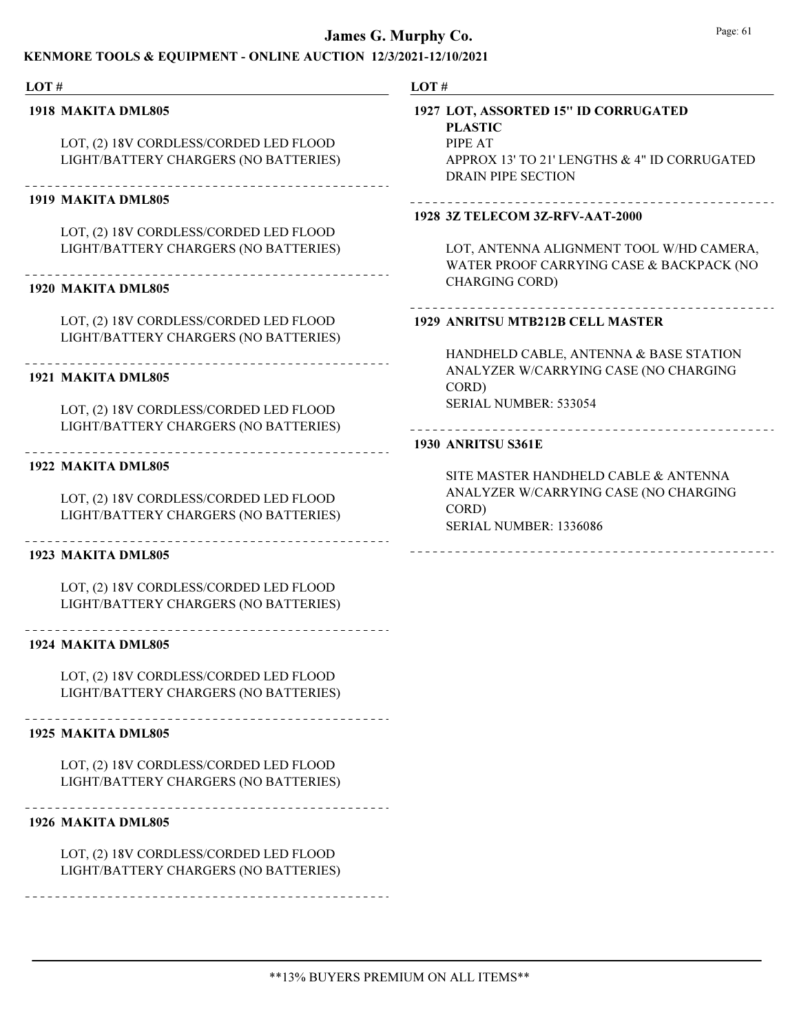| LOT # |
|---|

**1918 MAKITA DML805**

LOT, (2) 18V CORDLESS/CORDED LED FLOOD LIGHT/BATTERY CHARGERS (NO BATTERIES)

---

**1919 MAKITA DML805**

LOT, (2) 18V CORDLESS/CORDED LED FLOOD LIGHT/BATTERY CHARGERS (NO BATTERIES)

---

**1920 MAKITA DML805**

LOT, (2) 18V CORDLESS/CORDED LED FLOOD LIGHT/BATTERY CHARGERS (NO BATTERIES)

---

**1921 MAKITA DML805**

LOT, (2) 18V CORDLESS/CORDED LED FLOOD LIGHT/BATTERY CHARGERS (NO BATTERIES)

---

**1922 MAKITA DML805**

LOT, (2) 18V CORDLESS/CORDED LED FLOOD LIGHT/BATTERY CHARGERS (NO BATTERIES)

---

**1923 MAKITA DML805**

LOT, (2) 18V CORDLESS/CORDED LED FLOOD LIGHT/BATTERY CHARGERS (NO BATTERIES)

---

**1924 MAKITA DML805**

LOT, (2) 18V CORDLESS/CORDED LED FLOOD LIGHT/BATTERY CHARGERS (NO BATTERIES)

---

**1925 MAKITA DML805**

LOT, (2) 18V CORDLESS/CORDED LED FLOOD LIGHT/BATTERY CHARGERS (NO BATTERIES)

---

**1926 MAKITA DML805**

LOT, (2) 18V CORDLESS/CORDED LED FLOOD LIGHT/BATTERY CHARGERS (NO BATTERIES)

---

**1927 LOT, ASSORTED 15" ID CORRUGATED PLASTIC**

PIPE AT
APPROX 13' TO 21' LENGTHS & 4" ID CORRUGATED DRAIN PIPE SECTION

---

**1928 3Z TELECOM 3Z-RFV-AAT-2000**

LOT, ANTENNA ALIGNMENT TOOL W/HD CAMERA, WATER PROOF CARRYING CASE & BACKPACK (NO CHARGING CORD)

---

**1929 ANRITSU MTB212B CELL MASTER**

HANDHELD CABLE, ANTENNA & BASE STATION ANALYZER W/CARRYING CASE (NO CHARGING CORD)
SERIAL NUMBER: 533054

---

**1930 ANRITSU S361E**

SITE MASTER HANDHELD CABLE & ANTENNA ANALYZER W/CARRYING CASE (NO CHARGING CORD)
SERIAL NUMBER: 1336086

---

**13% BUYERS PREMIUM ON ALL ITEMS**